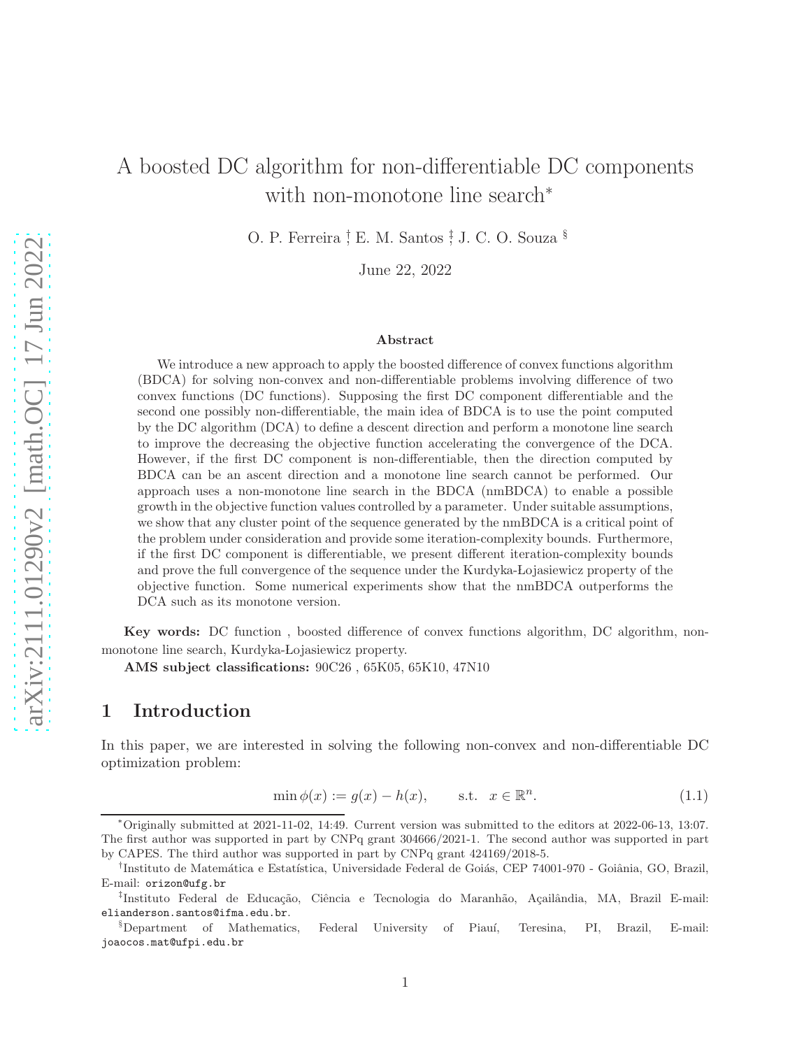# A boosted DC algorithm for non-differentiable DC components with non-monotone line search*

O. P. Ferreira [†] E. M. Santos [‡] J. C. O. Souza [§]

June 22, 2022

### Abstract

We introduce a new approach to apply the boosted difference of convex functions algorithm (BDCA) for solving non-convex and non-differentiable problems involving difference of two convex functions (DC functions). Supposing the first DC component differentiable and the second one possibly non-differentiable, the main idea of BDCA is to use the point computed by the DC algorithm (DCA) to define a descent direction and perform a monotone line search to improve the decreasing the objective function accelerating the convergence of the DCA. However, if the first DC component is non-differentiable, then the direction computed by BDCA can be an ascent direction and a monotone line search cannot be performed. Our approach uses a non-monotone line search in the BDCA (nmBDCA) to enable a possible growth in the objective function values controlled by a parameter. Under suitable assumptions, we show that any cluster point of the sequence generated by the nmBDCA is a critical point of the problem under consideration and provide some iteration-complexity bounds. Furthermore, if the first DC component is differentiable, we present different iteration-complexity bounds and prove the full convergence of the sequence under the Kurdyka-Łojasiewicz property of the objective function. Some numerical experiments show that the nmBDCA outperforms the DCA such as its monotone version.

**Key words:** DC function , boosted difference of convex functions algorithm, DC algorithm, non-monotone line search, Kurdyka-Łojasiewicz property.

**AMS subject classifications:** 90C26 , 65K05, 65K10, 47N10

## 1 Introduction

In this paper, we are interested in solving the following non-convex and non-differentiable DC optimization problem:

$$\min \phi(x) := g(x) - h(x), \qquad \text{s.t.} \quad x \in \mathbb{R}^n. \tag{1.1}$$

*Originally submitted at 2021-11-02, 14:49. Current version was submitted to the editors at 2022-06-13, 13:07. The first author was supported in part by CNPq grant 304666/2021-1. The second author was supported in part by CAPES. The third author was supported in part by CNPq grant 424169/2018-5.

†Instituto de Matemática e Estatística, Universidade Federal de Goiás, CEP 74001-970 - Goiânia, GO, Brazil, E-mail: orizon@ufg.br

‡Instituto Federal de Educação, Ciência e Tecnologia do Maranhão, Açailândia, MA, Brazil E-mail: elianderson.santos@ifma.edu.br.

§Department of Mathematics, Federal University of Piauí, Teresina, PI, Brazil, E-mail: joaocos.mat@ufpi.edu.br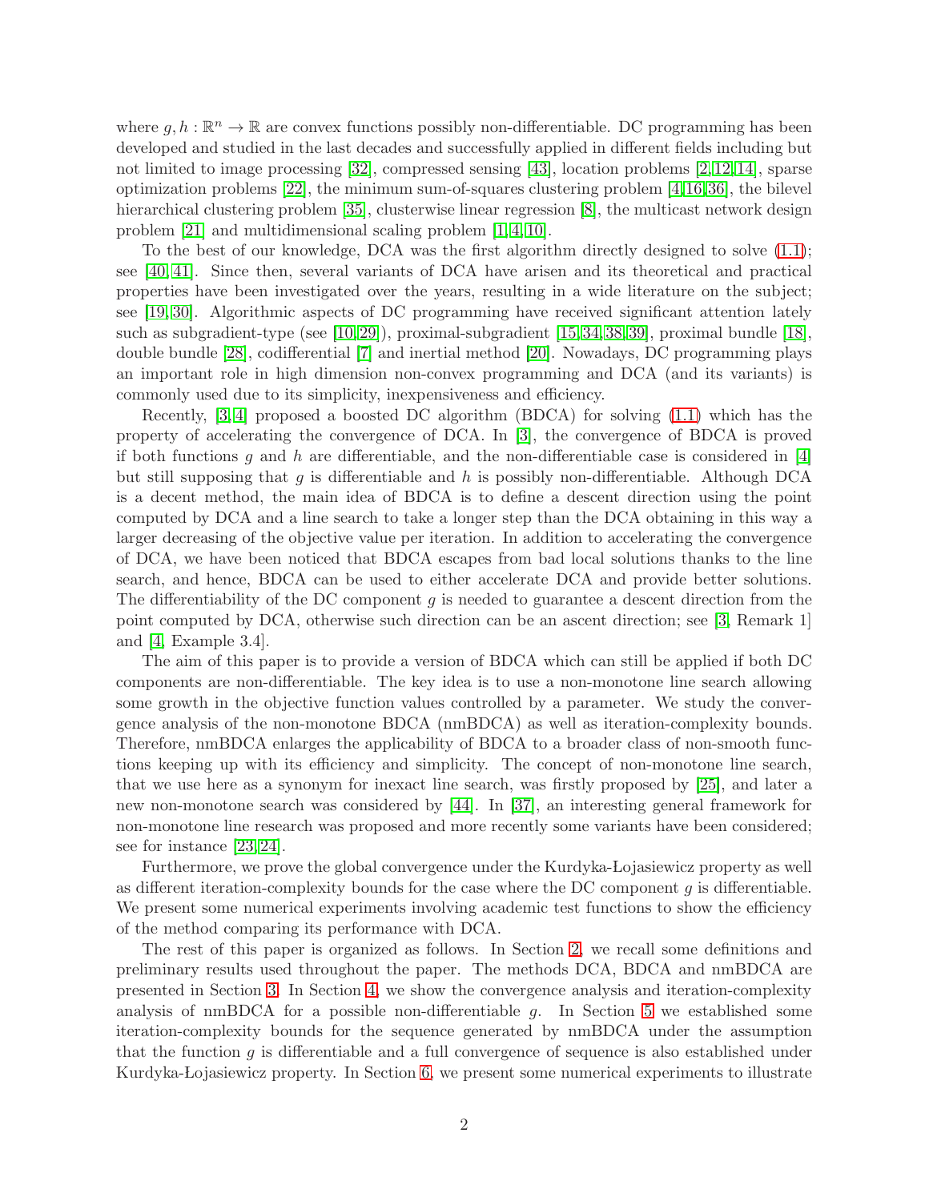where $g, h : \mathbb{R}^n \to \mathbb{R}$ are convex functions possibly non-differentiable. DC programming has been developed and studied in the last decades and successfully applied in different fields including but not limited to image processing [32], compressed sensing [43], location problems [2,12,14], sparse optimization problems [22], the minimum sum-of-squares clustering problem [4,16,36], the bilevel hierarchical clustering problem [35], clusterwise linear regression [8], the multicast network design problem [21] and multidimensional scaling problem [1,4,10].

To the best of our knowledge, DCA was the first algorithm directly designed to solve (1.1); see [40,41]. Since then, several variants of DCA have arisen and its theoretical and practical properties have been investigated over the years, resulting in a wide literature on the subject; see [19,30]. Algorithmic aspects of DC programming have received significant attention lately such as subgradient-type (see [10,29]), proximal-subgradient [15,34,38,39], proximal bundle [18], double bundle [28], codifferential [7] and inertial method [20]. Nowadays, DC programming plays an important role in high dimension non-convex programming and DCA (and its variants) is commonly used due to its simplicity, inexpensiveness and efficiency.

Recently, [3,4] proposed a boosted DC algorithm (BDCA) for solving (1.1) which has the property of accelerating the convergence of DCA. In [3], the convergence of BDCA is proved if both functions $g$ and $h$ are differentiable, and the non-differentiable case is considered in [4] but still supposing that $g$ is differentiable and $h$ is possibly non-differentiable. Although DCA is a decent method, the main idea of BDCA is to define a descent direction using the point computed by DCA and a line search to take a longer step than the DCA obtaining in this way a larger decreasing of the objective value per iteration. In addition to accelerating the convergence of DCA, we have been noticed that BDCA escapes from bad local solutions thanks to the line search, and hence, BDCA can be used to either accelerate DCA and provide better solutions. The differentiability of the DC component $g$ is needed to guarantee a descent direction from the point computed by DCA, otherwise such direction can be an ascent direction; see [3, Remark 1] and [4, Example 3.4].

The aim of this paper is to provide a version of BDCA which can still be applied if both DC components are non-differentiable. The key idea is to use a non-monotone line search allowing some growth in the objective function values controlled by a parameter. We study the convergence analysis of the non-monotone BDCA (nmBDCA) as well as iteration-complexity bounds. Therefore, nmBDCA enlarges the applicability of BDCA to a broader class of non-smooth functions keeping up with its efficiency and simplicity. The concept of non-monotone line search, that we use here as a synonym for inexact line search, was firstly proposed by [25], and later a new non-monotone search was considered by [44]. In [37], an interesting general framework for non-monotone line research was proposed and more recently some variants have been considered; see for instance [23,24].

Furthermore, we prove the global convergence under the Kurdyka-Łojasiewicz property as well as different iteration-complexity bounds for the case where the DC component $g$ is differentiable. We present some numerical experiments involving academic test functions to show the efficiency of the method comparing its performance with DCA.

The rest of this paper is organized as follows. In Section 2, we recall some definitions and preliminary results used throughout the paper. The methods DCA, BDCA and nmBDCA are presented in Section 3. In Section 4, we show the convergence analysis and iteration-complexity analysis of nmBDCA for a possible non-differentiable $g$. In Section 5 we established some iteration-complexity bounds for the sequence generated by nmBDCA under the assumption that the function $g$ is differentiable and a full convergence of sequence is also established under Kurdyka-Łojasiewicz property. In Section 6, we present some numerical experiments to illustrate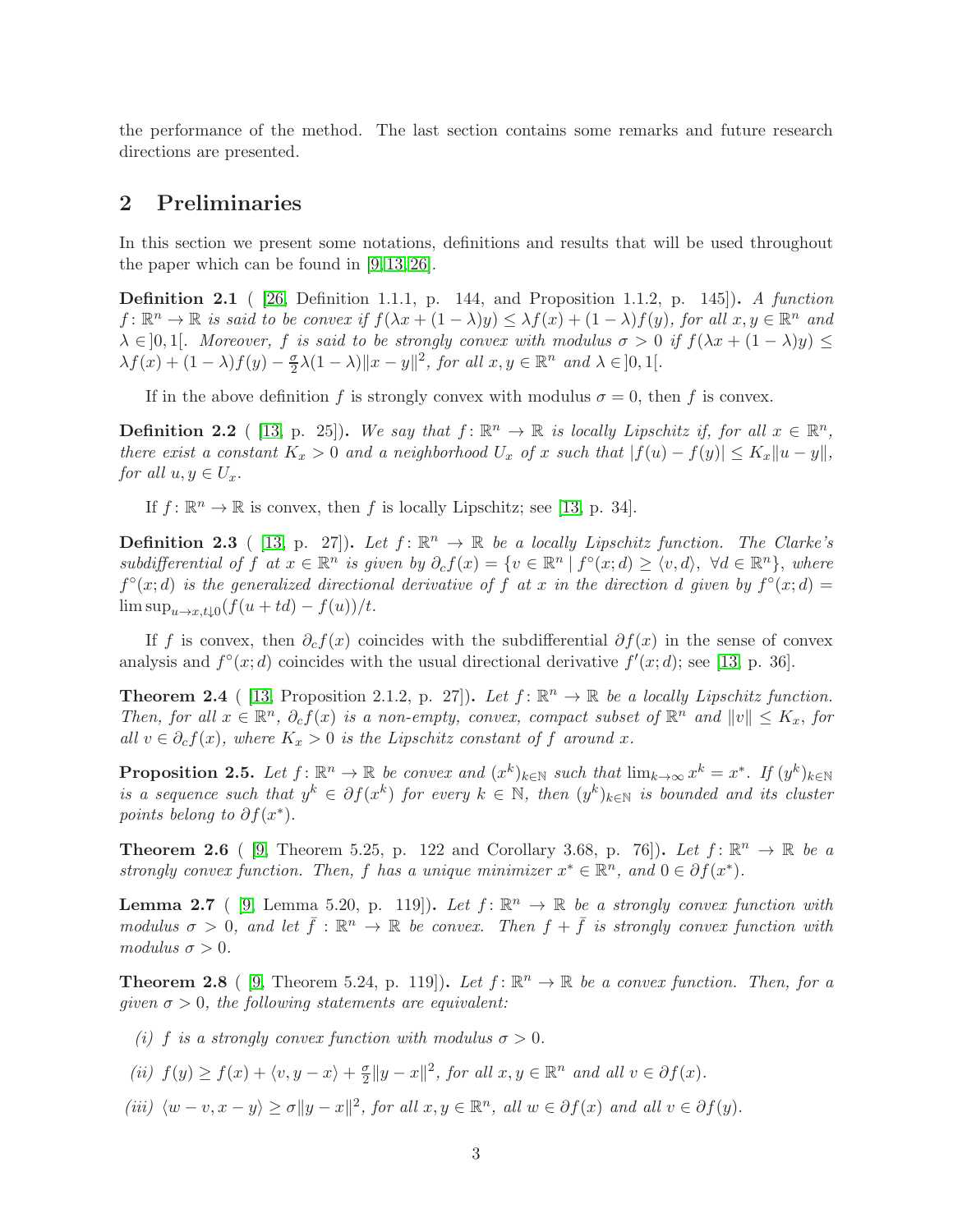the performance of the method. The last section contains some remarks and future research directions are presented.

## 2 Preliminaries

In this section we present some notations, definitions and results that will be used throughout the paper which can be found in [9, 13, 26].

**Definition 2.1** ( [26, Definition 1.1.1, p. 144, and Proposition 1.1.2, p. 145]). *A function $f\colon \mathbb{R}^n \to \mathbb{R}$ is said to be convex if $f(\lambda x + (1-\lambda)y) \le \lambda f(x) + (1-\lambda) f(y)$, for all $x, y \in \mathbb{R}^n$ and $\lambda \in ]0,1[$. Moreover, $f$ is said to be strongly convex with modulus $\sigma > 0$ if $f(\lambda x + (1-\lambda)y) \le \lambda f(x) + (1-\lambda) f(y) - \frac{\sigma}{2}\lambda(1-\lambda)\|x-y\|^2$, for all $x, y \in \mathbb{R}^n$ and $\lambda \in ]0,1[$.*

If in the above definition $f$ is strongly convex with modulus $\sigma = 0$, then $f$ is convex.

**Definition 2.2** ( [13, p. 25]). *We say that $f\colon \mathbb{R}^n \to \mathbb{R}$ is locally Lipschitz if, for all $x \in \mathbb{R}^n$, there exist a constant $K_x > 0$ and a neighborhood $U_x$ of $x$ such that $|f(u) - f(y)| \le K_x\|u - y\|$, for all $u, y \in U_x$.*

If $f\colon \mathbb{R}^n \to \mathbb{R}$ is convex, then $f$ is locally Lipschitz; see [13, p. 34].

**Definition 2.3** ( [13, p. 27]). *Let $f\colon \mathbb{R}^n \to \mathbb{R}$ be a locally Lipschitz function. The Clarke's subdifferential of $f$ at $x \in \mathbb{R}^n$ is given by $\partial_c f(x) = \{v \in \mathbb{R}^n \mid f^\circ(x; d) \ge \langle v, d\rangle,\ \forall d \in \mathbb{R}^n\}$, where $f^\circ(x; d)$ is the generalized directional derivative of $f$ at $x$ in the direction $d$ given by $f^\circ(x; d) = \limsup_{u\to x, t\downarrow 0}(f(u + td) - f(u))/t$.*

If $f$ is convex, then $\partial_c f(x)$ coincides with the subdifferential $\partial f(x)$ in the sense of convex analysis and $f^\circ(x; d)$ coincides with the usual directional derivative $f'(x; d)$; see [13, p. 36].

**Theorem 2.4** ( [13, Proposition 2.1.2, p. 27]). *Let $f\colon \mathbb{R}^n \to \mathbb{R}$ be a locally Lipschitz function. Then, for all $x \in \mathbb{R}^n$, $\partial_c f(x)$ is a non-empty, convex, compact subset of $\mathbb{R}^n$ and $\|v\| \le K_x$, for all $v \in \partial_c f(x)$, where $K_x > 0$ is the Lipschitz constant of $f$ around $x$.*

**Proposition 2.5.** *Let $f\colon \mathbb{R}^n \to \mathbb{R}$ be convex and $(x^k)_{k\in\mathbb{N}}$ such that $\lim_{k\to\infty} x^k = x^*$. If $(y^k)_{k\in\mathbb{N}}$ is a sequence such that $y^k \in \partial f(x^k)$ for every $k \in \mathbb{N}$, then $(y^k)_{k\in\mathbb{N}}$ is bounded and its cluster points belong to $\partial f(x^*)$.*

**Theorem 2.6** ( [9, Theorem 5.25, p. 122 and Corollary 3.68, p. 76]). *Let $f\colon \mathbb{R}^n \to \mathbb{R}$ be a strongly convex function. Then, $f$ has a unique minimizer $x^* \in \mathbb{R}^n$, and $0 \in \partial f(x^*)$.*

**Lemma 2.7** ( [9, Lemma 5.20, p. 119]). *Let $f\colon \mathbb{R}^n \to \mathbb{R}$ be a strongly convex function with modulus $\sigma > 0$, and let $\bar{f} : \mathbb{R}^n \to \mathbb{R}$ be convex. Then $f + \bar{f}$ is strongly convex function with modulus $\sigma > 0$.*

**Theorem 2.8** ( [9, Theorem 5.24, p. 119]). *Let $f\colon \mathbb{R}^n \to \mathbb{R}$ be a convex function. Then, for a given $\sigma > 0$, the following statements are equivalent:*

*(i) $f$ is a strongly convex function with modulus $\sigma > 0$.*

*(ii) $f(y) \ge f(x) + \langle v, y - x\rangle + \frac{\sigma}{2}\|y - x\|^2$, for all $x, y \in \mathbb{R}^n$ and all $v \in \partial f(x)$.*

*(iii) $\langle w - v, x - y\rangle \ge \sigma\|y - x\|^2$, for all $x, y \in \mathbb{R}^n$, all $w \in \partial f(x)$ and all $v \in \partial f(y)$.*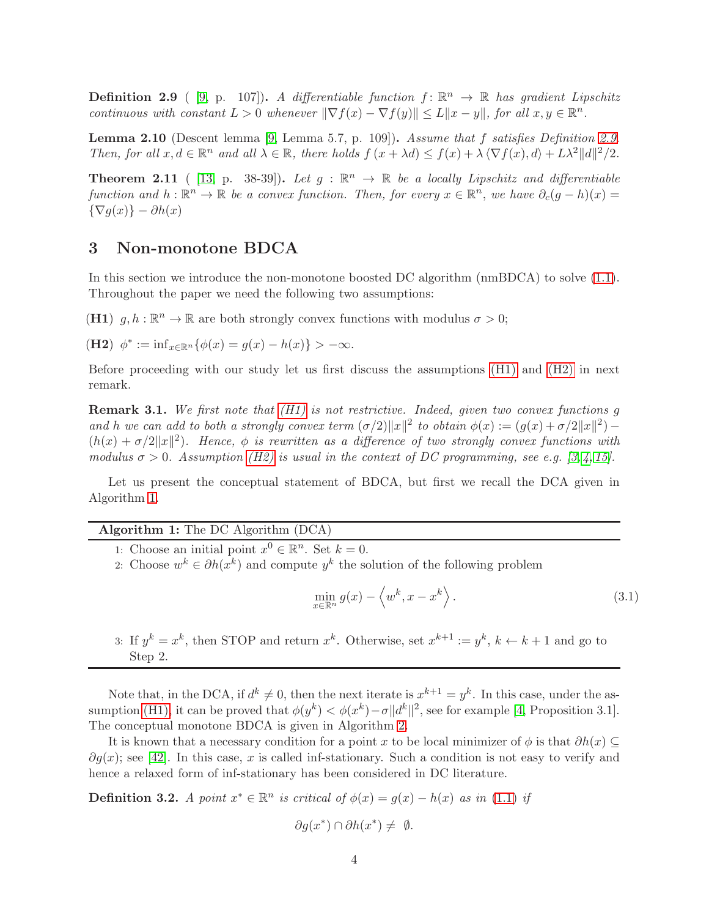**Definition 2.9** ( [9, p. 107]). *A differentiable function $f \colon \mathbb{R}^n \to \mathbb{R}$ has gradient Lipschitz continuous with constant $L > 0$ whenever $\|\nabla f(x) - \nabla f(y)\| \le L\|x - y\|$, for all $x, y \in \mathbb{R}^n$.*

**Lemma 2.10** (Descent lemma [9, Lemma 5.7, p. 109]). *Assume that $f$ satisfies Definition 2.9. Then, for all $x, d \in \mathbb{R}^n$ and all $\lambda \in \mathbb{R}$, there holds $f(x + \lambda d) \le f(x) + \lambda \langle \nabla f(x), d\rangle + L\lambda^2\|d\|^2/2$.*

**Theorem 2.11** ( [13, p. 38-39]). *Let $g : \mathbb{R}^n \to \mathbb{R}$ be a locally Lipschitz and differentiable function and $h : \mathbb{R}^n \to \mathbb{R}$ be a convex function. Then, for every $x \in \mathbb{R}^n$, we have $\partial_c(g - h)(x) = \{\nabla g(x)\} - \partial h(x)$*

## 3 Non-monotone BDCA

In this section we introduce the non-monotone boosted DC algorithm (nmBDCA) to solve (1.1). Throughout the paper we need the following two assumptions:

**(H1)** $g, h : \mathbb{R}^n \to \mathbb{R}$ are both strongly convex functions with modulus $\sigma > 0$;

**(H2)** $\phi^* := \inf_{x \in \mathbb{R}^n}\{\phi(x) = g(x) - h(x)\} > -\infty$.

Before proceeding with our study let us first discuss the assumptions (H1) and (H2) in next remark.

**Remark 3.1.** *We first note that (H1) is not restrictive. Indeed, given two convex functions $g$ and $h$ we can add to both a strongly convex term $(\sigma/2)\|x\|^2$ to obtain $\phi(x) := (g(x) + \sigma/2\|x\|^2) - (h(x) + \sigma/2\|x\|^2)$. Hence, $\phi$ is rewritten as a difference of two strongly convex functions with modulus $\sigma > 0$. Assumption (H2) is usual in the context of DC programming, see e.g. [3, 4, 15].*

Let us present the conceptual statement of BDCA, but first we recall the DCA given in Algorithm 1.

---

**Algorithm 1:** The DC Algorithm (DCA)

1: Choose an initial point $x^0 \in \mathbb{R}^n$. Set $k = 0$.

2: Choose $w^k \in \partial h(x^k)$ and compute $y^k$ the solution of the following problem

$$\min_{x \in \mathbb{R}^n} g(x) - \left\langle w^k, x - x^k \right\rangle. \tag{3.1}$$

3: If $y^k = x^k$, then STOP and return $x^k$. Otherwise, set $x^{k+1} := y^k$, $k \leftarrow k + 1$ and go to Step 2.

---

Note that, in the DCA, if $d^k \neq 0$, then the next iterate is $x^{k+1} = y^k$. In this case, under the assumption (H1), it can be proved that $\phi(y^k) < \phi(x^k) - \sigma\|d^k\|^2$, see for example [4, Proposition 3.1]. The conceptual monotone BDCA is given in Algorithm 2.

It is known that a necessary condition for a point $x$ to be local minimizer of $\phi$ is that $\partial h(x) \subseteq \partial g(x)$; see [42]. In this case, $x$ is called inf-stationary. Such a condition is not easy to verify and hence a relaxed form of inf-stationary has been considered in DC literature.

**Definition 3.2.** *A point $x^* \in \mathbb{R}^n$ is critical of $\phi(x) = g(x) - h(x)$ as in (1.1) if*

$$\partial g(x^*) \cap \partial h(x^*) \neq \emptyset.$$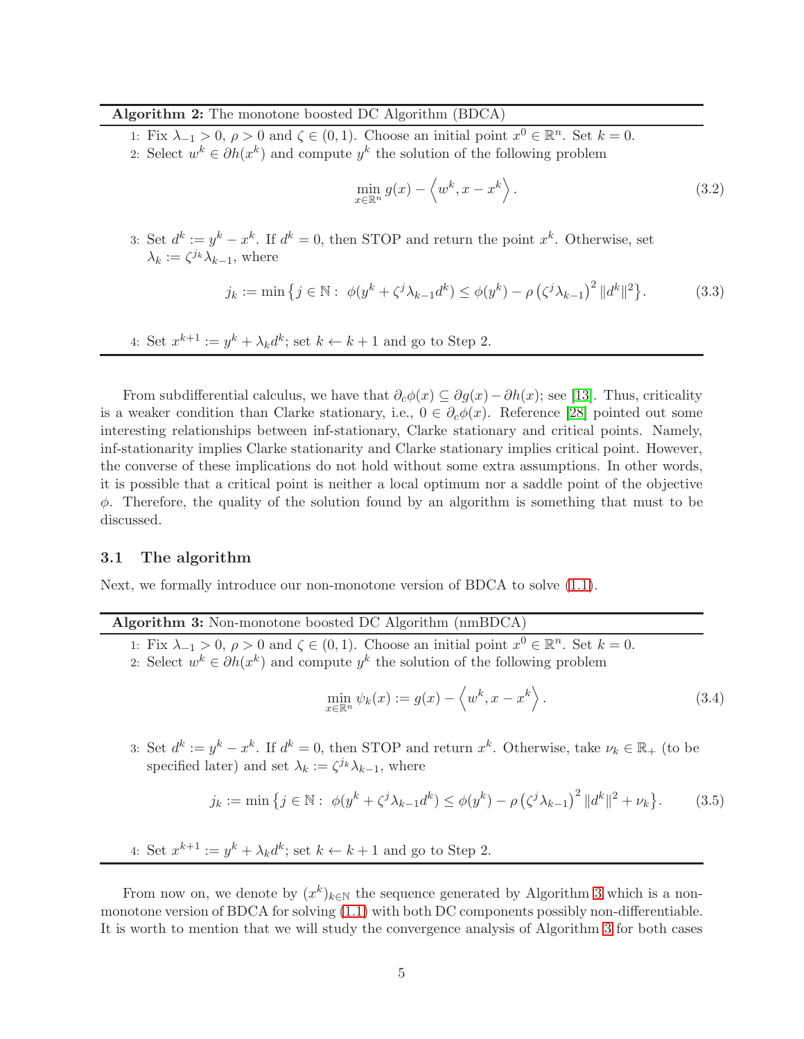**Algorithm 2:** The monotone boosted DC Algorithm (BDCA)

1: Fix $\lambda_{-1} > 0$, $\rho > 0$ and $\zeta \in (0, 1)$. Choose an initial point $x^0 \in \mathbb{R}^n$. Set $k = 0$.

2: Select $w^k \in \partial h(x^k)$ and compute $y^k$ the solution of the following problem

$$\min_{x \in \mathbb{R}^n} g(x) - \left\langle w^k, x - x^k \right\rangle. \tag{3.2}$$

3: Set $d^k := y^k - x^k$. If $d^k = 0$, then STOP and return the point $x^k$. Otherwise, set $\lambda_k := \zeta^{j_k} \lambda_{k-1}$, where

$$j_k := \min \left\{ j \in \mathbb{N} : \ \phi(y^k + \zeta^j \lambda_{k-1} d^k) \leq \phi(y^k) - \rho \left(\zeta^j \lambda_{k-1}\right)^2 \|d^k\|^2 \right\}. \tag{3.3}$$

4: Set $x^{k+1} := y^k + \lambda_k d^k$; set $k \leftarrow k + 1$ and go to Step 2.

From subdifferential calculus, we have that $\partial_c \phi(x) \subseteq \partial g(x) - \partial h(x)$; see [13]. Thus, criticality is a weaker condition than Clarke stationary, i.e., $0 \in \partial_c \phi(x)$. Reference [28] pointed out some interesting relationships between inf-stationary, Clarke stationary and critical points. Namely, inf-stationarity implies Clarke stationarity and Clarke stationary implies critical point. However, the converse of these implications do not hold without some extra assumptions. In other words, it is possible that a critical point is neither a local optimum nor a saddle point of the objective $\phi$. Therefore, the quality of the solution found by an algorithm is something that must to be discussed.

### 3.1 The algorithm

Next, we formally introduce our non-monotone version of BDCA to solve (1.1).

**Algorithm 3:** Non-monotone boosted DC Algorithm (nmBDCA)

1: Fix $\lambda_{-1} > 0$, $\rho > 0$ and $\zeta \in (0, 1)$. Choose an initial point $x^0 \in \mathbb{R}^n$. Set $k = 0$.

2: Select $w^k \in \partial h(x^k)$ and compute $y^k$ the solution of the following problem

$$\min_{x \in \mathbb{R}^n} \psi_k(x) := g(x) - \left\langle w^k, x - x^k \right\rangle. \tag{3.4}$$

3: Set $d^k := y^k - x^k$. If $d^k = 0$, then STOP and return $x^k$. Otherwise, take $\nu_k \in \mathbb{R}_+$ (to be specified later) and set $\lambda_k := \zeta^{j_k} \lambda_{k-1}$, where

$$j_k := \min \left\{ j \in \mathbb{N} : \ \phi(y^k + \zeta^j \lambda_{k-1} d^k) \leq \phi(y^k) - \rho \left(\zeta^j \lambda_{k-1}\right)^2 \|d^k\|^2 + \nu_k \right\}. \tag{3.5}$$

4: Set $x^{k+1} := y^k + \lambda_k d^k$; set $k \leftarrow k + 1$ and go to Step 2.

From now on, we denote by $(x^k)_{k \in \mathbb{N}}$ the sequence generated by Algorithm 3 which is a non-monotone version of BDCA for solving (1.1) with both DC components possibly non-differentiable. It is worth to mention that we will study the convergence analysis of Algorithm 3 for both cases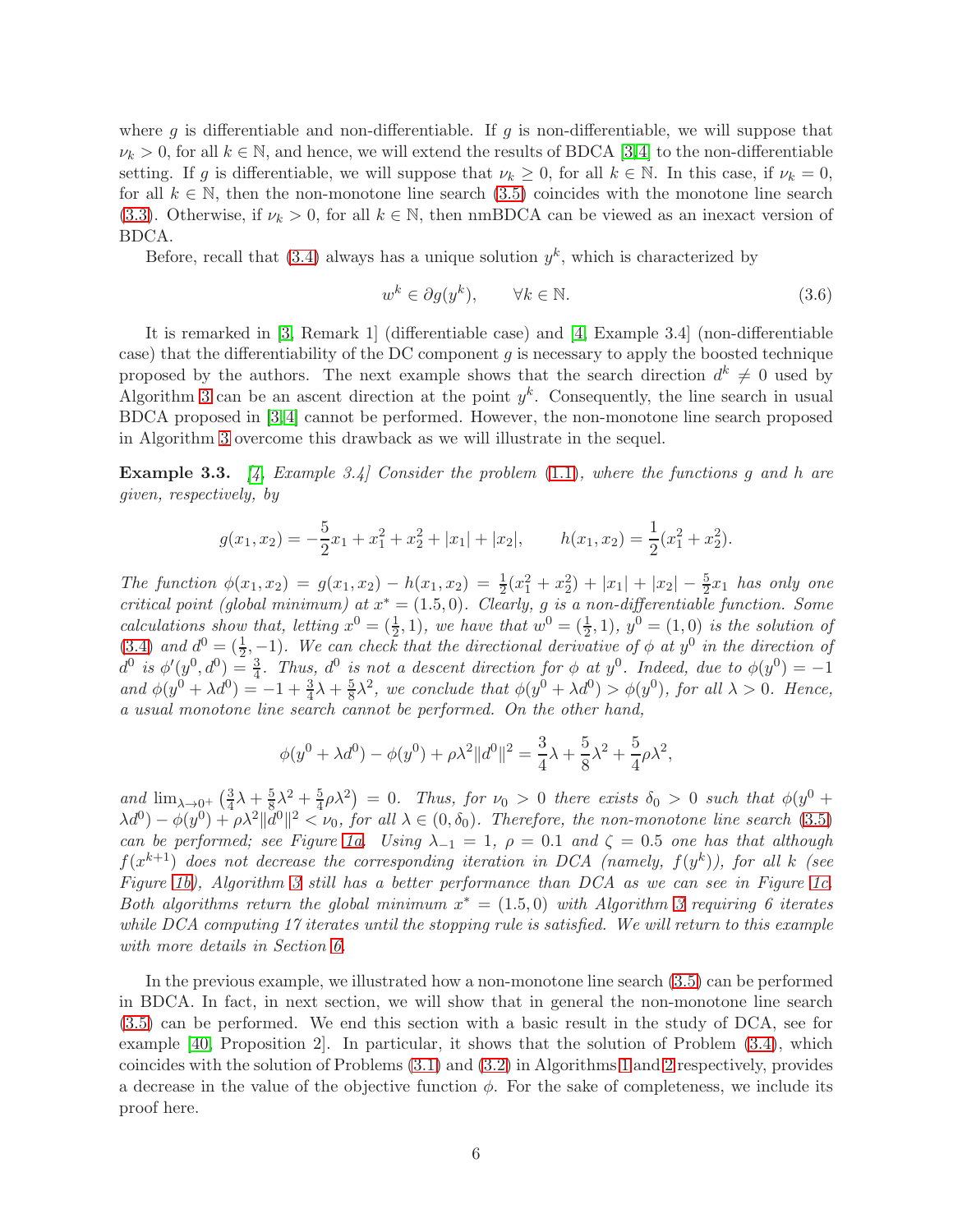where $g$ is differentiable and non-differentiable. If $g$ is non-differentiable, we will suppose that $\nu_k > 0$, for all $k \in \mathbb{N}$, and hence, we will extend the results of BDCA [3,4] to the non-differentiable setting. If $g$ is differentiable, we will suppose that $\nu_k \geq 0$, for all $k \in \mathbb{N}$. In this case, if $\nu_k = 0$, for all $k \in \mathbb{N}$, then the non-monotone line search (3.5) coincides with the monotone line search (3.3). Otherwise, if $\nu_k > 0$, for all $k \in \mathbb{N}$, then nmBDCA can be viewed as an inexact version of BDCA.

Before, recall that (3.4) always has a unique solution $y^k$, which is characterized by

$$w^k \in \partial g(y^k), \qquad \forall k \in \mathbb{N}. \tag{3.6}$$

It is remarked in [3, Remark 1] (differentiable case) and [4, Example 3.4] (non-differentiable case) that the differentiability of the DC component $g$ is necessary to apply the boosted technique proposed by the authors. The next example shows that the search direction $d^k \neq 0$ used by Algorithm 3 can be an ascent direction at the point $y^k$. Consequently, the line search in usual BDCA proposed in [3,4] cannot be performed. However, the non-monotone line search proposed in Algorithm 3 overcome this drawback as we will illustrate in the sequel.

**Example 3.3.** *[4, Example 3.4] Consider the problem (1.1), where the functions $g$ and $h$ are given, respectively, by*

$$g(x_1, x_2) = -\frac{5}{2}x_1 + x_1^2 + x_2^2 + |x_1| + |x_2|, \qquad h(x_1, x_2) = \frac{1}{2}(x_1^2 + x_2^2).$$

*The function $\phi(x_1, x_2) = g(x_1, x_2) - h(x_1, x_2) = \frac{1}{2}(x_1^2 + x_2^2) + |x_1| + |x_2| - \frac{5}{2}x_1$ has only one critical point (global minimum) at $x^* = (1.5, 0)$. Clearly, $g$ is a non-differentiable function. Some calculations show that, letting $x^0 = (\frac{1}{2}, 1)$, we have that $w^0 = (\frac{1}{2}, 1)$, $y^0 = (1, 0)$ is the solution of (3.4) and $d^0 = (\frac{1}{2}, -1)$. We can check that the directional derivative of $\phi$ at $y^0$ in the direction of $d^0$ is $\phi'(y^0, d^0) = \frac{3}{4}$. Thus, $d^0$ is not a descent direction for $\phi$ at $y^0$. Indeed, due to $\phi(y^0) = -1$ and $\phi(y^0 + \lambda d^0) = -1 + \frac{3}{4}\lambda + \frac{5}{8}\lambda^2$, we conclude that $\phi(y^0 + \lambda d^0) > \phi(y^0)$, for all $\lambda > 0$. Hence, a usual monotone line search cannot be performed. On the other hand,*

$$\phi(y^0 + \lambda d^0) - \phi(y^0) + \rho\lambda^2\|d^0\|^2 = \frac{3}{4}\lambda + \frac{5}{8}\lambda^2 + \frac{5}{4}\rho\lambda^2,$$

*and $\lim_{\lambda \to 0^+}\left(\frac{3}{4}\lambda + \frac{5}{8}\lambda^2 + \frac{5}{4}\rho\lambda^2\right) = 0$. Thus, for $\nu_0 > 0$ there exists $\delta_0 > 0$ such that $\phi(y^0 + \lambda d^0) - \phi(y^0) + \rho\lambda^2\|d^0\|^2 < \nu_0$, for all $\lambda \in (0, \delta_0)$. Therefore, the non-monotone line search (3.5) can be performed; see Figure 1a. Using $\lambda_{-1} = 1$, $\rho = 0.1$ and $\zeta = 0.5$ one has that although $f(x^{k+1})$ does not decrease the corresponding iteration in DCA (namely, $f(y^k)$), for all $k$ (see Figure 1b), Algorithm 3 still has a better performance than DCA as we can see in Figure 1c. Both algorithms return the global minimum $x^* = (1.5, 0)$ with Algorithm 3 requiring 6 iterates while DCA computing 17 iterates until the stopping rule is satisfied. We will return to this example with more details in Section 6.*

In the previous example, we illustrated how a non-monotone line search (3.5) can be performed in BDCA. In fact, in next section, we will show that in general the non-monotone line search (3.5) can be performed. We end this section with a basic result in the study of DCA, see for example [40, Proposition 2]. In particular, it shows that the solution of Problem (3.4), which coincides with the solution of Problems (3.1) and (3.2) in Algorithms 1 and 2 respectively, provides a decrease in the value of the objective function $\phi$. For the sake of completeness, we include its proof here.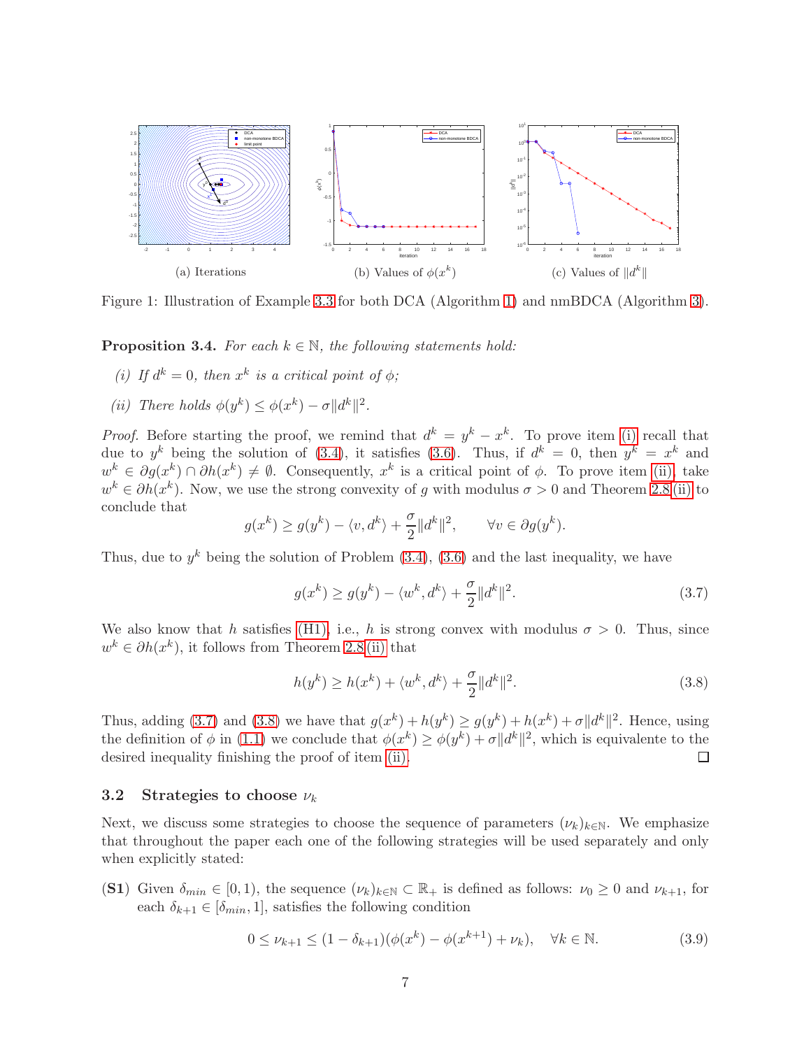(a) Iterations

(b) Values of $\phi(x^k)$

(c) Values of $\|d^k\|$

Figure 1: Illustration of Example 3.3 for both DCA (Algorithm 1) and nmBDCA (Algorithm 3).

**Proposition 3.4.** *For each $k \in \mathbb{N}$, the following statements hold:*

*(i) If $d^k = 0$, then $x^k$ is a critical point of $\phi$;*

*(ii) There holds $\phi(y^k) \le \phi(x^k) - \sigma\|d^k\|^2$.*

*Proof.* Before starting the proof, we remind that $d^k = y^k - x^k$. To prove item (i) recall that due to $y^k$ being the solution of (3.4), it satisfies (3.6). Thus, if $d^k = 0$, then $y^k = x^k$ and $w^k \in \partial g(x^k) \cap \partial h(x^k) \neq \emptyset$. Consequently, $x^k$ is a critical point of $\phi$. To prove item (ii), take $w^k \in \partial h(x^k)$. Now, we use the strong convexity of $g$ with modulus $\sigma > 0$ and Theorem 2.8(ii) to conclude that

$$g(x^k) \ge g(y^k) - \langle v, d^k \rangle + \frac{\sigma}{2}\|d^k\|^2, \qquad \forall v \in \partial g(y^k).$$

Thus, due to $y^k$ being the solution of Problem (3.4), (3.6) and the last inequality, we have

$$g(x^k) \ge g(y^k) - \langle w^k, d^k \rangle + \frac{\sigma}{2}\|d^k\|^2. \tag{3.7}$$

We also know that $h$ satisfies (H1), i.e., $h$ is strong convex with modulus $\sigma > 0$. Thus, since $w^k \in \partial h(x^k)$, it follows from Theorem 2.8(ii) that

$$h(y^k) \ge h(x^k) + \langle w^k, d^k \rangle + \frac{\sigma}{2}\|d^k\|^2. \tag{3.8}$$

Thus, adding (3.7) and (3.8) we have that $g(x^k) + h(y^k) \ge g(y^k) + h(x^k) + \sigma\|d^k\|^2$. Hence, using the definition of $\phi$ in (1.1) we conclude that $\phi(x^k) \ge \phi(y^k) + \sigma\|d^k\|^2$, which is equivalente to the desired inequality finishing the proof of item (ii). $\square$

### 3.2 Strategies to choose $\nu_k$

Next, we discuss some strategies to choose the sequence of parameters $(\nu_k)_{k\in\mathbb{N}}$. We emphasize that throughout the paper each one of the following strategies will be used separately and only when explicitly stated:

**(S1)** Given $\delta_{min} \in [0, 1)$, the sequence $(\nu_k)_{k\in\mathbb{N}} \subset \mathbb{R}_+$ is defined as follows: $\nu_0 \ge 0$ and $\nu_{k+1}$, for each $\delta_{k+1} \in [\delta_{min}, 1]$, satisfies the following condition

$$0 \le \nu_{k+1} \le (1 - \delta_{k+1})(\phi(x^k) - \phi(x^{k+1}) + \nu_k), \quad \forall k \in \mathbb{N}. \tag{3.9}$$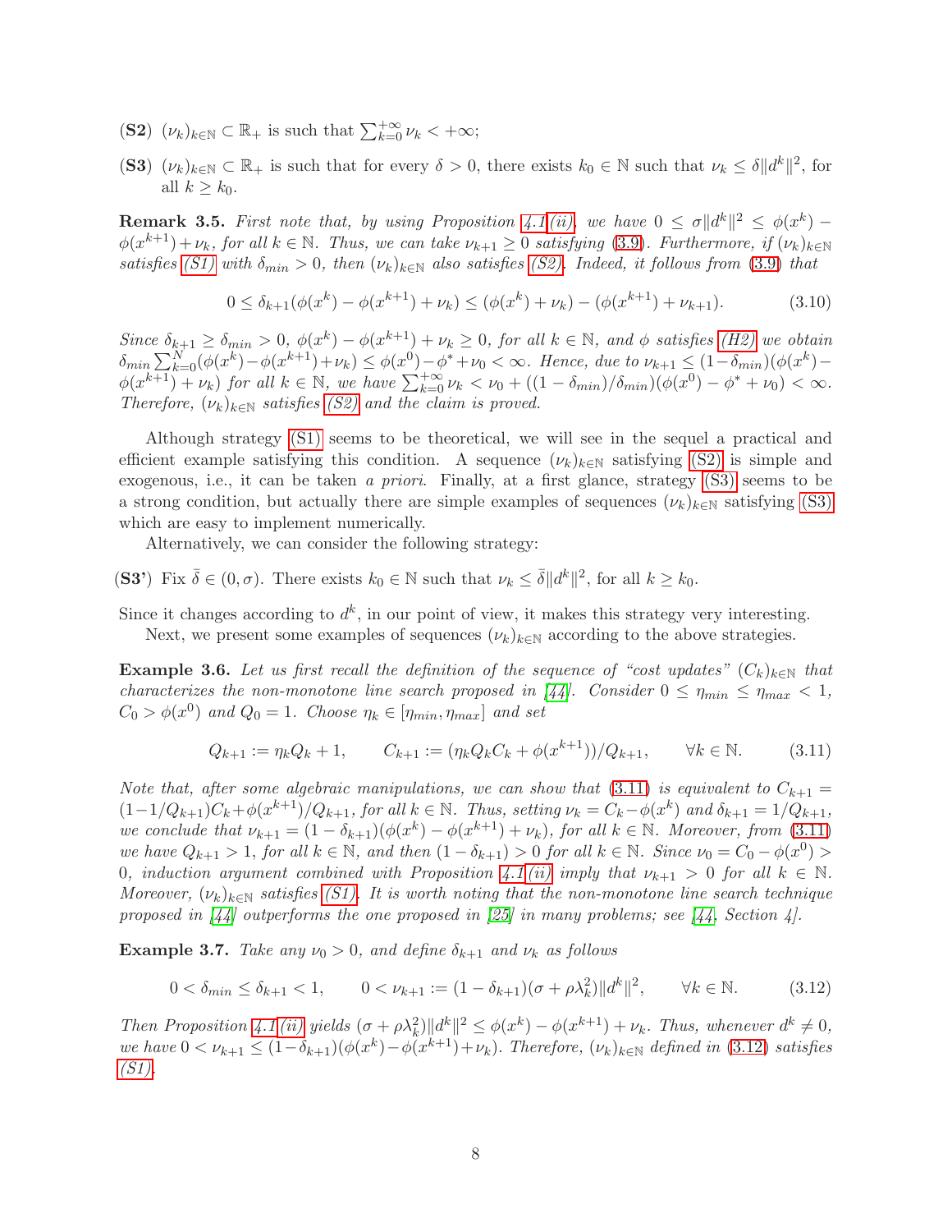**(S2)** $(\nu_k)_{k\in\mathbb{N}} \subset \mathbb{R}_+$ is such that $\sum_{k=0}^{+\infty} \nu_k < +\infty$;

**(S3)** $(\nu_k)_{k\in\mathbb{N}} \subset \mathbb{R}_+$ is such that for every $\delta > 0$, there exists $k_0 \in \mathbb{N}$ such that $\nu_k \le \delta \|d^k\|^2$, for all $k \ge k_0$.

**Remark 3.5.** *First note that, by using Proposition 4.1(ii), we have $0 \le \sigma\|d^k\|^2 \le \phi(x^k) - \phi(x^{k+1}) + \nu_k$, for all $k \in \mathbb{N}$. Thus, we can take $\nu_{k+1} \ge 0$ satisfying (3.9). Furthermore, if $(\nu_k)_{k\in\mathbb{N}}$ satisfies (S1) with $\delta_{min} > 0$, then $(\nu_k)_{k\in\mathbb{N}}$ also satisfies (S2). Indeed, it follows from (3.9) that*

$$0 \le \delta_{k+1}(\phi(x^k) - \phi(x^{k+1}) + \nu_k) \le (\phi(x^k) + \nu_k) - (\phi(x^{k+1}) + \nu_{k+1}). \tag{3.10}$$

*Since $\delta_{k+1} \ge \delta_{min} > 0$, $\phi(x^k) - \phi(x^{k+1}) + \nu_k \ge 0$, for all $k \in \mathbb{N}$, and $\phi$ satisfies (H2) we obtain $\delta_{min}\sum_{k=0}^{N}(\phi(x^k) - \phi(x^{k+1}) + \nu_k) \le \phi(x^0) - \phi^* + \nu_0 < \infty$. Hence, due to $\nu_{k+1} \le (1-\delta_{min})(\phi(x^k) - \phi(x^{k+1}) + \nu_k)$ for all $k \in \mathbb{N}$, we have $\sum_{k=0}^{+\infty} \nu_k < \nu_0 + ((1-\delta_{min})/\delta_{min})(\phi(x^0) - \phi^* + \nu_0) < \infty$. Therefore, $(\nu_k)_{k\in\mathbb{N}}$ satisfies (S2) and the claim is proved.*

Although strategy (S1) seems to be theoretical, we will see in the sequel a practical and efficient example satisfying this condition. A sequence $(\nu_k)_{k\in\mathbb{N}}$ satisfying (S2) is simple and exogenous, i.e., it can be taken *a priori*. Finally, at a first glance, strategy (S3) seems to be a strong condition, but actually there are simple examples of sequences $(\nu_k)_{k\in\mathbb{N}}$ satisfying (S3) which are easy to implement numerically.

Alternatively, we can consider the following strategy:

**(S3')** Fix $\bar{\delta} \in (0, \sigma)$. There exists $k_0 \in \mathbb{N}$ such that $\nu_k \le \bar{\delta}\|d^k\|^2$, for all $k \ge k_0$.

Since it changes according to $d^k$, in our point of view, it makes this strategy very interesting.

Next, we present some examples of sequences $(\nu_k)_{k\in\mathbb{N}}$ according to the above strategies.

**Example 3.6.** *Let us first recall the definition of the sequence of "cost updates" $(C_k)_{k\in\mathbb{N}}$ that characterizes the non-monotone line search proposed in [44]. Consider $0 \le \eta_{min} \le \eta_{max} < 1$, $C_0 > \phi(x^0)$ and $Q_0 = 1$. Choose $\eta_k \in [\eta_{min}, \eta_{max}]$ and set*

$$Q_{k+1} := \eta_k Q_k + 1, \qquad C_{k+1} := (\eta_k Q_k C_k + \phi(x^{k+1}))/Q_{k+1}, \qquad \forall k \in \mathbb{N}. \tag{3.11}$$

*Note that, after some algebraic manipulations, we can show that (3.11) is equivalent to $C_{k+1} = (1 - 1/Q_{k+1})C_k + \phi(x^{k+1})/Q_{k+1}$, for all $k \in \mathbb{N}$. Thus, setting $\nu_k = C_k - \phi(x^k)$ and $\delta_{k+1} = 1/Q_{k+1}$, we conclude that $\nu_{k+1} = (1 - \delta_{k+1})(\phi(x^k) - \phi(x^{k+1}) + \nu_k)$, for all $k \in \mathbb{N}$. Moreover, from (3.11) we have $Q_{k+1} > 1$, for all $k \in \mathbb{N}$, and then $(1 - \delta_{k+1}) > 0$ for all $k \in \mathbb{N}$. Since $\nu_0 = C_0 - \phi(x^0) > 0$, induction argument combined with Proposition 4.1(ii) imply that $\nu_{k+1} > 0$ for all $k \in \mathbb{N}$. Moreover, $(\nu_k)_{k\in\mathbb{N}}$ satisfies (S1). It is worth noting that the non-monotone line search technique proposed in [44] outperforms the one proposed in [25] in many problems; see [44, Section 4].*

**Example 3.7.** *Take any $\nu_0 > 0$, and define $\delta_{k+1}$ and $\nu_k$ as follows*

$$0 < \delta_{min} \le \delta_{k+1} < 1, \qquad 0 < \nu_{k+1} := (1 - \delta_{k+1})(\sigma + \rho\lambda_k^2)\|d^k\|^2, \qquad \forall k \in \mathbb{N}. \tag{3.12}$$

*Then Proposition 4.1(ii) yields $(\sigma + \rho\lambda_k^2)\|d^k\|^2 \le \phi(x^k) - \phi(x^{k+1}) + \nu_k$. Thus, whenever $d^k \ne 0$, we have $0 < \nu_{k+1} \le (1 - \delta_{k+1})(\phi(x^k) - \phi(x^{k+1}) + \nu_k)$. Therefore, $(\nu_k)_{k\in\mathbb{N}}$ defined in (3.12) satisfies (S1).*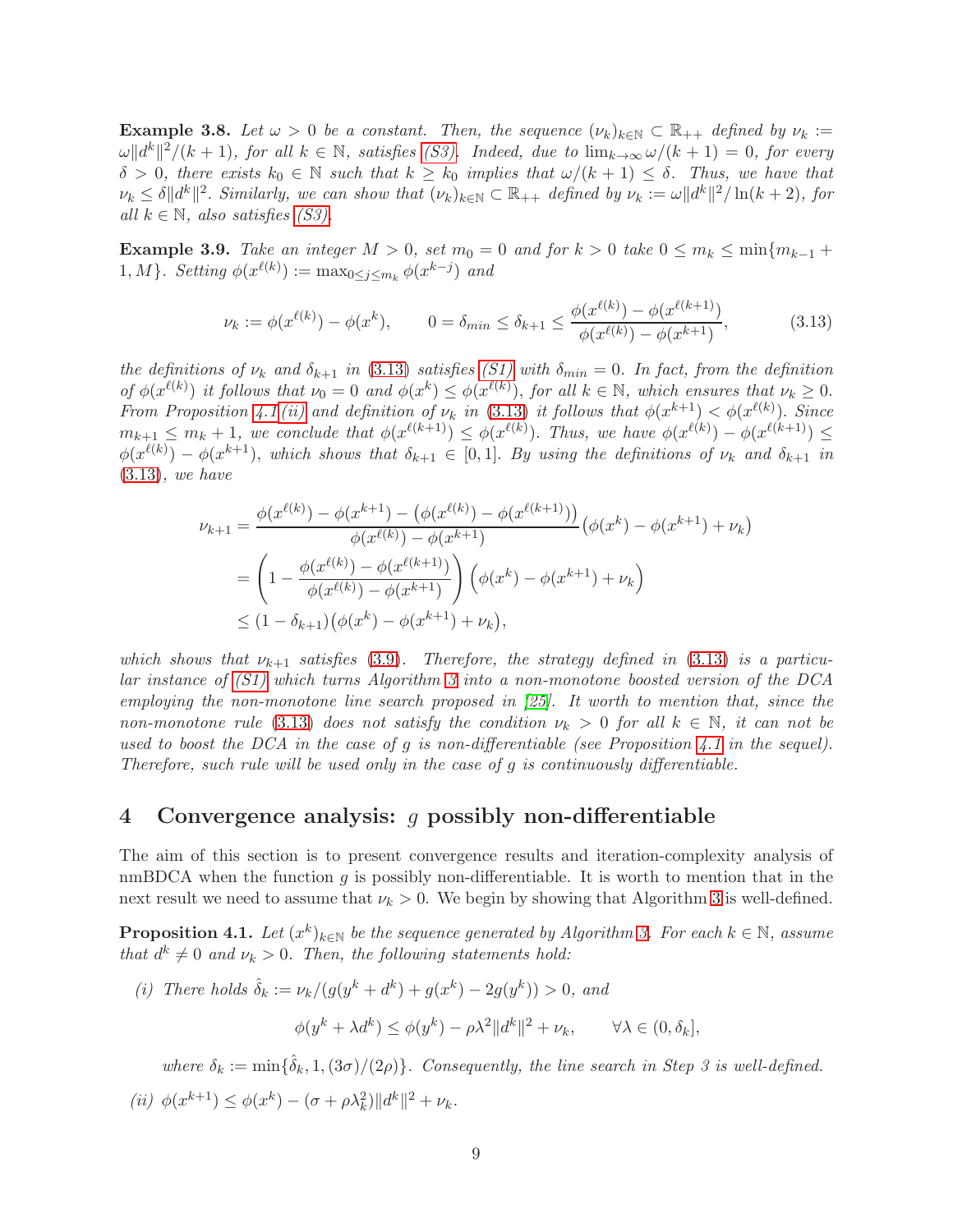**Example 3.8.** *Let $\omega > 0$ be a constant. Then, the sequence $(\nu_k)_{k\in\mathbb{N}} \subset \mathbb{R}_{++}$ defined by $\nu_k := \omega\|d^k\|^2/(k+1)$, for all $k \in \mathbb{N}$, satisfies (S3). Indeed, due to $\lim_{k\to\infty} \omega/(k+1) = 0$, for every $\delta > 0$, there exists $k_0 \in \mathbb{N}$ such that $k \geq k_0$ implies that $\omega/(k+1) \leq \delta$. Thus, we have that $\nu_k \leq \delta\|d^k\|^2$. Similarly, we can show that $(\nu_k)_{k\in\mathbb{N}} \subset \mathbb{R}_{++}$ defined by $\nu_k := \omega\|d^k\|^2/\ln(k+2)$, for all $k \in \mathbb{N}$, also satisfies (S3).*

**Example 3.9.** *Take an integer $M > 0$, set $m_0 = 0$ and for $k > 0$ take $0 \leq m_k \leq \min\{m_{k-1} + 1, M\}$. Setting $\phi(x^{\ell(k)}) := \max_{0\leq j\leq m_k} \phi(x^{k-j})$ and*

$$\nu_k := \phi(x^{\ell(k)}) - \phi(x^k), \qquad 0 = \delta_{min} \leq \delta_{k+1} \leq \frac{\phi(x^{\ell(k)}) - \phi(x^{\ell(k+1)})}{\phi(x^{\ell(k)}) - \phi(x^{k+1})}, \tag{3.13}$$

*the definitions of $\nu_k$ and $\delta_{k+1}$ in (3.13) satisfies (S1) with $\delta_{min} = 0$. In fact, from the definition of $\phi(x^{\ell(k)})$ it follows that $\nu_0 = 0$ and $\phi(x^k) \leq \phi(x^{\ell(k)})$, for all $k \in \mathbb{N}$, which ensures that $\nu_k \geq 0$. From Proposition 4.1 (ii) and definition of $\nu_k$ in (3.13) it follows that $\phi(x^{k+1}) < \phi(x^{\ell(k)})$. Since $m_{k+1} \leq m_k + 1$, we conclude that $\phi(x^{\ell(k+1)}) \leq \phi(x^{\ell(k)})$. Thus, we have $\phi(x^{\ell(k)}) - \phi(x^{\ell(k+1)}) \leq \phi(x^{\ell(k)}) - \phi(x^{k+1})$, which shows that $\delta_{k+1} \in [0, 1]$. By using the definitions of $\nu_k$ and $\delta_{k+1}$ in (3.13), we have*

$$\begin{aligned}
\nu_{k+1} &= \frac{\phi(x^{\ell(k)}) - \phi(x^{k+1}) - \big(\phi(x^{\ell(k)}) - \phi(x^{\ell(k+1)})\big)}{\phi(x^{\ell(k)}) - \phi(x^{k+1})}\big(\phi(x^k) - \phi(x^{k+1}) + \nu_k\big) \\
&= \left(1 - \frac{\phi(x^{\ell(k)}) - \phi(x^{\ell(k+1)})}{\phi(x^{\ell(k)}) - \phi(x^{k+1})}\right)\Big(\phi(x^k) - \phi(x^{k+1}) + \nu_k\Big) \\
&\leq (1 - \delta_{k+1})\big(\phi(x^k) - \phi(x^{k+1}) + \nu_k\big),
\end{aligned}$$

*which shows that $\nu_{k+1}$ satisfies (3.9). Therefore, the strategy defined in (3.13) is a particular instance of (S1) which turns Algorithm 3 into a non-monotone boosted version of the DCA employing the non-monotone line search proposed in [25]. It worth to mention that, since the non-monotone rule (3.13) does not satisfy the condition $\nu_k > 0$ for all $k \in \mathbb{N}$, it can not be used to boost the DCA in the case of $g$ is non-differentiable (see Proposition 4.1 in the sequel). Therefore, such rule will be used only in the case of $g$ is continuously differentiable.*

## 4 Convergence analysis: $g$ possibly non-differentiable

The aim of this section is to present convergence results and iteration-complexity analysis of nmBDCA when the function $g$ is possibly non-differentiable. It is worth to mention that in the next result we need to assume that $\nu_k > 0$. We begin by showing that Algorithm 3 is well-defined.

**Proposition 4.1.** *Let $(x^k)_{k\in\mathbb{N}}$ be the sequence generated by Algorithm 3. For each $k \in \mathbb{N}$, assume that $d^k \neq 0$ and $\nu_k > 0$. Then, the following statements hold:*

*(i) There holds $\hat{\delta}_k := \nu_k/(g(y^k + d^k) + g(x^k) - 2g(y^k)) > 0$, and*

$$\phi(y^k + \lambda d^k) \leq \phi(y^k) - \rho\lambda^2\|d^k\|^2 + \nu_k, \qquad \forall \lambda \in (0, \delta_k],$$

*where $\delta_k := \min\{\hat{\delta}_k, 1, (3\sigma)/(2\rho)\}$. Consequently, the line search in Step 3 is well-defined.*

*(ii) $\phi(x^{k+1}) \leq \phi(x^k) - (\sigma + \rho\lambda_k^2)\|d^k\|^2 + \nu_k$.*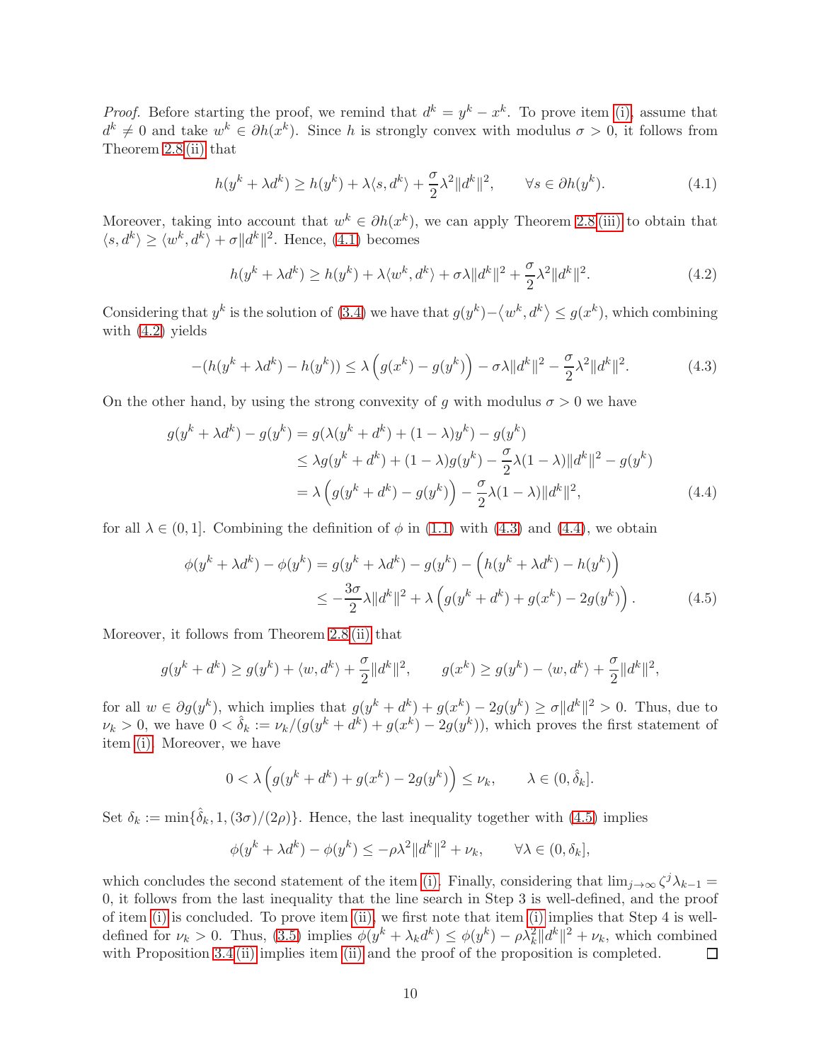*Proof.* Before starting the proof, we remind that $d^k = y^k - x^k$. To prove item (i), assume that $d^k \neq 0$ and take $w^k \in \partial h(x^k)$. Since $h$ is strongly convex with modulus $\sigma > 0$, it follows from Theorem 2.8(ii) that

$$h(y^k + \lambda d^k) \geq h(y^k) + \lambda \langle s, d^k \rangle + \frac{\sigma}{2}\lambda^2 \|d^k\|^2, \qquad \forall s \in \partial h(y^k). \tag{4.1}$$

Moreover, taking into account that $w^k \in \partial h(x^k)$, we can apply Theorem 2.8(iii) to obtain that $\langle s, d^k \rangle \geq \langle w^k, d^k \rangle + \sigma \|d^k\|^2$. Hence, (4.1) becomes

$$h(y^k + \lambda d^k) \geq h(y^k) + \lambda \langle w^k, d^k \rangle + \sigma \lambda \|d^k\|^2 + \frac{\sigma}{2}\lambda^2 \|d^k\|^2. \tag{4.2}$$

Considering that $y^k$ is the solution of (3.4) we have that $g(y^k) - \langle w^k, d^k \rangle \leq g(x^k)$, which combining with (4.2) yields

$$-(h(y^k + \lambda d^k) - h(y^k)) \leq \lambda \left( g(x^k) - g(y^k) \right) - \sigma \lambda \|d^k\|^2 - \frac{\sigma}{2}\lambda^2 \|d^k\|^2. \tag{4.3}$$

On the other hand, by using the strong convexity of $g$ with modulus $\sigma > 0$ we have

$$\begin{aligned}
g(y^k + \lambda d^k) - g(y^k) &= g(\lambda(y^k + d^k) + (1-\lambda) y^k) - g(y^k) \\
&\leq \lambda g(y^k + d^k) + (1-\lambda) g(y^k) - \frac{\sigma}{2}\lambda(1-\lambda)\|d^k\|^2 - g(y^k) \\
&= \lambda \left( g(y^k + d^k) - g(y^k) \right) - \frac{\sigma}{2}\lambda(1-\lambda)\|d^k\|^2,
\end{aligned} \tag{4.4}$$

for all $\lambda \in (0, 1]$. Combining the definition of $\phi$ in (1.1) with (4.3) and (4.4), we obtain

$$\begin{aligned}
\phi(y^k + \lambda d^k) - \phi(y^k) &= g(y^k + \lambda d^k) - g(y^k) - \left( h(y^k + \lambda d^k) - h(y^k) \right) \\
&\leq -\frac{3\sigma}{2}\lambda \|d^k\|^2 + \lambda \left( g(y^k + d^k) + g(x^k) - 2g(y^k) \right).
\end{aligned} \tag{4.5}$$

Moreover, it follows from Theorem 2.8(ii) that

$$g(y^k + d^k) \geq g(y^k) + \langle w, d^k \rangle + \frac{\sigma}{2}\|d^k\|^2, \qquad g(x^k) \geq g(y^k) - \langle w, d^k \rangle + \frac{\sigma}{2}\|d^k\|^2,$$

for all $w \in \partial g(y^k)$, which implies that $g(y^k + d^k) + g(x^k) - 2g(y^k) \geq \sigma \|d^k\|^2 > 0$. Thus, due to $\nu_k > 0$, we have $0 < \hat{\delta}_k := \nu_k / (g(y^k + d^k) + g(x^k) - 2g(y^k))$, which proves the first statement of item (i). Moreover, we have

$$0 < \lambda \left( g(y^k + d^k) + g(x^k) - 2g(y^k) \right) \leq \nu_k, \qquad \lambda \in (0, \hat{\delta}_k].$$

Set $\delta_k := \min\{\hat{\delta}_k, 1, (3\sigma)/(2\rho)\}$. Hence, the last inequality together with (4.5) implies

$$\phi(y^k + \lambda d^k) - \phi(y^k) \leq -\rho \lambda^2 \|d^k\|^2 + \nu_k, \qquad \forall \lambda \in (0, \delta_k],$$

which concludes the second statement of the item (i). Finally, considering that $\lim_{j \to \infty} \zeta^j \lambda_{k-1} = 0$, it follows from the last inequality that the line search in Step 3 is well-defined, and the proof of item (i) is concluded. To prove item (ii), we first note that item (i) implies that Step 4 is well-defined for $\nu_k > 0$. Thus, (3.5) implies $\phi(y^k + \lambda_k d^k) \leq \phi(y^k) - \rho \lambda_k^2 \|d^k\|^2 + \nu_k$, which combined with Proposition 3.4(ii) implies item (ii) and the proof of the proposition is completed. $\square$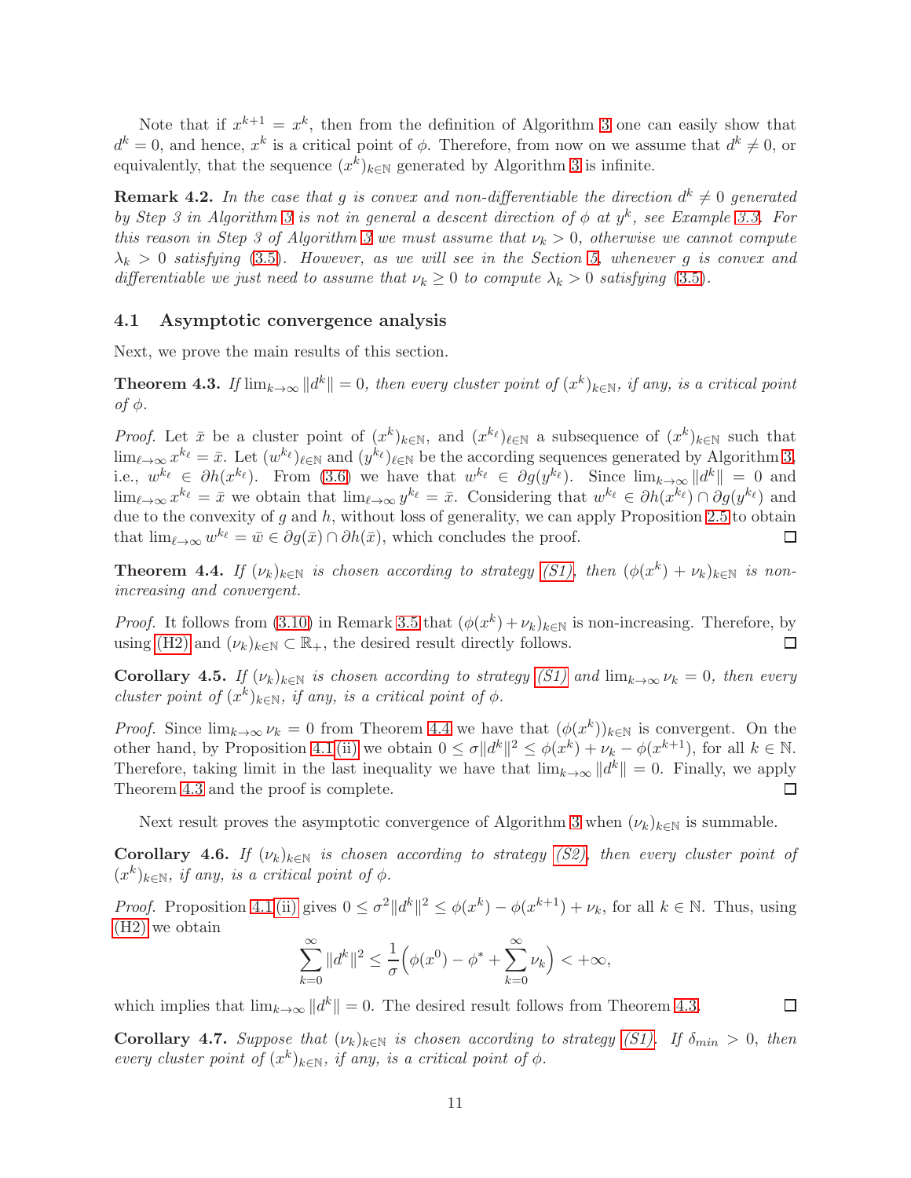Note that if $x^{k+1} = x^k$, then from the definition of Algorithm 3 one can easily show that $d^k = 0$, and hence, $x^k$ is a critical point of $\phi$. Therefore, from now on we assume that $d^k \neq 0$, or equivalently, that the sequence $(x^k)_{k\in\mathbb{N}}$ generated by Algorithm 3 is infinite.

**Remark 4.2.** *In the case that $g$ is convex and non-differentiable the direction $d^k \neq 0$ generated by Step 3 in Algorithm 3 is not in general a descent direction of $\phi$ at $y^k$, see Example 3.3. For this reason in Step 3 of Algorithm 3 we must assume that $\nu_k > 0$, otherwise we cannot compute $\lambda_k > 0$ satisfying (3.5). However, as we will see in the Section 5, whenever $g$ is convex and differentiable we just need to assume that $\nu_k \geq 0$ to compute $\lambda_k > 0$ satisfying (3.5).*

### 4.1 Asymptotic convergence analysis

Next, we prove the main results of this section.

**Theorem 4.3.** *If $\lim_{k\to\infty} \|d^k\| = 0$, then every cluster point of $(x^k)_{k\in\mathbb{N}}$, if any, is a critical point of $\phi$.*

*Proof.* Let $\bar{x}$ be a cluster point of $(x^k)_{k\in\mathbb{N}}$, and $(x^{k_\ell})_{\ell\in\mathbb{N}}$ a subsequence of $(x^k)_{k\in\mathbb{N}}$ such that $\lim_{\ell\to\infty} x^{k_\ell} = \bar{x}$. Let $(w^{k_\ell})_{\ell\in\mathbb{N}}$ and $(y^{k_\ell})_{\ell\in\mathbb{N}}$ be the according sequences generated by Algorithm 3, i.e., $w^{k_\ell} \in \partial h(x^{k_\ell})$. From (3.6) we have that $w^{k_\ell} \in \partial g(y^{k_\ell})$. Since $\lim_{k\to\infty} \|d^k\| = 0$ and $\lim_{\ell\to\infty} x^{k_\ell} = \bar{x}$ we obtain that $\lim_{\ell\to\infty} y^{k_\ell} = \bar{x}$. Considering that $w^{k_\ell} \in \partial h(x^{k_\ell}) \cap \partial g(y^{k_\ell})$ and due to the convexity of $g$ and $h$, without loss of generality, we can apply Proposition 2.5 to obtain that $\lim_{\ell\to\infty} w^{k_\ell} = \bar{w} \in \partial g(\bar{x}) \cap \partial h(\bar{x})$, which concludes the proof. □

**Theorem 4.4.** *If $(\nu_k)_{k\in\mathbb{N}}$ is chosen according to strategy (S1), then $(\phi(x^k) + \nu_k)_{k\in\mathbb{N}}$ is non-increasing and convergent.*

*Proof.* It follows from (3.10) in Remark 3.5 that $(\phi(x^k) + \nu_k)_{k\in\mathbb{N}}$ is non-increasing. Therefore, by using (H2) and $(\nu_k)_{k\in\mathbb{N}} \subset \mathbb{R}_+$, the desired result directly follows. □

**Corollary 4.5.** *If $(\nu_k)_{k\in\mathbb{N}}$ is chosen according to strategy (S1) and $\lim_{k\to\infty} \nu_k = 0$, then every cluster point of $(x^k)_{k\in\mathbb{N}}$, if any, is a critical point of $\phi$.*

*Proof.* Since $\lim_{k\to\infty} \nu_k = 0$ from Theorem 4.4 we have that $(\phi(x^k))_{k\in\mathbb{N}}$ is convergent. On the other hand, by Proposition 4.1(ii) we obtain $0 \leq \sigma\|d^k\|^2 \leq \phi(x^k) + \nu_k - \phi(x^{k+1})$, for all $k \in \mathbb{N}$. Therefore, taking limit in the last inequality we have that $\lim_{k\to\infty} \|d^k\| = 0$. Finally, we apply Theorem 4.3 and the proof is complete. □

Next result proves the asymptotic convergence of Algorithm 3 when $(\nu_k)_{k\in\mathbb{N}}$ is summable.

**Corollary 4.6.** *If $(\nu_k)_{k\in\mathbb{N}}$ is chosen according to strategy (S2), then every cluster point of $(x^k)_{k\in\mathbb{N}}$, if any, is a critical point of $\phi$.*

*Proof.* Proposition 4.1(ii) gives $0 \leq \sigma^2\|d^k\|^2 \leq \phi(x^k) - \phi(x^{k+1}) + \nu_k$, for all $k \in \mathbb{N}$. Thus, using (H2) we obtain

$$\sum_{k=0}^{\infty} \|d^k\|^2 \leq \frac{1}{\sigma}\Big(\phi(x^0) - \phi^* + \sum_{k=0}^{\infty} \nu_k\Big) < +\infty,$$

which implies that $\lim_{k\to\infty} \|d^k\| = 0$. The desired result follows from Theorem 4.3. □

**Corollary 4.7.** *Suppose that $(\nu_k)_{k\in\mathbb{N}}$ is chosen according to strategy (S1). If $\delta_{min} > 0$, then every cluster point of $(x^k)_{k\in\mathbb{N}}$, if any, is a critical point of $\phi$.*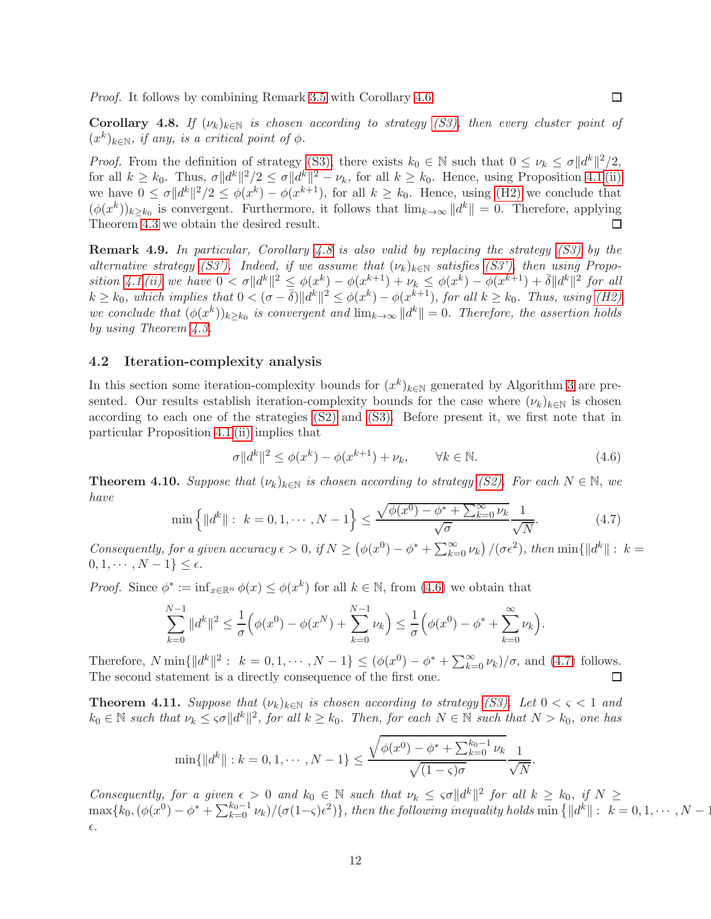*Proof.* It follows by combining Remark 3.5 with Corollary 4.6. ◻

**Corollary 4.8.** *If $(\nu_k)_{k\in\mathbb{N}}$ is chosen according to strategy (S3), then every cluster point of $(x^k)_{k\in\mathbb{N}}$, if any, is a critical point of $\phi$.*

*Proof.* From the definition of strategy (S3), there exists $k_0 \in \mathbb{N}$ such that $0 \le \nu_k \le \sigma\|d^k\|^2/2$, for all $k \ge k_0$. Thus, $\sigma\|d^k\|^2/2 \le \sigma\|d^k\|^2 - \nu_k$, for all $k \ge k_0$. Hence, using Proposition 4.1(ii) we have $0 \le \sigma\|d^k\|^2/2 \le \phi(x^k) - \phi(x^{k+1})$, for all $k \ge k_0$. Hence, using (H2) we conclude that $(\phi(x^k))_{k\ge k_0}$ is convergent. Furthermore, it follows that $\lim_{k\to\infty}\|d^k\| = 0$. Therefore, applying Theorem 4.3 we obtain the desired result. ◻

**Remark 4.9.** *In particular, Corollary 4.8 is also valid by replacing the strategy (S3) by the alternative strategy (S3'). Indeed, if we assume that $(\nu_k)_{k\in\mathbb{N}}$ satisfies (S3'), then using Proposition 4.1(ii) we have $0 < \sigma\|d^k\|^2 \le \phi(x^k) - \phi(x^{k+1}) + \nu_k \le \phi(x^k) - \phi(x^{k+1}) + \bar{\delta}\|d^k\|^2$ for all $k \ge k_0$, which implies that $0 < (\sigma - \bar{\delta})\|d^k\|^2 \le \phi(x^k) - \phi(x^{k+1})$, for all $k \ge k_0$. Thus, using (H2) we conclude that $(\phi(x^k))_{k\ge k_0}$ is convergent and $\lim_{k\to\infty}\|d^k\| = 0$. Therefore, the assertion holds by using Theorem 4.3.*

### 4.2 Iteration-complexity analysis

In this section some iteration-complexity bounds for $(x^k)_{k\in\mathbb{N}}$ generated by Algorithm 3 are presented. Our results establish iteration-complexity bounds for the case where $(\nu_k)_{k\in\mathbb{N}}$ is chosen according to each one of the strategies (S2) and (S3). Before present it, we first note that in particular Proposition 4.1(ii) implies that

$$\sigma\|d^k\|^2 \le \phi(x^k) - \phi(x^{k+1}) + \nu_k, \qquad \forall k \in \mathbb{N}. \tag{4.6}$$

**Theorem 4.10.** *Suppose that $(\nu_k)_{k\in\mathbb{N}}$ is chosen according to strategy (S2). For each $N \in \mathbb{N}$, we have*

$$\min\Big\{\|d^k\| :\ k = 0,1,\cdots,N-1\Big\} \le \frac{\sqrt{\phi(x^0) - \phi^* + \sum_{k=0}^{\infty}\nu_k}}{\sqrt{\sigma}}\frac{1}{\sqrt{N}}. \tag{4.7}$$

*Consequently, for a given accuracy $\epsilon > 0$, if $N \ge \big(\phi(x^0) - \phi^* + \sum_{k=0}^{\infty}\nu_k\big)/(\sigma\epsilon^2)$, then $\min\{\|d^k\| :\ k = 0,1,\cdots,N-1\} \le \epsilon$.*

*Proof.* Since $\phi^* := \inf_{x\in\mathbb{R}^n}\phi(x) \le \phi(x^k)$ for all $k \in \mathbb{N}$, from (4.6) we obtain that

$$\sum_{k=0}^{N-1}\|d^k\|^2 \le \frac{1}{\sigma}\Big(\phi(x^0) - \phi(x^N) + \sum_{k=0}^{N-1}\nu_k\Big) \le \frac{1}{\sigma}\Big(\phi(x^0) - \phi^* + \sum_{k=0}^{\infty}\nu_k\Big).$$

Therefore, $N\min\{\|d^k\|^2 :\ k = 0,1,\cdots,N-1\} \le (\phi(x^0) - \phi^* + \sum_{k=0}^{\infty}\nu_k)/\sigma$, and (4.7) follows. The second statement is a directly consequence of the first one. ◻

**Theorem 4.11.** *Suppose that $(\nu_k)_{k\in\mathbb{N}}$ is chosen according to strategy (S3). Let $0 < \varsigma < 1$ and $k_0 \in \mathbb{N}$ such that $\nu_k \le \varsigma\sigma\|d^k\|^2$, for all $k \ge k_0$. Then, for each $N \in \mathbb{N}$ such that $N > k_0$, one has*

$$\min\{\|d^k\| : k = 0,1,\cdots,N-1\} \le \frac{\sqrt{\phi(x^0) - \phi^* + \sum_{k=0}^{k_0-1}\nu_k}}{\sqrt{(1-\varsigma)\sigma}}\frac{1}{\sqrt{N}}.$$

*Consequently, for a given $\epsilon > 0$ and $k_0 \in \mathbb{N}$ such that $\nu_k \le \varsigma\sigma\|d^k\|^2$ for all $k \ge k_0$, if $N \ge \max\{k_0, (\phi(x^0) - \phi^* + \sum_{k=0}^{k_0-1}\nu_k)/(\sigma(1-\varsigma)\epsilon^2)\}$, then the following inequality holds $\min\{\|d^k\| :\ k = 0,1,\cdots,N-1\} \le \epsilon$.*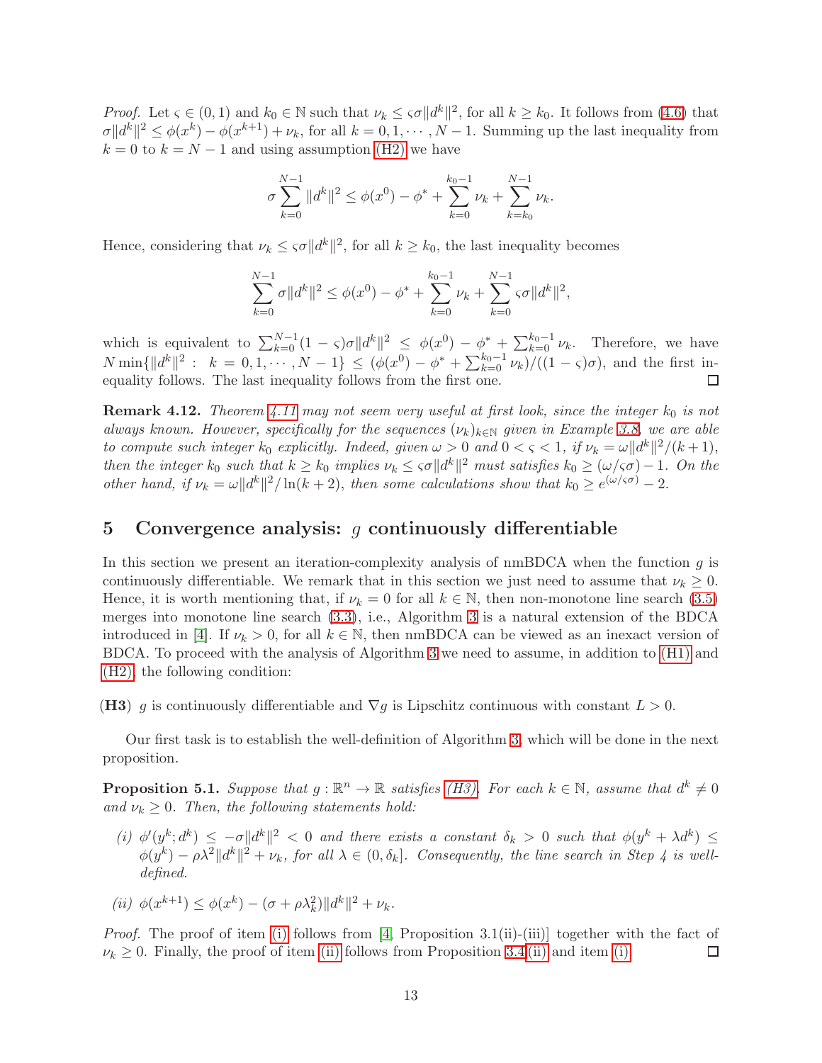*Proof.* Let $\varsigma \in (0,1)$ and $k_0 \in \mathbb{N}$ such that $\nu_k \leq \varsigma\sigma\|d^k\|^2$, for all $k \geq k_0$. It follows from (4.6) that $\sigma\|d^k\|^2 \leq \phi(x^k) - \phi(x^{k+1}) + \nu_k$, for all $k = 0, 1, \cdots, N-1$. Summing up the last inequality from $k = 0$ to $k = N-1$ and using assumption (H2) we have

$$\sigma \sum_{k=0}^{N-1} \|d^k\|^2 \leq \phi(x^0) - \phi^* + \sum_{k=0}^{k_0-1} \nu_k + \sum_{k=k_0}^{N-1} \nu_k.$$

Hence, considering that $\nu_k \leq \varsigma\sigma\|d^k\|^2$, for all $k \geq k_0$, the last inequality becomes

$$\sum_{k=0}^{N-1} \sigma\|d^k\|^2 \leq \phi(x^0) - \phi^* + \sum_{k=0}^{k_0-1} \nu_k + \sum_{k=0}^{N-1} \varsigma\sigma\|d^k\|^2,$$

which is equivalent to $\sum_{k=0}^{N-1}(1-\varsigma)\sigma\|d^k\|^2 \leq \phi(x^0) - \phi^* + \sum_{k=0}^{k_0-1} \nu_k$. Therefore, we have $N \min\{\|d^k\|^2 : \; k = 0, 1, \cdots, N-1\} \leq (\phi(x^0) - \phi^* + \sum_{k=0}^{k_0-1} \nu_k)/((1-\varsigma)\sigma)$, and the first inequality follows. The last inequality follows from the first one. ◻

**Remark 4.12.** *Theorem 4.11 may not seem very useful at first look, since the integer $k_0$ is not always known. However, specifically for the sequences $(\nu_k)_{k\in\mathbb{N}}$ given in Example 3.8, we are able to compute such integer $k_0$ explicitly. Indeed, given $\omega > 0$ and $0 < \varsigma < 1$, if $\nu_k = \omega\|d^k\|^2/(k+1)$, then the integer $k_0$ such that $k \geq k_0$ implies $\nu_k \leq \varsigma\sigma\|d^k\|^2$ must satisfies $k_0 \geq (\omega/\varsigma\sigma) - 1$. On the other hand, if $\nu_k = \omega\|d^k\|^2/\ln(k+2)$, then some calculations show that $k_0 \geq e^{(\omega/\varsigma\sigma)} - 2$.*

## 5 Convergence analysis: $g$ continuously differentiable

In this section we present an iteration-complexity analysis of nmBDCA when the function $g$ is continuously differentiable. We remark that in this section we just need to assume that $\nu_k \geq 0$. Hence, it is worth mentioning that, if $\nu_k = 0$ for all $k \in \mathbb{N}$, then non-monotone line search (3.5) merges into monotone line search (3.3), i.e., Algorithm 3 is a natural extension of the BDCA introduced in [4]. If $\nu_k > 0$, for all $k \in \mathbb{N}$, then nmBDCA can be viewed as an inexact version of BDCA. To proceed with the analysis of Algorithm 3 we need to assume, in addition to (H1) and (H2), the following condition:

**(H3)** $g$ is continuously differentiable and $\nabla g$ is Lipschitz continuous with constant $L > 0$.

Our first task is to establish the well-definition of Algorithm 3, which will be done in the next proposition.

**Proposition 5.1.** *Suppose that $g : \mathbb{R}^n \to \mathbb{R}$ satisfies (H3). For each $k \in \mathbb{N}$, assume that $d^k \neq 0$ and $\nu_k \geq 0$. Then, the following statements hold:*

*(i) $\phi'(y^k; d^k) \leq -\sigma\|d^k\|^2 < 0$ and there exists a constant $\delta_k > 0$ such that $\phi(y^k + \lambda d^k) \leq \phi(y^k) - \rho\lambda^2\|d^k\|^2 + \nu_k$, for all $\lambda \in (0, \delta_k]$. Consequently, the line search in Step 4 is well-defined.*

*(ii) $\phi(x^{k+1}) \leq \phi(x^k) - (\sigma + \rho\lambda_k^2)\|d^k\|^2 + \nu_k$.*

*Proof.* The proof of item (i) follows from [4, Proposition 3.1(ii)-(iii)] together with the fact of $\nu_k \geq 0$. Finally, the proof of item (ii) follows from Proposition 3.4(ii) and item (i). ◻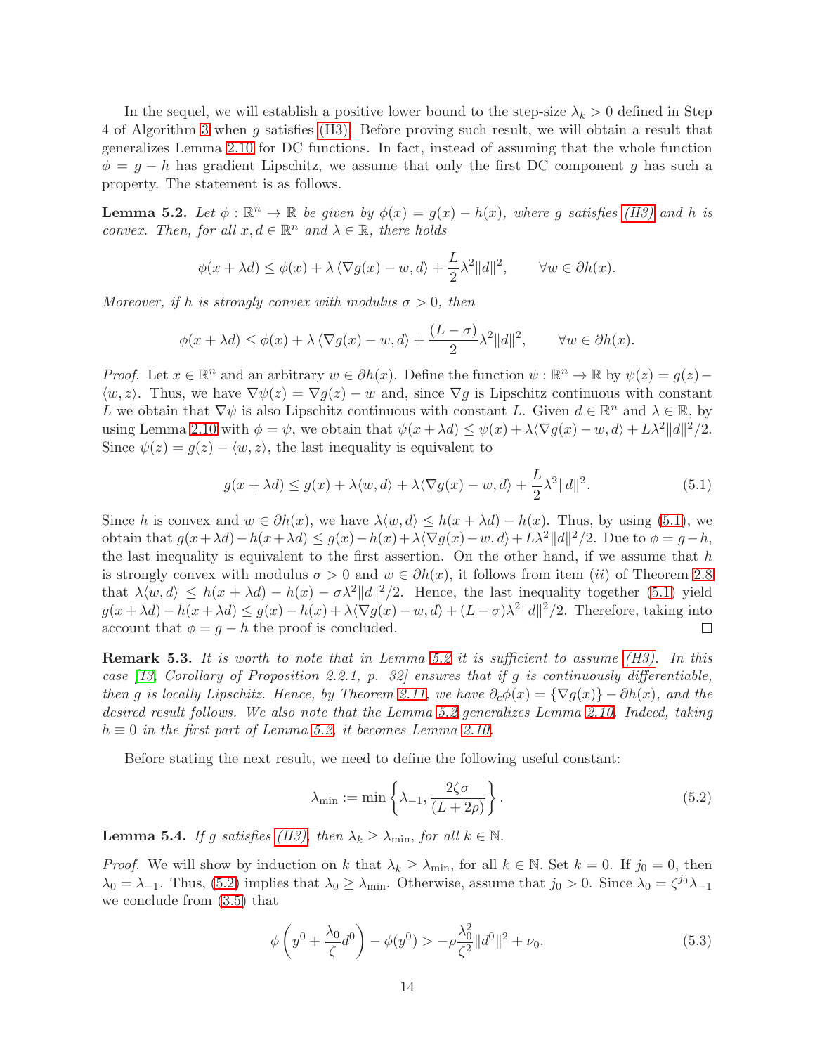In the sequel, we will establish a positive lower bound to the step-size $\lambda_k > 0$ defined in Step 4 of Algorithm 3 when $g$ satisfies (H3). Before proving such result, we will obtain a result that generalizes Lemma 2.10 for DC functions. In fact, instead of assuming that the whole function $\phi = g - h$ has gradient Lipschitz, we assume that only the first DC component $g$ has such a property. The statement is as follows.

**Lemma 5.2.** *Let $\phi : \mathbb{R}^n \to \mathbb{R}$ be given by $\phi(x) = g(x) - h(x)$, where $g$ satisfies (H3) and $h$ is convex. Then, for all $x, d \in \mathbb{R}^n$ and $\lambda \in \mathbb{R}$, there holds*

$$\phi(x + \lambda d) \leq \phi(x) + \lambda \langle \nabla g(x) - w, d\rangle + \frac{L}{2}\lambda^2 \|d\|^2, \qquad \forall w \in \partial h(x).$$

*Moreover, if $h$ is strongly convex with modulus $\sigma > 0$, then*

$$\phi(x + \lambda d) \leq \phi(x) + \lambda \langle \nabla g(x) - w, d\rangle + \frac{(L-\sigma)}{2}\lambda^2 \|d\|^2, \qquad \forall w \in \partial h(x).$$

*Proof.* Let $x \in \mathbb{R}^n$ and an arbitrary $w \in \partial h(x)$. Define the function $\psi : \mathbb{R}^n \to \mathbb{R}$ by $\psi(z) = g(z) - \langle w, z\rangle$. Thus, we have $\nabla \psi(z) = \nabla g(z) - w$ and, since $\nabla g$ is Lipschitz continuous with constant $L$ we obtain that $\nabla \psi$ is also Lipschitz continuous with constant $L$. Given $d \in \mathbb{R}^n$ and $\lambda \in \mathbb{R}$, by using Lemma 2.10 with $\phi = \psi$, we obtain that $\psi(x + \lambda d) \leq \psi(x) + \lambda\langle \nabla g(x) - w, d\rangle + L\lambda^2\|d\|^2/2$. Since $\psi(z) = g(z) - \langle w, z\rangle$, the last inequality is equivalent to

$$g(x + \lambda d) \leq g(x) + \lambda\langle w, d\rangle + \lambda\langle \nabla g(x) - w, d\rangle + \frac{L}{2}\lambda^2\|d\|^2. \tag{5.1}$$

Since $h$ is convex and $w \in \partial h(x)$, we have $\lambda\langle w, d\rangle \leq h(x + \lambda d) - h(x)$. Thus, by using (5.1), we obtain that $g(x+\lambda d) - h(x+\lambda d) \leq g(x) - h(x) + \lambda\langle \nabla g(x) - w, d\rangle + L\lambda^2\|d\|^2/2$. Due to $\phi = g - h$, the last inequality is equivalent to the first assertion. On the other hand, if we assume that $h$ is strongly convex with modulus $\sigma > 0$ and $w \in \partial h(x)$, it follows from item $(ii)$ of Theorem 2.8 that $\lambda\langle w, d\rangle \leq h(x + \lambda d) - h(x) - \sigma\lambda^2\|d\|^2/2$. Hence, the last inequality together (5.1) yield $g(x+\lambda d) - h(x+\lambda d) \leq g(x) - h(x) + \lambda\langle \nabla g(x) - w, d\rangle + (L-\sigma)\lambda^2\|d\|^2/2$. Therefore, taking into account that $\phi = g - h$ the proof is concluded. ☐

**Remark 5.3.** *It is worth to note that in Lemma 5.2 it is sufficient to assume (H3). In this case [13, Corollary of Proposition 2.2.1, p. 32] ensures that if $g$ is continuously differentiable, then $g$ is locally Lipschitz. Hence, by Theorem 2.11, we have $\partial_c \phi(x) = \{\nabla g(x)\} - \partial h(x)$, and the desired result follows. We also note that the Lemma 5.2 generalizes Lemma 2.10. Indeed, taking $h \equiv 0$ in the first part of Lemma 5.2, it becomes Lemma 2.10.*

Before stating the next result, we need to define the following useful constant:

$$\lambda_{\min} := \min\left\{\lambda_{-1}, \frac{2\zeta\sigma}{(L + 2\rho)}\right\}. \tag{5.2}$$

**Lemma 5.4.** *If $g$ satisfies (H3), then $\lambda_k \geq \lambda_{\min}$, for all $k \in \mathbb{N}$.*

*Proof.* We will show by induction on $k$ that $\lambda_k \geq \lambda_{\min}$, for all $k \in \mathbb{N}$. Set $k = 0$. If $j_0 = 0$, then $\lambda_0 = \lambda_{-1}$. Thus, (5.2) implies that $\lambda_0 \geq \lambda_{\min}$. Otherwise, assume that $j_0 > 0$. Since $\lambda_0 = \zeta^{j_0}\lambda_{-1}$ we conclude from (3.5) that

$$\phi\left(y^0 + \frac{\lambda_0}{\zeta}d^0\right) - \phi(y^0) > -\rho\frac{\lambda_0^2}{\zeta^2}\|d^0\|^2 + \nu_0. \tag{5.3}$$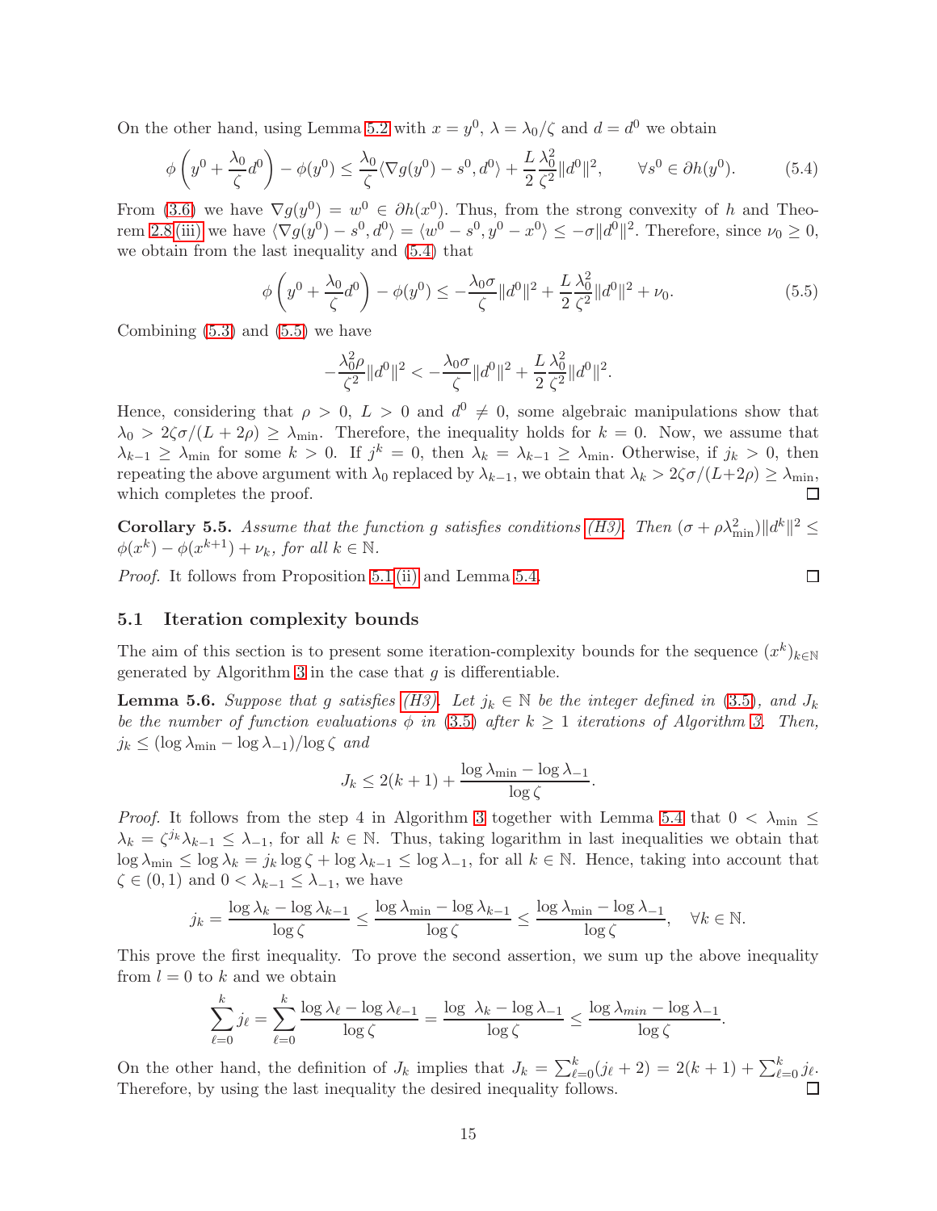On the other hand, using Lemma 5.2 with $x = y^0$, $\lambda = \lambda_0/\zeta$ and $d = d^0$ we obtain

$$\phi\left(y^0 + \frac{\lambda_0}{\zeta} d^0\right) - \phi(y^0) \leq \frac{\lambda_0}{\zeta}\langle \nabla g(y^0) - s^0, d^0\rangle + \frac{L}{2}\frac{\lambda_0^2}{\zeta^2}\|d^0\|^2, \qquad \forall s^0 \in \partial h(y^0). \tag{5.4}$$

From (3.6) we have $\nabla g(y^0) = w^0 \in \partial h(x^0)$. Thus, from the strong convexity of $h$ and Theorem 2.8(iii) we have $\langle \nabla g(y^0) - s^0, d^0\rangle = \langle w^0 - s^0, y^0 - x^0\rangle \leq -\sigma\|d^0\|^2$. Therefore, since $\nu_0 \geq 0$, we obtain from the last inequality and (5.4) that

$$\phi\left(y^0 + \frac{\lambda_0}{\zeta} d^0\right) - \phi(y^0) \leq -\frac{\lambda_0 \sigma}{\zeta}\|d^0\|^2 + \frac{L}{2}\frac{\lambda_0^2}{\zeta^2}\|d^0\|^2 + \nu_0. \tag{5.5}$$

Combining (5.3) and (5.5) we have

$$-\frac{\lambda_0^2 \rho}{\zeta^2}\|d^0\|^2 < -\frac{\lambda_0 \sigma}{\zeta}\|d^0\|^2 + \frac{L}{2}\frac{\lambda_0^2}{\zeta^2}\|d^0\|^2.$$

Hence, considering that $\rho > 0$, $L > 0$ and $d^0 \neq 0$, some algebraic manipulations show that $\lambda_0 > 2\zeta\sigma/(L + 2\rho) \geq \lambda_{\min}$. Therefore, the inequality holds for $k = 0$. Now, we assume that $\lambda_{k-1} \geq \lambda_{\min}$ for some $k > 0$. If $j^k = 0$, then $\lambda_k = \lambda_{k-1} \geq \lambda_{\min}$. Otherwise, if $j_k > 0$, then repeating the above argument with $\lambda_0$ replaced by $\lambda_{k-1}$, we obtain that $\lambda_k > 2\zeta\sigma/(L+2\rho) \geq \lambda_{\min}$, which completes the proof. ∎

**Corollary 5.5.** *Assume that the function $g$ satisfies conditions (H3). Then $(\sigma + \rho\lambda_{\min}^2)\|d^k\|^2 \leq \phi(x^k) - \phi(x^{k+1}) + \nu_k$, for all $k \in \mathbb{N}$.*

*Proof.* It follows from Proposition 5.1(ii) and Lemma 5.4. ∎

### 5.1 Iteration complexity bounds

The aim of this section is to present some iteration-complexity bounds for the sequence $(x^k)_{k\in\mathbb{N}}$ generated by Algorithm 3 in the case that $g$ is differentiable.

**Lemma 5.6.** *Suppose that $g$ satisfies (H3). Let $j_k \in \mathbb{N}$ be the integer defined in (3.5), and $J_k$ be the number of function evaluations $\phi$ in (3.5) after $k \geq 1$ iterations of Algorithm 3. Then, $j_k \leq (\log\lambda_{\min} - \log\lambda_{-1})/\log\zeta$ and*

$$J_k \leq 2(k+1) + \frac{\log\lambda_{\min} - \log\lambda_{-1}}{\log\zeta}.$$

*Proof.* It follows from the step 4 in Algorithm 3 together with Lemma 5.4 that $0 < \lambda_{\min} \leq \lambda_k = \zeta^{j_k}\lambda_{k-1} \leq \lambda_{-1}$, for all $k \in \mathbb{N}$. Thus, taking logarithm in last inequalities we obtain that $\log\lambda_{\min} \leq \log\lambda_k = j_k\log\zeta + \log\lambda_{k-1} \leq \log\lambda_{-1}$, for all $k \in \mathbb{N}$. Hence, taking into account that $\zeta \in (0,1)$ and $0 < \lambda_{k-1} \leq \lambda_{-1}$, we have

$$j_k = \frac{\log\lambda_k - \log\lambda_{k-1}}{\log\zeta} \leq \frac{\log\lambda_{\min} - \log\lambda_{k-1}}{\log\zeta} \leq \frac{\log\lambda_{\min} - \log\lambda_{-1}}{\log\zeta}, \quad \forall k \in \mathbb{N}.$$

This prove the first inequality. To prove the second assertion, we sum up the above inequality from $l = 0$ to $k$ and we obtain

$$\sum_{\ell=0}^{k} j_\ell = \sum_{\ell=0}^{k} \frac{\log\lambda_\ell - \log\lambda_{\ell-1}}{\log\zeta} = \frac{\log\ \lambda_k - \log\lambda_{-1}}{\log\zeta} \leq \frac{\log\lambda_{min} - \log\lambda_{-1}}{\log\zeta}.$$

On the other hand, the definition of $J_k$ implies that $J_k = \sum_{\ell=0}^{k}(j_\ell + 2) = 2(k+1) + \sum_{\ell=0}^{k} j_\ell$. Therefore, by using the last inequality the desired inequality follows. ∎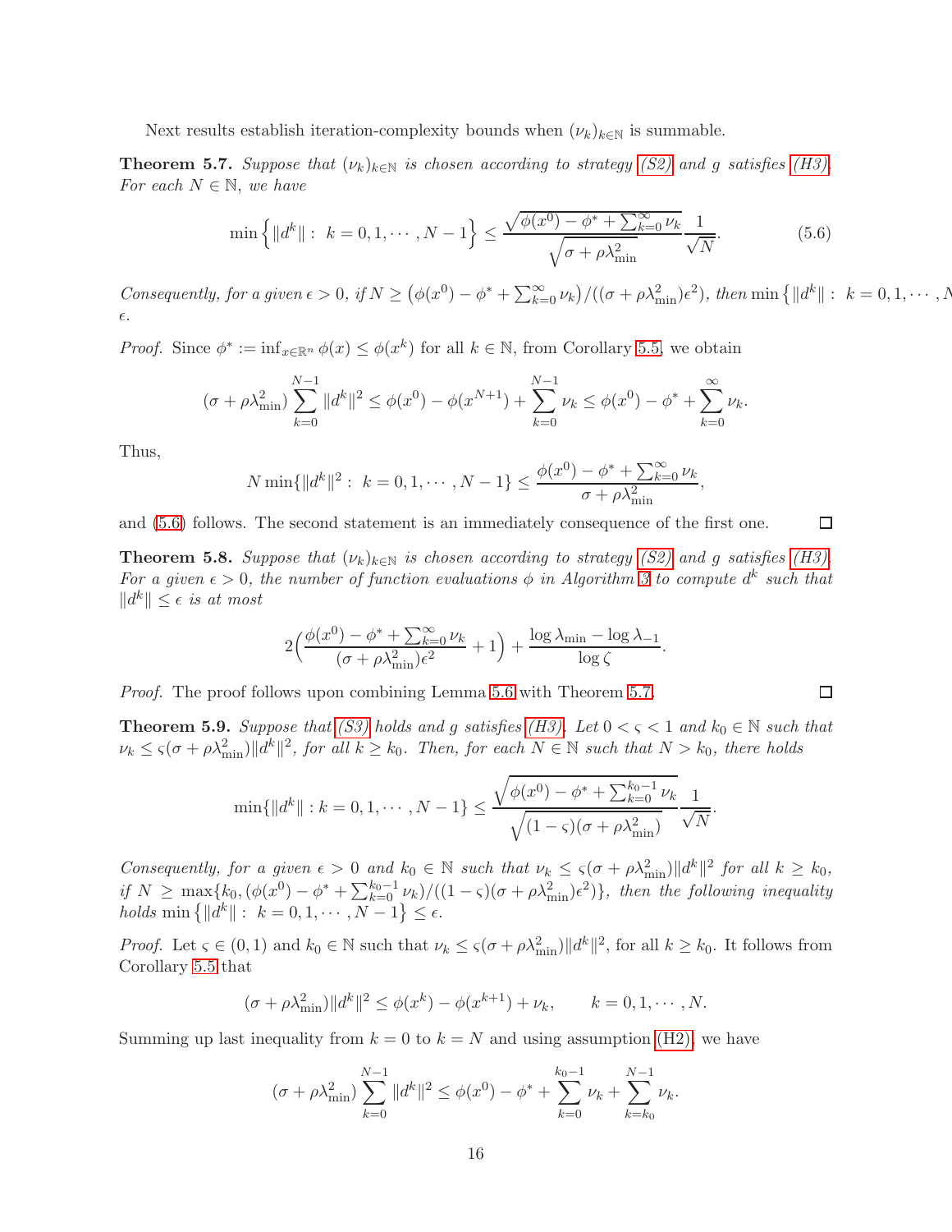Next results establish iteration-complexity bounds when $(\nu_k)_{k\in\mathbb{N}}$ is summable.

**Theorem 5.7.** *Suppose that $(\nu_k)_{k\in\mathbb{N}}$ is chosen according to strategy (S2) and $g$ satisfies (H3). For each $N \in \mathbb{N}$, we have*

$$\min\Big\{\|d^k\| :\ k = 0, 1, \cdots, N-1\Big\} \leq \frac{\sqrt{\phi(x^0) - \phi^* + \sum_{k=0}^{\infty}\nu_k}}{\sqrt{\sigma + \rho\lambda_{\min}^2}}\frac{1}{\sqrt{N}}. \tag{5.6}$$

*Consequently, for a given $\epsilon > 0$, if $N \geq \big(\phi(x^0) - \phi^* + \sum_{k=0}^{\infty}\nu_k\big)/((\sigma + \rho\lambda_{\min}^2)\epsilon^2)$, then $\min\big\{\|d^k\| :\ k = 0, 1, \cdots, N-1\big\} \leq \epsilon$.*

*Proof.* Since $\phi^* := \inf_{x\in\mathbb{R}^n}\phi(x) \leq \phi(x^k)$ for all $k \in \mathbb{N}$, from Corollary 5.5, we obtain

$$(\sigma + \rho\lambda_{\min}^2)\sum_{k=0}^{N-1}\|d^k\|^2 \leq \phi(x^0) - \phi(x^{N+1}) + \sum_{k=0}^{N-1}\nu_k \leq \phi(x^0) - \phi^* + \sum_{k=0}^{\infty}\nu_k.$$

Thus,

$$N\min\{\|d^k\|^2 :\ k = 0, 1, \cdots, N-1\} \leq \frac{\phi(x^0) - \phi^* + \sum_{k=0}^{\infty}\nu_k}{\sigma + \rho\lambda_{\min}^2},$$

and (5.6) follows. The second statement is an immediately consequence of the first one. ∎

**Theorem 5.8.** *Suppose that $(\nu_k)_{k\in\mathbb{N}}$ is chosen according to strategy (S2) and $g$ satisfies (H3). For a given $\epsilon > 0$, the number of function evaluations $\phi$ in Algorithm 3 to compute $d^k$ such that $\|d^k\| \leq \epsilon$ is at most*

$$2\Big(\frac{\phi(x^0) - \phi^* + \sum_{k=0}^{\infty}\nu_k}{(\sigma + \rho\lambda_{\min}^2)\epsilon^2} + 1\Big) + \frac{\log\lambda_{\min} - \log\lambda_{-1}}{\log\zeta}.$$

*Proof.* The proof follows upon combining Lemma 5.6 with Theorem 5.7. ∎

**Theorem 5.9.** *Suppose that (S3) holds and $g$ satisfies (H3). Let $0 < \varsigma < 1$ and $k_0 \in \mathbb{N}$ such that $\nu_k \leq \varsigma(\sigma + \rho\lambda_{\min}^2)\|d^k\|^2$, for all $k \geq k_0$. Then, for each $N \in \mathbb{N}$ such that $N > k_0$, there holds*

$$\min\{\|d^k\| : k = 0, 1, \cdots, N-1\} \leq \frac{\sqrt{\phi(x^0) - \phi^* + \sum_{k=0}^{k_0-1}\nu_k}}{\sqrt{(1-\varsigma)(\sigma + \rho\lambda_{\min}^2)}}\frac{1}{\sqrt{N}}.$$

*Consequently, for a given $\epsilon > 0$ and $k_0 \in \mathbb{N}$ such that $\nu_k \leq \varsigma(\sigma + \rho\lambda_{\min}^2)\|d^k\|^2$ for all $k \geq k_0$, if $N \geq \max\{k_0, (\phi(x^0) - \phi^* + \sum_{k=0}^{k_0-1}\nu_k)/((1-\varsigma)(\sigma + \rho\lambda_{\min}^2)\epsilon^2)\}$, then the following inequality holds $\min\big\{\|d^k\| :\ k = 0, 1, \cdots, N-1\big\} \leq \epsilon$.*

*Proof.* Let $\varsigma \in (0, 1)$ and $k_0 \in \mathbb{N}$ such that $\nu_k \leq \varsigma(\sigma + \rho\lambda_{\min}^2)\|d^k\|^2$, for all $k \geq k_0$. It follows from Corollary 5.5 that

$$(\sigma + \rho\lambda_{\min}^2)\|d^k\|^2 \leq \phi(x^k) - \phi(x^{k+1}) + \nu_k, \qquad k = 0, 1, \cdots, N.$$

Summing up last inequality from $k = 0$ to $k = N$ and using assumption (H2), we have

$$(\sigma + \rho\lambda_{\min}^2)\sum_{k=0}^{N-1}\|d^k\|^2 \leq \phi(x^0) - \phi^* + \sum_{k=0}^{k_0-1}\nu_k + \sum_{k=k_0}^{N-1}\nu_k.$$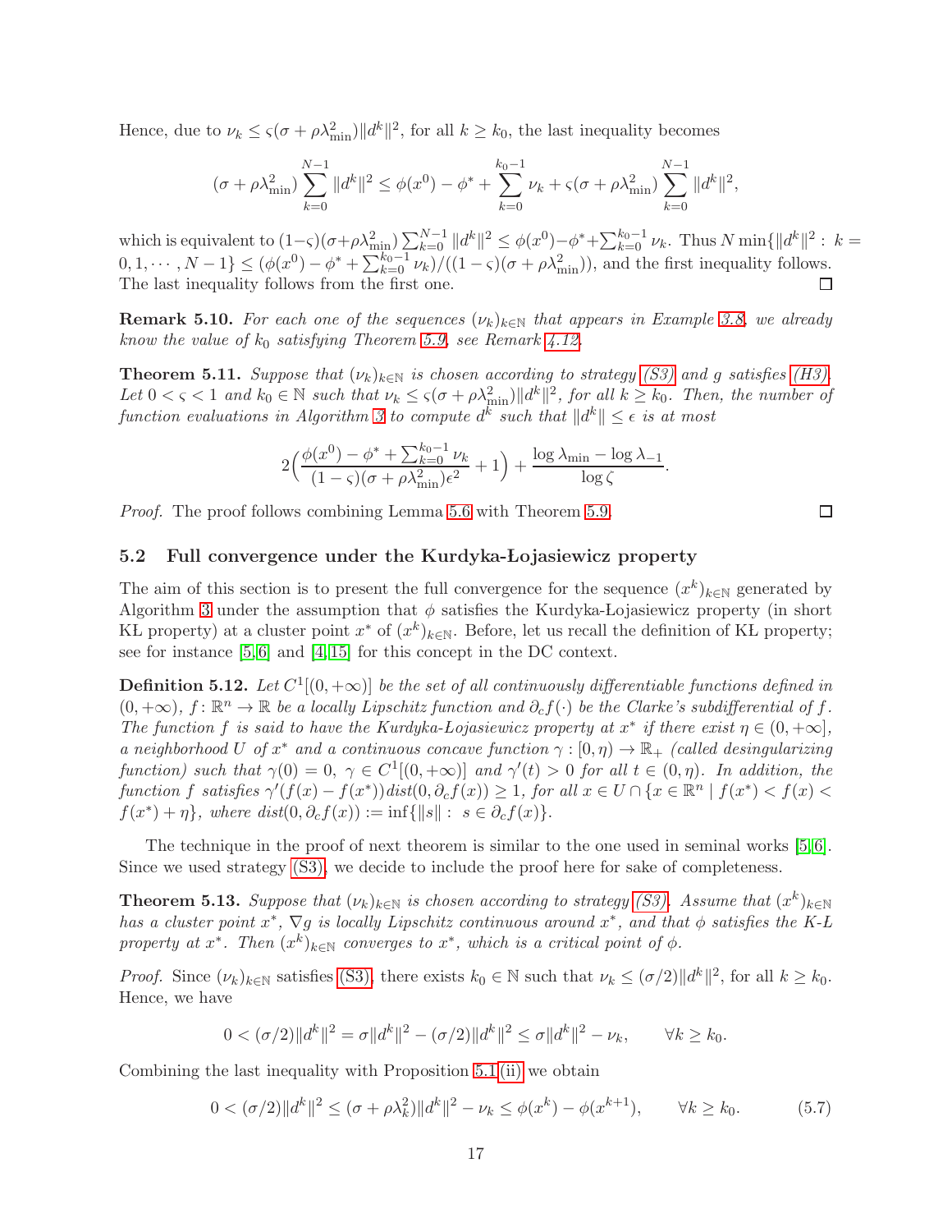Hence, due to $\nu_k \leq \varsigma(\sigma + \rho\lambda_{\min}^2)\|d^k\|^2$, for all $k \geq k_0$, the last inequality becomes

$$(\sigma + \rho\lambda_{\min}^2)\sum_{k=0}^{N-1}\|d^k\|^2 \leq \phi(x^0) - \phi^* + \sum_{k=0}^{k_0-1}\nu_k + \varsigma(\sigma + \rho\lambda_{\min}^2)\sum_{k=0}^{N-1}\|d^k\|^2,$$

which is equivalent to $(1-\varsigma)(\sigma+\rho\lambda_{\min}^2)\sum_{k=0}^{N-1}\|d^k\|^2 \leq \phi(x^0)-\phi^*+\sum_{k=0}^{k_0-1}\nu_k$. Thus $N\min\{\|d^k\|^2 : k = 0,1,\cdots,N-1\} \leq (\phi(x^0) - \phi^* + \sum_{k=0}^{k_0-1}\nu_k)/((1-\varsigma)(\sigma + \rho\lambda_{\min}^2))$, and the first inequality follows. The last inequality follows from the first one. □

**Remark 5.10.** *For each one of the sequences $(\nu_k)_{k\in\mathbb{N}}$ that appears in Example 3.8, we already know the value of $k_0$ satisfying Theorem 5.9, see Remark 4.12.*

**Theorem 5.11.** *Suppose that $(\nu_k)_{k\in\mathbb{N}}$ is chosen according to strategy (S3) and $g$ satisfies (H3). Let $0 < \varsigma < 1$ and $k_0 \in \mathbb{N}$ such that $\nu_k \leq \varsigma(\sigma + \rho\lambda_{\min}^2)\|d^k\|^2$, for all $k \geq k_0$. Then, the number of function evaluations in Algorithm 3 to compute $d^k$ such that $\|d^k\| \leq \epsilon$ is at most*

$$2\Big(\frac{\phi(x^0) - \phi^* + \sum_{k=0}^{k_0-1}\nu_k}{(1-\varsigma)(\sigma + \rho\lambda_{\min}^2)\epsilon^2} + 1\Big) + \frac{\log\lambda_{\min} - \log\lambda_{-1}}{\log\zeta}.$$

*Proof.* The proof follows combining Lemma 5.6 with Theorem 5.9. □

### 5.2 Full convergence under the Kurdyka-Łojasiewicz property

The aim of this section is to present the full convergence for the sequence $(x^k)_{k\in\mathbb{N}}$ generated by Algorithm 3 under the assumption that $\phi$ satisfies the Kurdyka-Łojasiewicz property (in short KŁ property) at a cluster point $x^*$ of $(x^k)_{k\in\mathbb{N}}$. Before, let us recall the definition of KŁ property; see for instance [5,6] and [4,15] for this concept in the DC context.

**Definition 5.12.** *Let $C^1[(0,+\infty)]$ be the set of all continuously differentiable functions defined in $(0,+\infty)$, $f\colon \mathbb{R}^n \to \mathbb{R}$ be a locally Lipschitz function and $\partial_c f(\cdot)$ be the Clarke's subdifferential of $f$. The function $f$ is said to have the Kurdyka-Łojasiewicz property at $x^*$ if there exist $\eta \in (0,+\infty]$, a neighborhood $U$ of $x^*$ and a continuous concave function $\gamma : [0,\eta) \to \mathbb{R}_+$ (called desingularizing function) such that $\gamma(0) = 0$, $\gamma \in C^1[(0,+\infty)]$ and $\gamma'(t) > 0$ for all $t \in (0,\eta)$. In addition, the function $f$ satisfies $\gamma'(f(x) - f(x^*))dist(0,\partial_c f(x)) \geq 1$, for all $x \in U \cap \{x \in \mathbb{R}^n \mid f(x^*) < f(x) < f(x^*) + \eta\}$, where $dist(0,\partial_c f(x)) := \inf\{\|s\| : s \in \partial_c f(x)\}$.*

The technique in the proof of next theorem is similar to the one used in seminal works [5,6]. Since we used strategy (S3), we decide to include the proof here for sake of completeness.

**Theorem 5.13.** *Suppose that $(\nu_k)_{k\in\mathbb{N}}$ is chosen according to strategy (S3). Assume that $(x^k)_{k\in\mathbb{N}}$ has a cluster point $x^*$, $\nabla g$ is locally Lipschitz continuous around $x^*$, and that $\phi$ satisfies the K-L property at $x^*$. Then $(x^k)_{k\in\mathbb{N}}$ converges to $x^*$, which is a critical point of $\phi$.*

*Proof.* Since $(\nu_k)_{k\in\mathbb{N}}$ satisfies (S3), there exists $k_0 \in \mathbb{N}$ such that $\nu_k \leq (\sigma/2)\|d^k\|^2$, for all $k \geq k_0$. Hence, we have

$$0 < (\sigma/2)\|d^k\|^2 = \sigma\|d^k\|^2 - (\sigma/2)\|d^k\|^2 \leq \sigma\|d^k\|^2 - \nu_k, \qquad \forall k \geq k_0.$$

Combining the last inequality with Proposition 5.1(ii) we obtain

$$0 < (\sigma/2)\|d^k\|^2 \leq (\sigma + \rho\lambda_k^2)\|d^k\|^2 - \nu_k \leq \phi(x^k) - \phi(x^{k+1}), \qquad \forall k \geq k_0. \tag{5.7}$$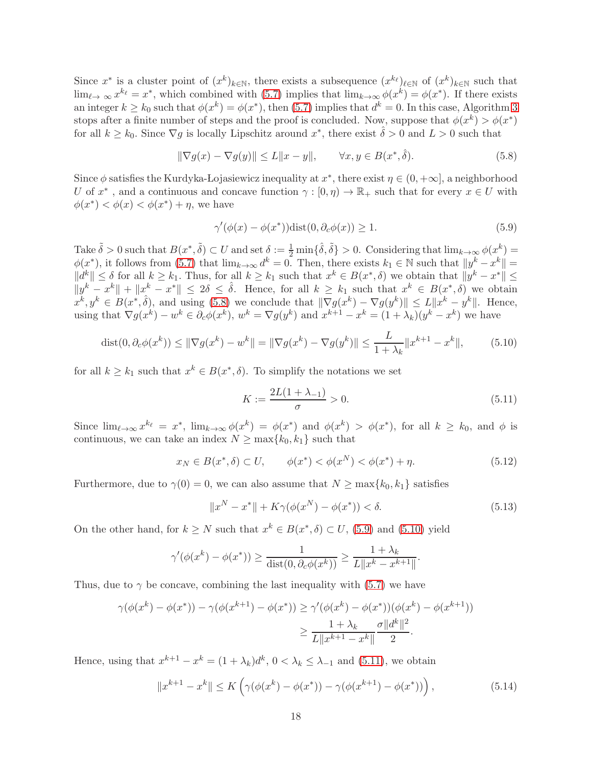Since $x^*$ is a cluster point of $(x^k)_{k\in\mathbb{N}}$, there exists a subsequence $(x^{k_\ell})_{\ell\in\mathbb{N}}$ of $(x^k)_{k\in\mathbb{N}}$ such that $\lim_{\ell\to\infty} x^{k_\ell} = x^*$, which combined with (5.7) implies that $\lim_{k\to\infty}\phi(x^k) = \phi(x^*)$. If there exists an integer $k \geq k_0$ such that $\phi(x^k) = \phi(x^*)$, then (5.7) implies that $d^k = 0$. In this case, Algorithm 3 stops after a finite number of steps and the proof is concluded. Now, suppose that $\phi(x^k) > \phi(x^*)$ for all $k \geq k_0$. Since $\nabla g$ is locally Lipschitz around $x^*$, there exist $\hat{\delta} > 0$ and $L > 0$ such that

$$\|\nabla g(x) - \nabla g(y)\| \leq L\|x - y\|, \qquad \forall x, y \in B(x^*, \hat{\delta}). \tag{5.8}$$

Since $\phi$ satisfies the Kurdyka-Łojasiewicz inequality at $x^*$, there exist $\eta \in (0, +\infty]$, a neighborhood $U$ of $x^*$ , and a continuous and concave function $\gamma : [0, \eta) \to \mathbb{R}_+$ such that for every $x \in U$ with $\phi(x^*) < \phi(x) < \phi(x^*) + \eta$, we have

$$\gamma'(\phi(x) - \phi(x^*))\text{dist}(0, \partial_c\phi(x)) \geq 1. \tag{5.9}$$

Take $\tilde{\delta} > 0$ such that $B(x^*, \tilde{\delta}) \subset U$ and set $\delta := \frac{1}{2}\min\{\hat{\delta}, \tilde{\delta}\} > 0$. Considering that $\lim_{k\to\infty}\phi(x^k) = \phi(x^*)$, it follows from (5.7) that $\lim_{k\to\infty} d^k = 0$. Then, there exists $k_1 \in \mathbb{N}$ such that $\|y^k - x^k\| = \|d^k\| \leq \delta$ for all $k \geq k_1$. Thus, for all $k \geq k_1$ such that $x^k \in B(x^*, \delta)$ we obtain that $\|y^k - x^*\| \leq \|y^k - x^k\| + \|x^k - x^*\| \leq 2\delta \leq \hat{\delta}$. Hence, for all $k \geq k_1$ such that $x^k \in B(x^*, \delta)$ we obtain $x^k, y^k \in B(x^*, \hat{\delta})$, and using (5.8) we conclude that $\|\nabla g(x^k) - \nabla g(y^k)\| \leq L\|x^k - y^k\|$. Hence, using that $\nabla g(x^k) - w^k \in \partial_c\phi(x^k)$, $w^k = \nabla g(y^k)$ and $x^{k+1} - x^k = (1 + \lambda_k)(y^k - x^k)$ we have

$$\text{dist}(0, \partial_c\phi(x^k)) \leq \|\nabla g(x^k) - w^k\| = \|\nabla g(x^k) - \nabla g(y^k)\| \leq \frac{L}{1 + \lambda_k}\|x^{k+1} - x^k\|, \tag{5.10}$$

for all $k \geq k_1$ such that $x^k \in B(x^*, \delta)$. To simplify the notations we set

$$K := \frac{2L(1 + \lambda_{-1})}{\sigma} > 0. \tag{5.11}$$

Since $\lim_{\ell\to\infty} x^{k_\ell} = x^*$, $\lim_{k\to\infty}\phi(x^k) = \phi(x^*)$ and $\phi(x^k) > \phi(x^*)$, for all $k \geq k_0$, and $\phi$ is continuous, we can take an index $N \geq \max\{k_0, k_1\}$ such that

$$x_N \in B(x^*, \delta) \subset U, \qquad \phi(x^*) < \phi(x^N) < \phi(x^*) + \eta. \tag{5.12}$$

Furthermore, due to $\gamma(0) = 0$, we can also assume that $N \geq \max\{k_0, k_1\}$ satisfies

$$\|x^N - x^*\| + K\gamma(\phi(x^N) - \phi(x^*)) < \delta. \tag{5.13}$$

On the other hand, for $k \geq N$ such that $x^k \in B(x^*, \delta) \subset U$, (5.9) and (5.10) yield

$$\gamma'(\phi(x^k) - \phi(x^*)) \geq \frac{1}{\text{dist}(0, \partial_c\phi(x^k))} \geq \frac{1 + \lambda_k}{L\|x^k - x^{k+1}\|}.$$

Thus, due to $\gamma$ be concave, combining the last inequality with (5.7) we have

$$\begin{aligned}
\gamma(\phi(x^k) - \phi(x^*)) - \gamma(\phi(x^{k+1}) - \phi(x^*)) &\geq \gamma'(\phi(x^k) - \phi(x^*))(\phi(x^k) - \phi(x^{k+1})) \\
&\geq \frac{1 + \lambda_k}{L\|x^{k+1} - x^k\|}\frac{\sigma\|d^k\|^2}{2}.
\end{aligned}$$

Hence, using that $x^{k+1} - x^k = (1 + \lambda_k)d^k$, $0 < \lambda_k \leq \lambda_{-1}$ and (5.11), we obtain

$$\|x^{k+1} - x^k\| \leq K\left(\gamma(\phi(x^k) - \phi(x^*)) - \gamma(\phi(x^{k+1}) - \phi(x^*))\right), \tag{5.14}$$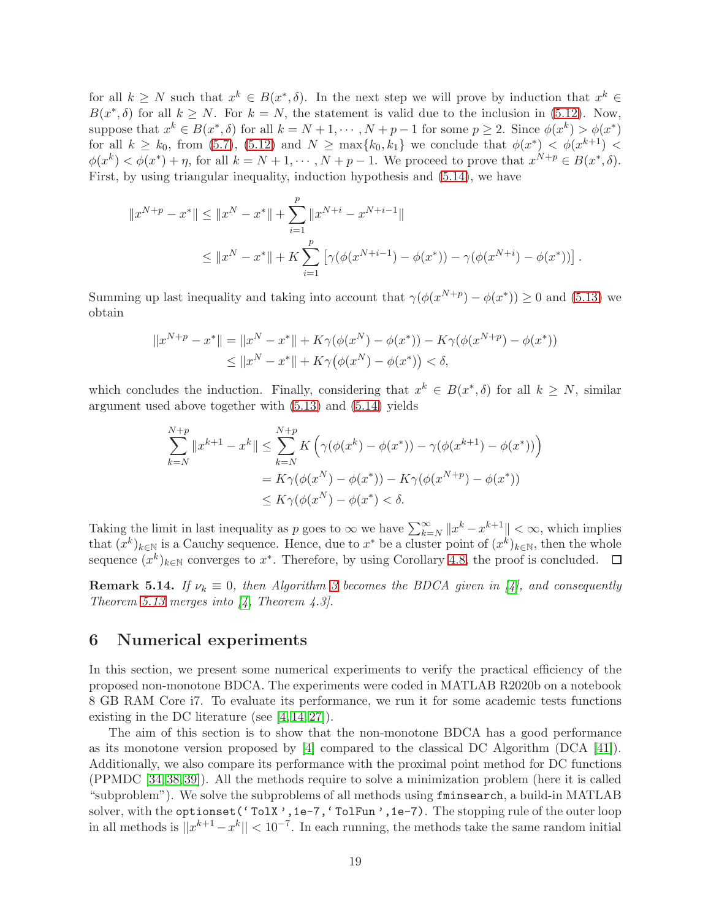for all $k \geq N$ such that $x^k \in B(x^*, \delta)$. In the next step we will prove by induction that $x^k \in B(x^*, \delta)$ for all $k \geq N$. For $k = N$, the statement is valid due to the inclusion in (5.12). Now, suppose that $x^k \in B(x^*, \delta)$ for all $k = N+1, \cdots, N+p-1$ for some $p \geq 2$. Since $\phi(x^k) > \phi(x^*)$ for all $k \geq k_0$, from (5.7), (5.12) and $N \geq \max\{k_0, k_1\}$ we conclude that $\phi(x^*) < \phi(x^{k+1}) < \phi(x^k) < \phi(x^*) + \eta$, for all $k = N+1, \cdots, N+p-1$. We proceed to prove that $x^{N+p} \in B(x^*, \delta)$. First, by using triangular inequality, induction hypothesis and (5.14), we have

$$
\begin{aligned}
\|x^{N+p} - x^*\| &\leq \|x^N - x^*\| + \sum_{i=1}^{p} \|x^{N+i} - x^{N+i-1}\| \\
&\leq \|x^N - x^*\| + K \sum_{i=1}^{p} \left[\gamma(\phi(x^{N+i-1}) - \phi(x^*)) - \gamma(\phi(x^{N+i}) - \phi(x^*))\right].
\end{aligned}
$$

Summing up last inequality and taking into account that $\gamma(\phi(x^{N+p}) - \phi(x^*)) \geq 0$ and (5.13) we obtain

$$
\begin{aligned}
\|x^{N+p} - x^*\| &= \|x^N - x^*\| + K\gamma(\phi(x^N) - \phi(x^*)) - K\gamma(\phi(x^{N+p}) - \phi(x^*)) \\
&\leq \|x^N - x^*\| + K\gamma\big(\phi(x^N) - \phi(x^*)\big) < \delta,
\end{aligned}
$$

which concludes the induction. Finally, considering that $x^k \in B(x^*, \delta)$ for all $k \geq N$, similar argument used above together with (5.13) and (5.14) yields

$$
\begin{aligned}
\sum_{k=N}^{N+p} \|x^{k+1} - x^k\| &\leq \sum_{k=N}^{N+p} K\left(\gamma(\phi(x^k) - \phi(x^*)) - \gamma(\phi(x^{k+1}) - \phi(x^*))\right) \\
&= K\gamma(\phi(x^N) - \phi(x^*)) - K\gamma(\phi(x^{N+p}) - \phi(x^*)) \\
&\leq K\gamma(\phi(x^N) - \phi(x^*) < \delta.
\end{aligned}
$$

Taking the limit in last inequality as $p$ goes to $\infty$ we have $\sum_{k=N}^{\infty} \|x^k - x^{k+1}\| < \infty$, which implies that $(x^k)_{k\in\mathbb{N}}$ is a Cauchy sequence. Hence, due to $x^*$ be a cluster point of $(x^k)_{k\in\mathbb{N}}$, then the whole sequence $(x^k)_{k\in\mathbb{N}}$ converges to $x^*$. Therefore, by using Corollary 4.8, the proof is concluded. ☐

**Remark 5.14.** *If $\nu_k \equiv 0$, then Algorithm 3 becomes the BDCA given in [4], and consequently Theorem 5.13 merges into [4, Theorem 4.3].*

## 6 Numerical experiments

In this section, we present some numerical experiments to verify the practical efficiency of the proposed non-monotone BDCA. The experiments were coded in MATLAB R2020b on a notebook 8 GB RAM Core i7. To evaluate its performance, we run it for some academic tests functions existing in the DC literature (see [4, 14, 27]).

The aim of this section is to show that the non-monotone BDCA has a good performance as its monotone version proposed by [4] compared to the classical DC Algorithm (DCA [41]). Additionally, we also compare its performance with the proximal point method for DC functions (PPMDC [34, 38, 39]). All the methods require to solve a minimization problem (here it is called "subproblem"). We solve the subproblems of all methods using `fminsearch`, a build-in MATLAB solver, with the `optionset('TolX',1e-7,'TolFun',1e-7)`. The stopping rule of the outer loop in all methods is $||x^{k+1} - x^k|| < 10^{-7}$. In each running, the methods take the same random initial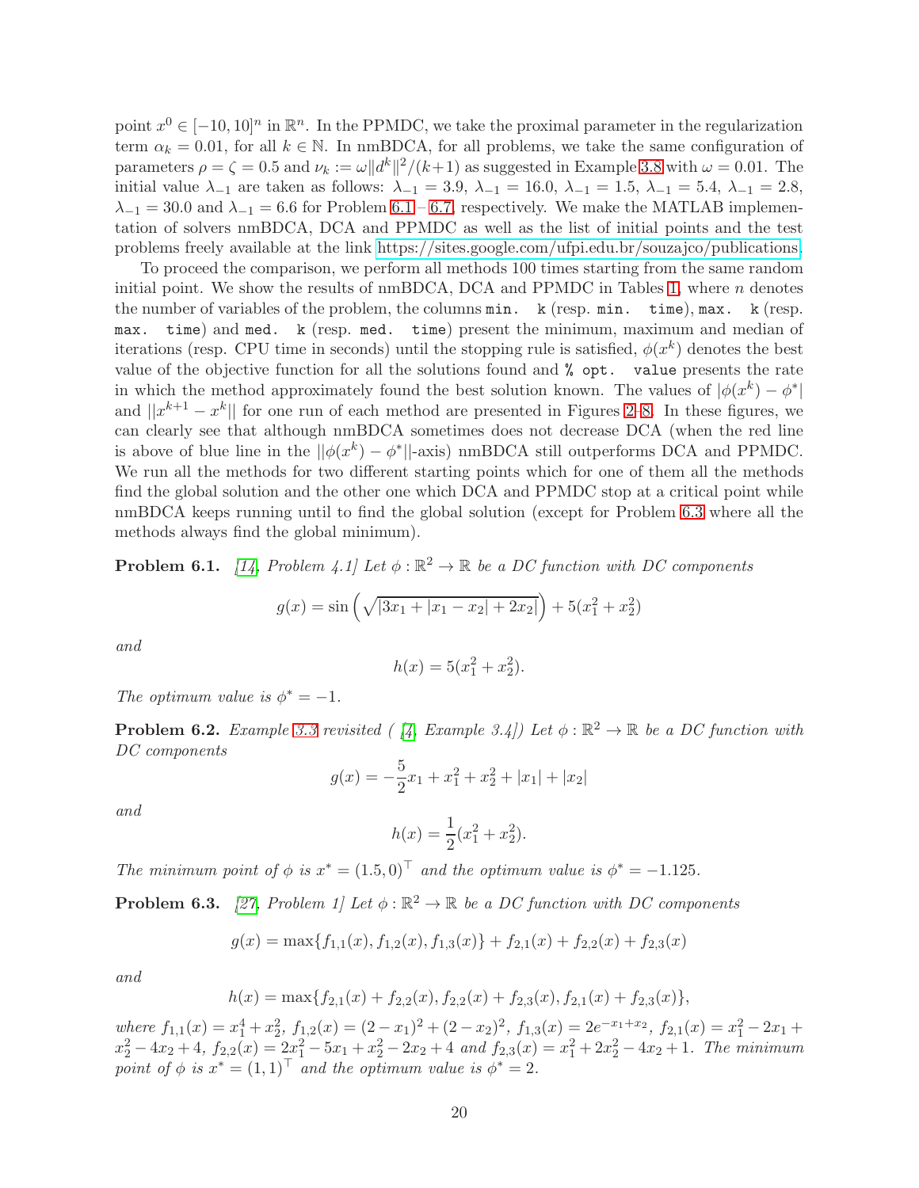point $x^0 \in [-10, 10]^n$ in $\mathbb{R}^n$. In the PPMDC, we take the proximal parameter in the regularization term $\alpha_k = 0.01$, for all $k \in \mathbb{N}$. In nmBDCA, for all problems, we take the same configuration of parameters $\rho = \zeta = 0.5$ and $\nu_k := \omega \|d^k\|^2/(k+1)$ as suggested in Example 3.8 with $\omega = 0.01$. The initial value $\lambda_{-1}$ are taken as follows: $\lambda_{-1} = 3.9$, $\lambda_{-1} = 16.0$, $\lambda_{-1} = 1.5$, $\lambda_{-1} = 5.4$, $\lambda_{-1} = 2.8$, $\lambda_{-1} = 30.0$ and $\lambda_{-1} = 6.6$ for Problem 6.1 – 6.7, respectively. We make the MATLAB implementation of solvers nmBDCA, DCA and PPMDC as well as the list of initial points and the test problems freely available at the link https://sites.google.com/ufpi.edu.br/souzajco/publications.

To proceed the comparison, we perform all methods 100 times starting from the same random initial point. We show the results of nmBDCA, DCA and PPMDC in Tables 1, where $n$ denotes the number of variables of the problem, the columns `min. k` (resp. `min. time`), `max. k` (resp. `max. time`) and `med. k` (resp. `med. time`) present the minimum, maximum and median of iterations (resp. CPU time in seconds) until the stopping rule is satisfied, $\phi(x^k)$ denotes the best value of the objective function for all the solutions found and `% opt. value` presents the rate in which the method approximately found the best solution known. The values of $|\phi(x^k) - \phi^*|$ and $||x^{k+1} - x^k||$ for one run of each method are presented in Figures 2–8. In these figures, we can clearly see that although nmBDCA sometimes does not decrease DCA (when the red line is above of blue line in the $||\phi(x^k) - \phi^*||$-axis) nmBDCA still outperforms DCA and PPMDC. We run all the methods for two different starting points which for one of them all the methods find the global solution and the other one which DCA and PPMDC stop at a critical point while nmBDCA keeps running until to find the global solution (except for Problem 6.3 where all the methods always find the global minimum).

**Problem 6.1.** *[14, Problem 4.1] Let $\phi : \mathbb{R}^2 \to \mathbb{R}$ be a DC function with DC components*

$$g(x) = \sin\left(\sqrt{|3x_1 + |x_1 - x_2| + 2x_2|}\right) + 5(x_1^2 + x_2^2)$$

*and*

$$h(x) = 5(x_1^2 + x_2^2).$$

*The optimum value is $\phi^* = -1$.*

**Problem 6.2.** *Example 3.3 revisited ( [4, Example 3.4]) Let $\phi : \mathbb{R}^2 \to \mathbb{R}$ be a DC function with DC components*

$$g(x) = -\frac{5}{2}x_1 + x_1^2 + x_2^2 + |x_1| + |x_2|$$

*and*

$$h(x) = \frac{1}{2}(x_1^2 + x_2^2).$$

*The minimum point of $\phi$ is $x^* = (1.5, 0)^\top$ and the optimum value is $\phi^* = -1.125$.*

**Problem 6.3.** *[27, Problem 1] Let $\phi : \mathbb{R}^2 \to \mathbb{R}$ be a DC function with DC components*

$$g(x) = \max\{f_{1,1}(x), f_{1,2}(x), f_{1,3}(x)\} + f_{2,1}(x) + f_{2,2}(x) + f_{2,3}(x)$$

*and*

$$h(x) = \max\{f_{2,1}(x) + f_{2,2}(x), f_{2,2}(x) + f_{2,3}(x), f_{2,1}(x) + f_{2,3}(x)\},$$

*where $f_{1,1}(x) = x_1^4 + x_2^2$, $f_{1,2}(x) = (2 - x_1)^2 + (2 - x_2)^2$, $f_{1,3}(x) = 2e^{-x_1 + x_2}$, $f_{2,1}(x) = x_1^2 - 2x_1 + x_2^2 - 4x_2 + 4$, $f_{2,2}(x) = 2x_1^2 - 5x_1 + x_2^2 - 2x_2 + 4$ and $f_{2,3}(x) = x_1^2 + 2x_2^2 - 4x_2 + 1$. The minimum point of $\phi$ is $x^* = (1, 1)^\top$ and the optimum value is $\phi^* = 2$.*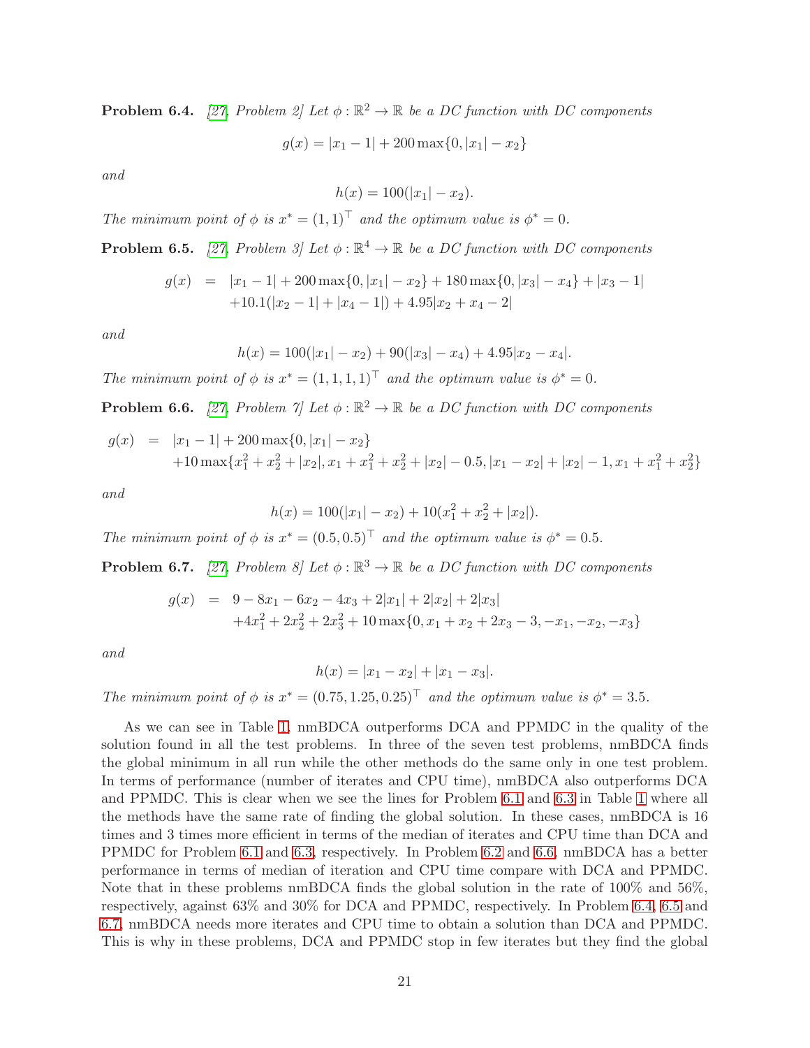**Problem 6.4.** *[27, Problem 2] Let $\phi : \mathbb{R}^2 \to \mathbb{R}$ be a DC function with DC components*

$$g(x) = |x_1 - 1| + 200 \max\{0, |x_1| - x_2\}$$

*and*

$$h(x) = 100(|x_1| - x_2).$$

*The minimum point of $\phi$ is $x^* = (1, 1)^\top$ and the optimum value is $\phi^* = 0$.*

**Problem 6.5.** *[27, Problem 3] Let $\phi : \mathbb{R}^4 \to \mathbb{R}$ be a DC function with DC components*

$$\begin{aligned} g(x) &= |x_1 - 1| + 200 \max\{0, |x_1| - x_2\} + 180 \max\{0, |x_3| - x_4\} + |x_3 - 1| \\ &\quad + 10.1(|x_2 - 1| + |x_4 - 1|) + 4.95|x_2 + x_4 - 2| \end{aligned}$$

*and*

$$h(x) = 100(|x_1| - x_2) + 90(|x_3| - x_4) + 4.95|x_2 - x_4|.$$

*The minimum point of $\phi$ is $x^* = (1, 1, 1, 1)^\top$ and the optimum value is $\phi^* = 0$.*

**Problem 6.6.** *[27, Problem 7] Let $\phi : \mathbb{R}^2 \to \mathbb{R}$ be a DC function with DC components*

$$\begin{aligned} g(x) &= |x_1 - 1| + 200 \max\{0, |x_1| - x_2\} \\ &\quad + 10 \max\{x_1^2 + x_2^2 + |x_2|, x_1 + x_1^2 + x_2^2 + |x_2| - 0.5, |x_1 - x_2| + |x_2| - 1, x_1 + x_1^2 + x_2^2\} \end{aligned}$$

*and*

$$h(x) = 100(|x_1| - x_2) + 10(x_1^2 + x_2^2 + |x_2|).$$

*The minimum point of $\phi$ is $x^* = (0.5, 0.5)^\top$ and the optimum value is $\phi^* = 0.5$.*

**Problem 6.7.** *[27, Problem 8] Let $\phi : \mathbb{R}^3 \to \mathbb{R}$ be a DC function with DC components*

$$\begin{aligned} g(x) &= 9 - 8x_1 - 6x_2 - 4x_3 + 2|x_1| + 2|x_2| + 2|x_3| \\ &\quad + 4x_1^2 + 2x_2^2 + 2x_3^2 + 10 \max\{0, x_1 + x_2 + 2x_3 - 3, -x_1, -x_2, -x_3\} \end{aligned}$$

*and*

$$h(x) = |x_1 - x_2| + |x_1 - x_3|.$$

*The minimum point of $\phi$ is $x^* = (0.75, 1.25, 0.25)^\top$ and the optimum value is $\phi^* = 3.5$.*

As we can see in Table 1, nmBDCA outperforms DCA and PPMDC in the quality of the solution found in all the test problems. In three of the seven test problems, nmBDCA finds the global minimum in all run while the other methods do the same only in one test problem. In terms of performance (number of iterates and CPU time), nmBDCA also outperforms DCA and PPMDC. This is clear when we see the lines for Problem 6.1 and 6.3 in Table 1 where all the methods have the same rate of finding the global solution. In these cases, nmBDCA is 16 times and 3 times more efficient in terms of the median of iterates and CPU time than DCA and PPMDC for Problem 6.1 and 6.3, respectively. In Problem 6.2 and 6.6, nmBDCA has a better performance in terms of median of iteration and CPU time compare with DCA and PPMDC. Note that in these problems nmBDCA finds the global solution in the rate of 100% and 56%, respectively, against 63% and 30% for DCA and PPMDC, respectively. In Problem 6.4, 6.5 and 6.7, nmBDCA needs more iterates and CPU time to obtain a solution than DCA and PPMDC. This is why in these problems, DCA and PPMDC stop in few iterates but they find the global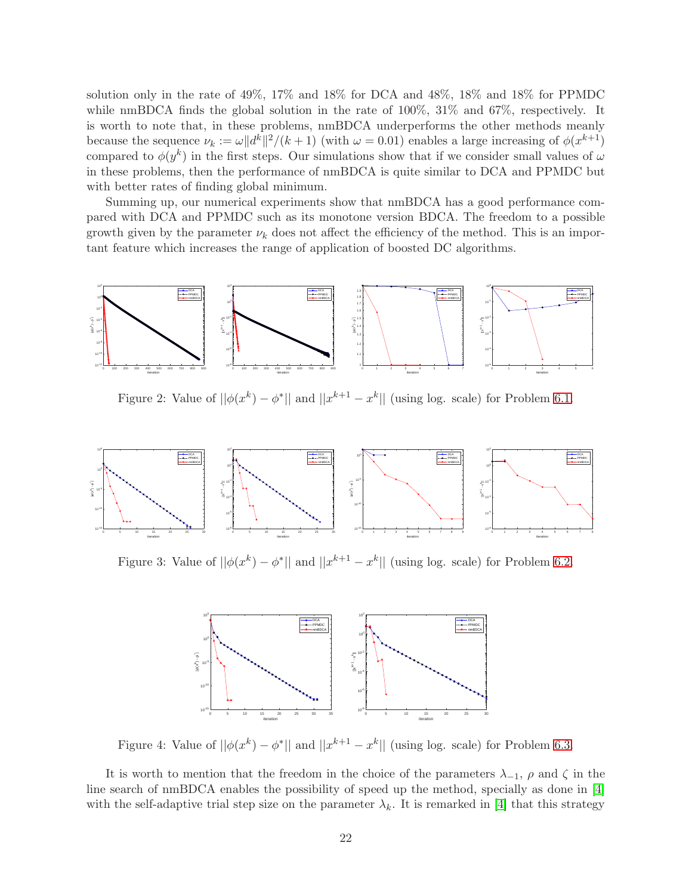solution only in the rate of 49%, 17% and 18% for DCA and 48%, 18% and 18% for PPMDC while nmBDCA finds the global solution in the rate of 100%, 31% and 67%, respectively. It is worth to note that, in these problems, nmBDCA underperforms the other methods meanly because the sequence $\nu_k := \omega\|d^k\|^2/(k+1)$ (with $\omega = 0.01$) enables a large increasing of $\phi(x^{k+1})$ compared to $\phi(y^k)$ in the first steps. Our simulations show that if we consider small values of $\omega$ in these problems, then the performance of nmBDCA is quite similar to DCA and PPMDC but with better rates of finding global minimum.

Summing up, our numerical experiments show that nmBDCA has a good performance compared with DCA and PPMDC such as its monotone version BDCA. The freedom to a possible growth given by the parameter $\nu_k$ does not affect the efficiency of the method. This is an important feature which increases the range of application of boosted DC algorithms.

Figure 2: Value of $||\phi(x^k) - \phi^*||$ and $||x^{k+1} - x^k||$ (using log. scale) for Problem 6.1.

Figure 3: Value of $||\phi(x^k) - \phi^*||$ and $||x^{k+1} - x^k||$ (using log. scale) for Problem 6.2.

Figure 4: Value of $||\phi(x^k) - \phi^*||$ and $||x^{k+1} - x^k||$ (using log. scale) for Problem 6.3.

It is worth to mention that the freedom in the choice of the parameters $\lambda_{-1}$, $\rho$ and $\zeta$ in the line search of nmBDCA enables the possibility of speed up the method, specially as done in [4] with the self-adaptive trial step size on the parameter $\lambda_k$. It is remarked in [4] that this strategy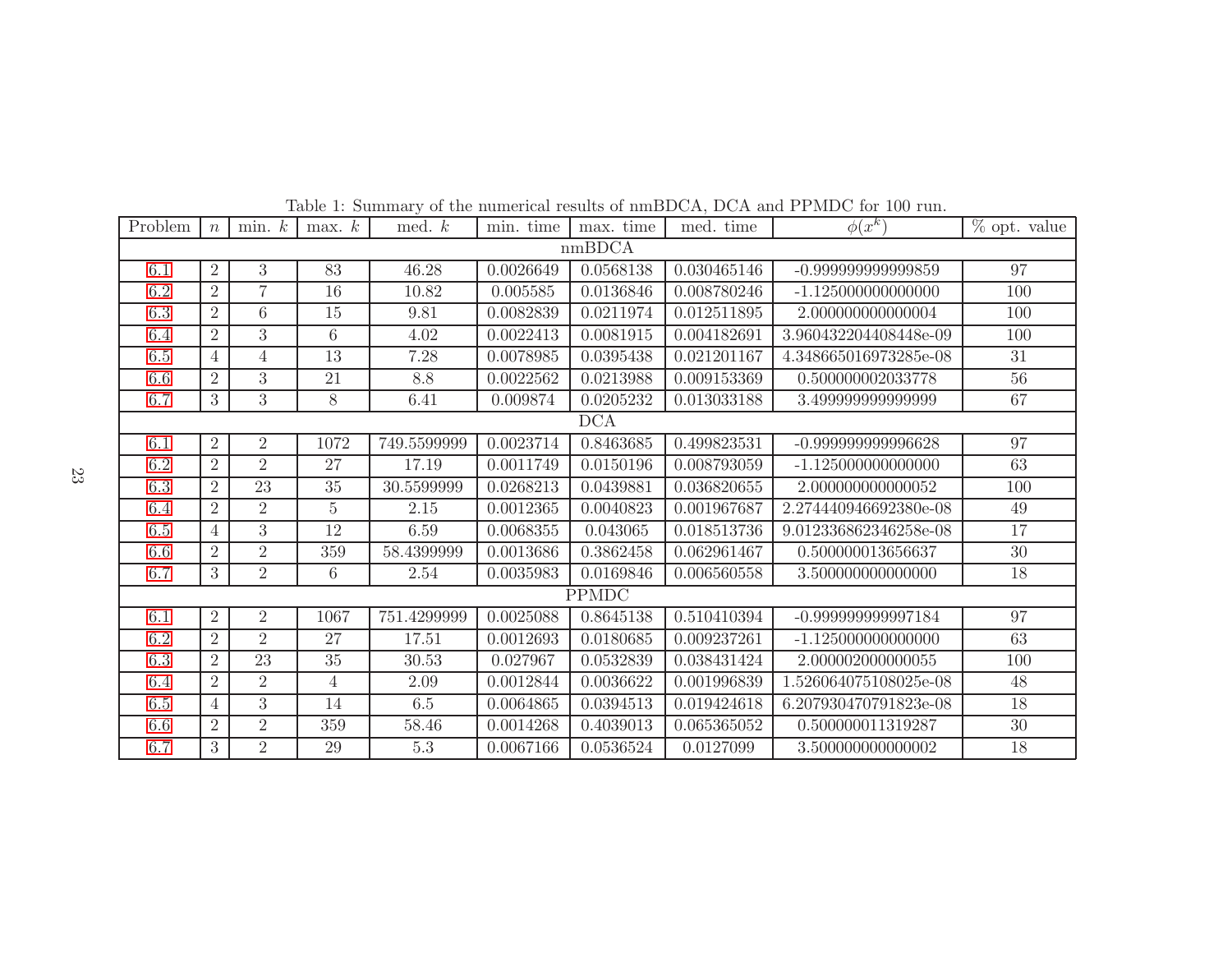Table 1: Summary of the numerical results of nmBDCA, DCA and PPMDC for 100 run.

| Problem | $n$ | min. $k$ | max. $k$ | med. $k$ | min. time | max. time | med. time | $\phi(x^k)$ | % opt. value |
|---|---|---|---|---|---|---|---|---|---|
| nmBDCA | | | | | | | | | |
| 6.1 | 2 | 3 | 83 | 46.28 | 0.0026649 | 0.0568138 | 0.030465146 | -0.999999999999859 | 97 |
| 6.2 | 2 | 7 | 16 | 10.82 | 0.005585 | 0.0136846 | 0.008780246 | -1.125000000000000 | 100 |
| 6.3 | 2 | 6 | 15 | 9.81 | 0.0082839 | 0.0211974 | 0.012511895 | 2.000000000000004 | 100 |
| 6.4 | 2 | 3 | 6 | 4.02 | 0.0022413 | 0.0081915 | 0.004182691 | 3.960432204408448e-09 | 100 |
| 6.5 | 4 | 4 | 13 | 7.28 | 0.0078985 | 0.0395438 | 0.021201167 | 4.348665016973285e-08 | 31 |
| 6.6 | 2 | 3 | 21 | 8.8 | 0.0022562 | 0.0213988 | 0.009153369 | 0.500000002033778 | 56 |
| 6.7 | 3 | 3 | 8 | 6.41 | 0.009874 | 0.0205232 | 0.013033188 | 3.499999999999999 | 67 |
| DCA | | | | | | | | | |
| 6.1 | 2 | 2 | 1072 | 749.5599999 | 0.0023714 | 0.8463685 | 0.499823531 | -0.999999999996628 | 97 |
| 6.2 | 2 | 2 | 27 | 17.19 | 0.0011749 | 0.0150196 | 0.008793059 | -1.125000000000000 | 63 |
| 6.3 | 2 | 23 | 35 | 30.5599999 | 0.0268213 | 0.0439881 | 0.036820655 | 2.000000000000052 | 100 |
| 6.4 | 2 | 2 | 5 | 2.15 | 0.0012365 | 0.0040823 | 0.001967687 | 2.274440946692380e-08 | 49 |
| 6.5 | 4 | 3 | 12 | 6.59 | 0.0068355 | 0.043065 | 0.018513736 | 9.012336862346258e-08 | 17 |
| 6.6 | 2 | 2 | 359 | 58.4399999 | 0.0013686 | 0.3862458 | 0.062961467 | 0.500000013656637 | 30 |
| 6.7 | 3 | 2 | 6 | 2.54 | 0.0035983 | 0.0169846 | 0.006560558 | 3.500000000000000 | 18 |
| PPMDC | | | | | | | | | |
| 6.1 | 2 | 2 | 1067 | 751.4299999 | 0.0025088 | 0.8645138 | 0.510410394 | -0.999999999997184 | 97 |
| 6.2 | 2 | 2 | 27 | 17.51 | 0.0012693 | 0.0180685 | 0.009237261 | -1.125000000000000 | 63 |
| 6.3 | 2 | 23 | 35 | 30.53 | 0.027967 | 0.0532839 | 0.038431424 | 2.000002000000055 | 100 |
| 6.4 | 2 | 2 | 4 | 2.09 | 0.0012844 | 0.0036622 | 0.001996839 | 1.526064075108025e-08 | 48 |
| 6.5 | 4 | 3 | 14 | 6.5 | 0.0064865 | 0.0394513 | 0.019424618 | 6.207930470791823e-08 | 18 |
| 6.6 | 2 | 2 | 359 | 58.46 | 0.0014268 | 0.4039013 | 0.065365052 | 0.500000011319287 | 30 |
| 6.7 | 3 | 2 | 29 | 5.3 | 0.0067166 | 0.0536524 | 0.0127099 | 3.500000000000002 | 18 |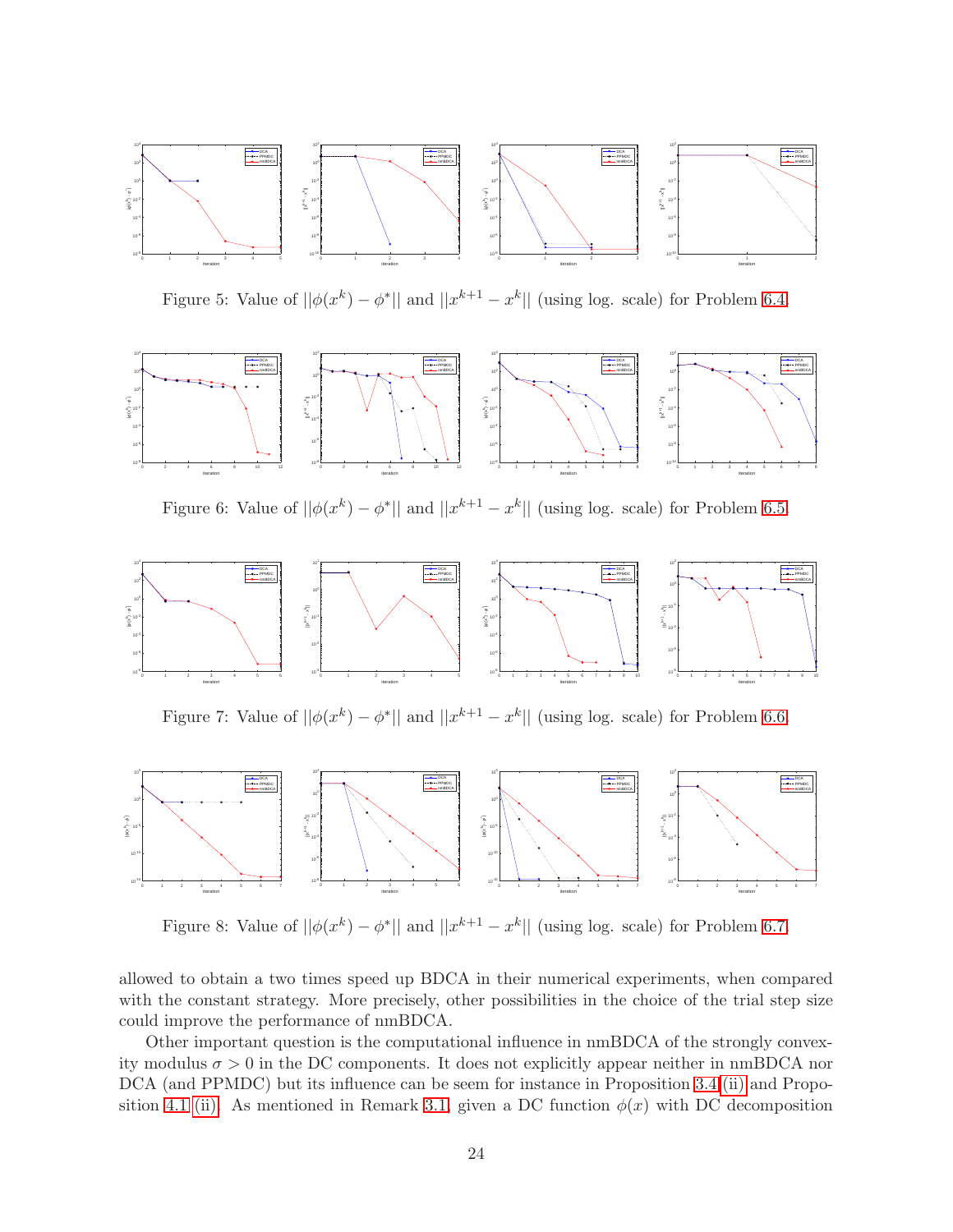Figure 5: Value of $||\phi(x^k) - \phi^*||$ and $||x^{k+1} - x^k||$ (using log. scale) for Problem 6.4.

Figure 6: Value of $||\phi(x^k) - \phi^*||$ and $||x^{k+1} - x^k||$ (using log. scale) for Problem 6.5.

Figure 7: Value of $||\phi(x^k) - \phi^*||$ and $||x^{k+1} - x^k||$ (using log. scale) for Problem 6.6.

Figure 8: Value of $||\phi(x^k) - \phi^*||$ and $||x^{k+1} - x^k||$ (using log. scale) for Problem 6.7.

allowed to obtain a two times speed up BDCA in their numerical experiments, when compared with the constant strategy. More precisely, other possibilities in the choice of the trial step size could improve the performance of nmBDCA.

Other important question is the computational influence in nmBDCA of the strongly convexity modulus $\sigma > 0$ in the DC components. It does not explicitly appear neither in nmBDCA nor DCA (and PPMDC) but its influence can be seem for instance in Proposition 3.4 (ii) and Proposition 4.1 (ii). As mentioned in Remark 3.1, given a DC function $\phi(x)$ with DC decomposition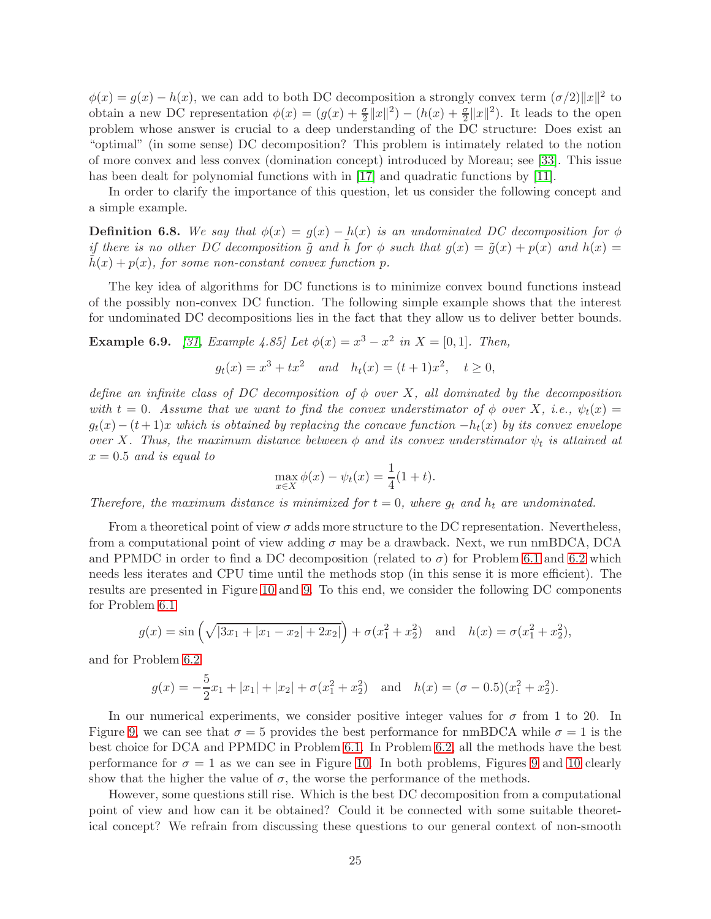$\phi(x) = g(x) - h(x)$, we can add to both DC decomposition a strongly convex term $(\sigma/2)\|x\|^2$ to obtain a new DC representation $\phi(x) = (g(x) + \frac{\sigma}{2}\|x\|^2) - (h(x) + \frac{\sigma}{2}\|x\|^2)$. It leads to the open problem whose answer is crucial to a deep understanding of the DC structure: Does exist an "optimal" (in some sense) DC decomposition? This problem is intimately related to the notion of more convex and less convex (domination concept) introduced by Moreau; see [33]. This issue has been dealt for polynomial functions with in [17] and quadratic functions by [11].

In order to clarify the importance of this question, let us consider the following concept and a simple example.

**Definition 6.8.** *We say that $\phi(x) = g(x) - h(x)$ is an undominated DC decomposition for $\phi$ if there is no other DC decomposition $\tilde{g}$ and $\tilde{h}$ for $\phi$ such that $g(x) = \tilde{g}(x) + p(x)$ and $h(x) = \tilde{h}(x) + p(x)$, for some non-constant convex function $p$.*

The key idea of algorithms for DC functions is to minimize convex bound functions instead of the possibly non-convex DC function. The following simple example shows that the interest for undominated DC decompositions lies in the fact that they allow us to deliver better bounds.

**Example 6.9.** *[31, Example 4.85] Let $\phi(x) = x^3 - x^2$ in $X = [0, 1]$. Then,*

$$g_t(x) = x^3 + tx^2 \quad \text{and} \quad h_t(x) = (t+1)x^2, \quad t \geq 0,$$

*define an infinite class of DC decomposition of $\phi$ over $X$, all dominated by the decomposition with $t = 0$. Assume that we want to find the convex understimator of $\phi$ over $X$, i.e., $\psi_t(x) = g_t(x) - (t+1)x$ which is obtained by replacing the concave function $-h_t(x)$ by its convex envelope over $X$. Thus, the maximum distance between $\phi$ and its convex understimator $\psi_t$ is attained at $x = 0.5$ and is equal to*

$$\max_{x \in X} \phi(x) - \psi_t(x) = \frac{1}{4}(1 + t).$$

*Therefore, the maximum distance is minimized for $t = 0$, where $g_t$ and $h_t$ are undominated.*

From a theoretical point of view $\sigma$ adds more structure to the DC representation. Nevertheless, from a computational point of view adding $\sigma$ may be a drawback. Next, we run nmBDCA, DCA and PPMDC in order to find a DC decomposition (related to $\sigma$) for Problem 6.1 and 6.2 which needs less iterates and CPU time until the methods stop (in this sense it is more efficient). The results are presented in Figure 10 and 9. To this end, we consider the following DC components for Problem 6.1

$$g(x) = \sin\left(\sqrt{|3x_1 + |x_1 - x_2| + 2x_2|}\right) + \sigma(x_1^2 + x_2^2) \quad \text{and} \quad h(x) = \sigma(x_1^2 + x_2^2),$$

and for Problem 6.2

$$g(x) = -\frac{5}{2}x_1 + |x_1| + |x_2| + \sigma(x_1^2 + x_2^2) \quad \text{and} \quad h(x) = (\sigma - 0.5)(x_1^2 + x_2^2).$$

In our numerical experiments, we consider positive integer values for $\sigma$ from 1 to 20. In Figure 9, we can see that $\sigma = 5$ provides the best performance for nmBDCA while $\sigma = 1$ is the best choice for DCA and PPMDC in Problem 6.1. In Problem 6.2, all the methods have the best performance for $\sigma = 1$ as we can see in Figure 10. In both problems, Figures 9 and 10 clearly show that the higher the value of $\sigma$, the worse the performance of the methods.

However, some questions still rise. Which is the best DC decomposition from a computational point of view and how can it be obtained? Could it be connected with some suitable theoretical concept? We refrain from discussing these questions to our general context of non-smooth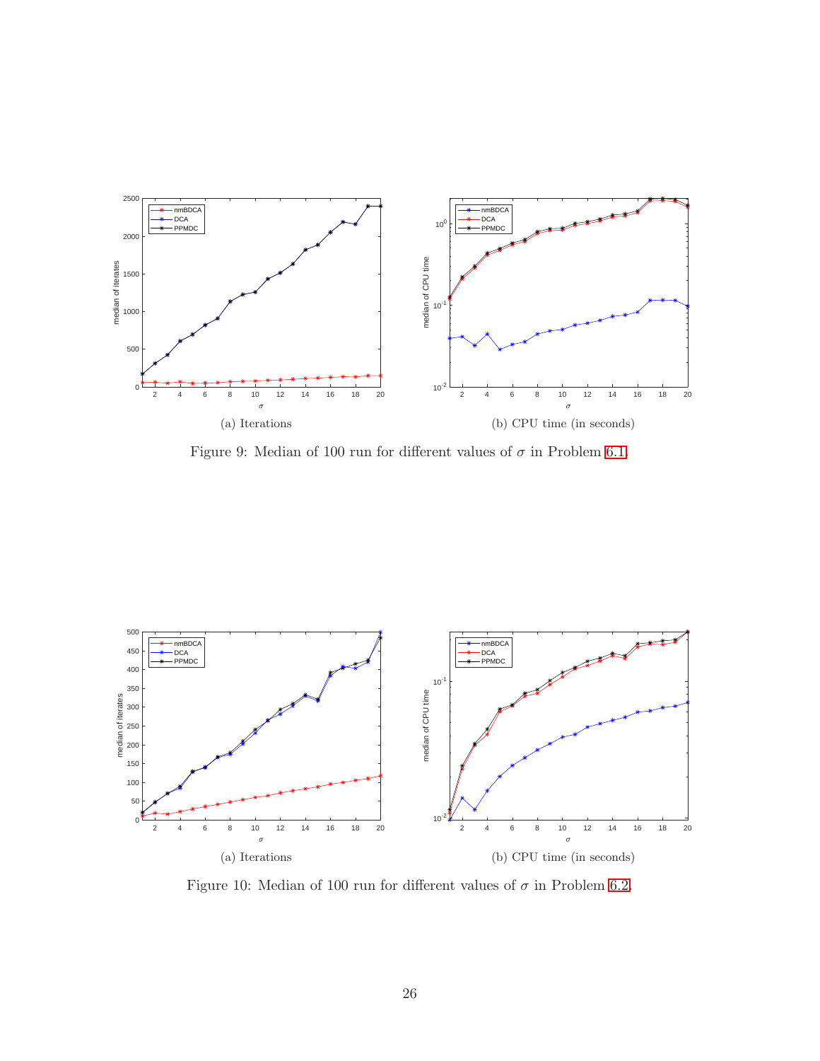(a) Iterations

(b) CPU time (in seconds)

Figure 9: Median of 100 run for different values of $\sigma$ in Problem 6.1.

(a) Iterations

(b) CPU time (in seconds)

Figure 10: Median of 100 run for different values of $\sigma$ in Problem 6.2.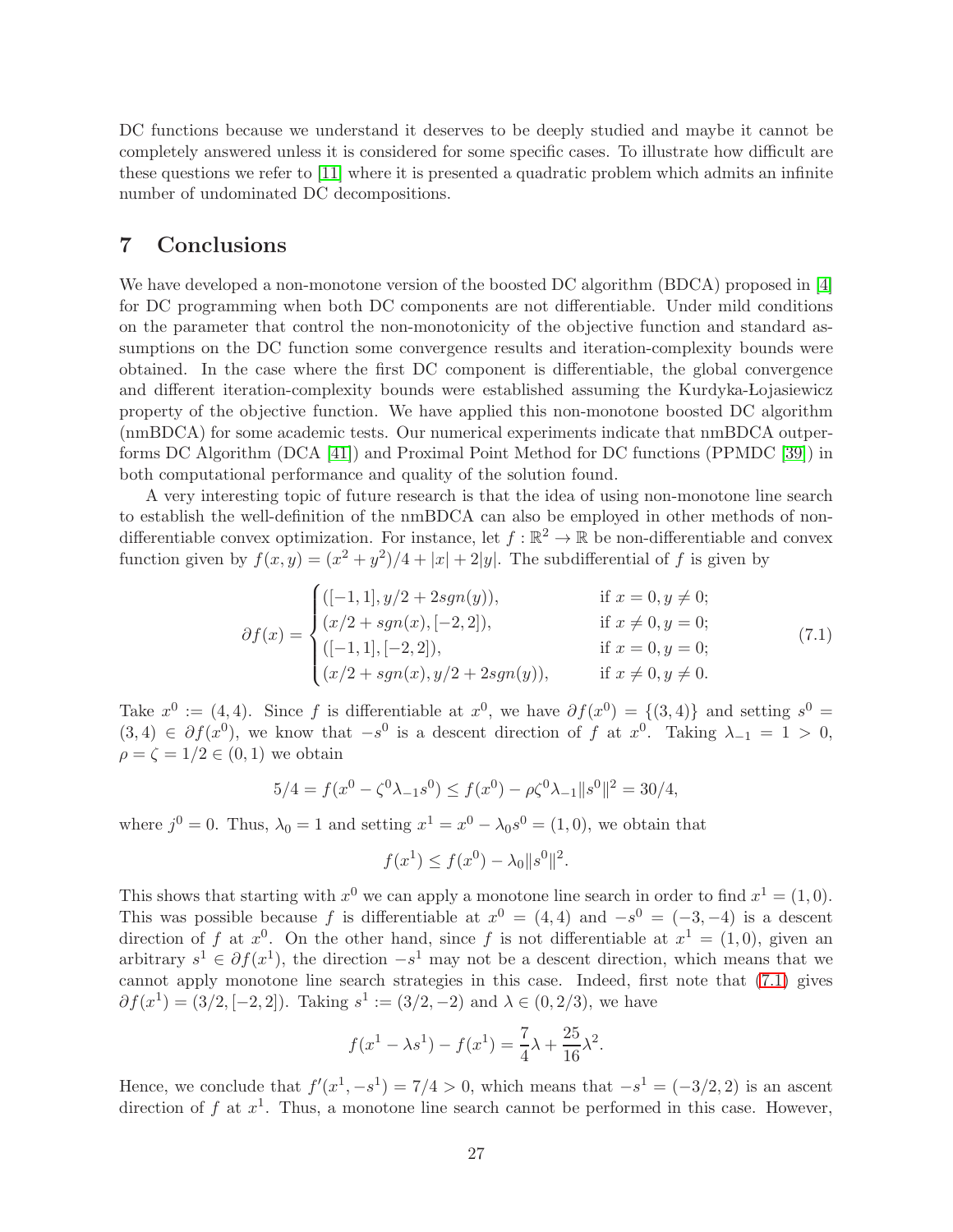DC functions because we understand it deserves to be deeply studied and maybe it cannot be completely answered unless it is considered for some specific cases. To illustrate how difficult are these questions we refer to [11] where it is presented a quadratic problem which admits an infinite number of undominated DC decompositions.

## 7 Conclusions

We have developed a non-monotone version of the boosted DC algorithm (BDCA) proposed in [4] for DC programming when both DC components are not differentiable. Under mild conditions on the parameter that control the non-monotonicity of the objective function and standard assumptions on the DC function some convergence results and iteration-complexity bounds were obtained. In the case where the first DC component is differentiable, the global convergence and different iteration-complexity bounds were established assuming the Kurdyka-Łojasiewicz property of the objective function. We have applied this non-monotone boosted DC algorithm (nmBDCA) for some academic tests. Our numerical experiments indicate that nmBDCA outperforms DC Algorithm (DCA [41]) and Proximal Point Method for DC functions (PPMDC [39]) in both computational performance and quality of the solution found.

A very interesting topic of future research is that the idea of using non-monotone line search to establish the well-definition of the nmBDCA can also be employed in other methods of non-differentiable convex optimization. For instance, let $f : \mathbb{R}^2 \to \mathbb{R}$ be non-differentiable and convex function given by $f(x, y) = (x^2 + y^2)/4 + |x| + 2|y|$. The subdifferential of $f$ is given by

$$
\partial f(x) = \begin{cases} ([-1,1], y/2 + 2sgn(y)), & \text{if } x = 0, y \neq 0; \\ (x/2 + sgn(x), [-2,2]), & \text{if } x \neq 0, y = 0; \\ ([-1,1], [-2,2]), & \text{if } x = 0, y = 0; \\ (x/2 + sgn(x), y/2 + 2sgn(y)), & \text{if } x \neq 0, y \neq 0. \end{cases} \tag{7.1}
$$

Take $x^0 := (4, 4)$. Since $f$ is differentiable at $x^0$, we have $\partial f(x^0) = \{(3, 4)\}$ and setting $s^0 = (3, 4) \in \partial f(x^0)$, we know that $-s^0$ is a descent direction of $f$ at $x^0$. Taking $\lambda_{-1} = 1 > 0$, $\rho = \zeta = 1/2 \in (0, 1)$ we obtain

$$
5/4 = f(x^0 - \zeta^0 \lambda_{-1} s^0) \leq f(x^0) - \rho \zeta^0 \lambda_{-1} \|s^0\|^2 = 30/4,
$$

where $j^0 = 0$. Thus, $\lambda_0 = 1$ and setting $x^1 = x^0 - \lambda_0 s^0 = (1, 0)$, we obtain that

$$
f(x^1) \leq f(x^0) - \lambda_0 \|s^0\|^2.
$$

This shows that starting with $x^0$ we can apply a monotone line search in order to find $x^1 = (1, 0)$. This was possible because $f$ is differentiable at $x^0 = (4, 4)$ and $-s^0 = (-3, -4)$ is a descent direction of $f$ at $x^0$. On the other hand, since $f$ is not differentiable at $x^1 = (1, 0)$, given an arbitrary $s^1 \in \partial f(x^1)$, the direction $-s^1$ may not be a descent direction, which means that we cannot apply monotone line search strategies in this case. Indeed, first note that (7.1) gives $\partial f(x^1) = (3/2, [-2, 2])$. Taking $s^1 := (3/2, -2)$ and $\lambda \in (0, 2/3)$, we have

$$
f(x^1 - \lambda s^1) - f(x^1) = \frac{7}{4}\lambda + \frac{25}{16}\lambda^2.
$$

Hence, we conclude that $f'(x^1, -s^1) = 7/4 > 0$, which means that $-s^1 = (-3/2, 2)$ is an ascent direction of $f$ at $x^1$. Thus, a monotone line search cannot be performed in this case. However,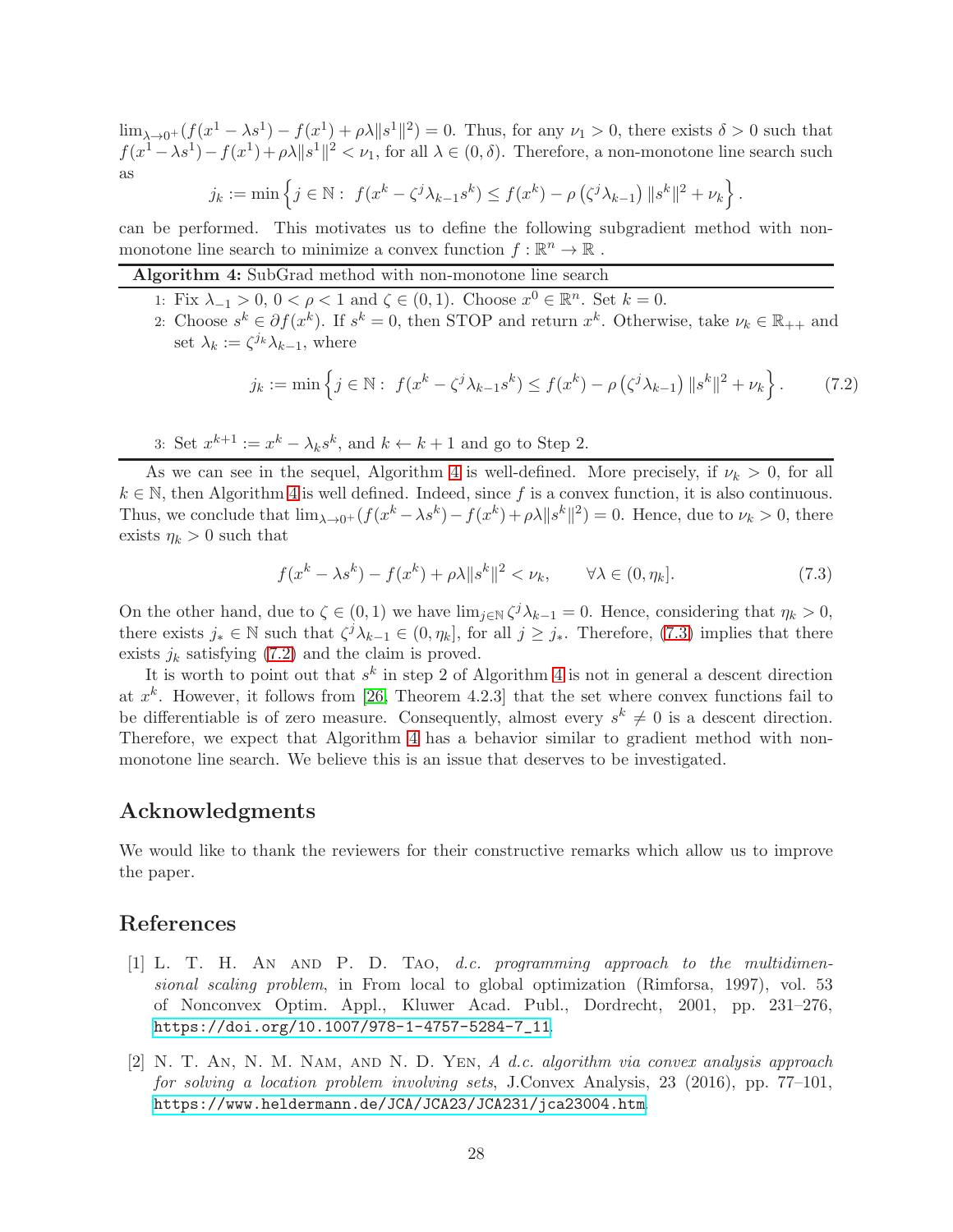$\lim_{\lambda\to 0^+}(f(x^1-\lambda s^1)-f(x^1)+\rho\lambda\|s^1\|^2)=0$. Thus, for any $\nu_1>0$, there exists $\delta>0$ such that $f(x^1-\lambda s^1)-f(x^1)+\rho\lambda\|s^1\|^2<\nu_1$, for all $\lambda\in(0,\delta)$. Therefore, a non-monotone line search such as

$$j_k := \min\left\{j\in\mathbb{N}:\ f(x^k-\zeta^j\lambda_{k-1}s^k)\le f(x^k)-\rho\left(\zeta^j\lambda_{k-1}\right)\|s^k\|^2+\nu_k\right\}.$$

can be performed. This motivates us to define the following subgradient method with non-monotone line search to minimize a convex function $f:\mathbb{R}^n\to\mathbb{R}$ .

---

**Algorithm 4:** SubGrad method with non-monotone line search

---

1: Fix $\lambda_{-1}>0$, $0<\rho<1$ and $\zeta\in(0,1)$. Choose $x^0\in\mathbb{R}^n$. Set $k=0$.

2: Choose $s^k\in\partial f(x^k)$. If $s^k=0$, then STOP and return $x^k$. Otherwise, take $\nu_k\in\mathbb{R}_{++}$ and set $\lambda_k:=\zeta^{j_k}\lambda_{k-1}$, where

$$j_k := \min\left\{j\in\mathbb{N}:\ f(x^k-\zeta^j\lambda_{k-1}s^k)\le f(x^k)-\rho\left(\zeta^j\lambda_{k-1}\right)\|s^k\|^2+\nu_k\right\}. \tag{7.2}$$

3: Set $x^{k+1}:=x^k-\lambda_k s^k$, and $k\leftarrow k+1$ and go to Step 2.

---

As we can see in the sequel, Algorithm 4 is well-defined. More precisely, if $\nu_k>0$, for all $k\in\mathbb{N}$, then Algorithm 4 is well defined. Indeed, since $f$ is a convex function, it is also continuous. Thus, we conclude that $\lim_{\lambda\to 0^+}(f(x^k-\lambda s^k)-f(x^k)+\rho\lambda\|s^k\|^2)=0$. Hence, due to $\nu_k>0$, there exists $\eta_k>0$ such that

$$f(x^k-\lambda s^k)-f(x^k)+\rho\lambda\|s^k\|^2<\nu_k, \qquad \forall\lambda\in(0,\eta_k]. \tag{7.3}$$

On the other hand, due to $\zeta\in(0,1)$ we have $\lim_{j\in\mathbb{N}}\zeta^j\lambda_{k-1}=0$. Hence, considering that $\eta_k>0$, there exists $j_*\in\mathbb{N}$ such that $\zeta^j\lambda_{k-1}\in(0,\eta_k]$, for all $j\ge j_*$. Therefore, (7.3) implies that there exists $j_k$ satisfying (7.2) and the claim is proved.

It is worth to point out that $s^k$ in step 2 of Algorithm 4 is not in general a descent direction at $x^k$. However, it follows from [26, Theorem 4.2.3] that the set where convex functions fail to be differentiable is of zero measure. Consequently, almost every $s^k\neq 0$ is a descent direction. Therefore, we expect that Algorithm 4 has a behavior similar to gradient method with non-monotone line search. We believe this is an issue that deserves to be investigated.

## Acknowledgments

We would like to thank the reviewers for their constructive remarks which allow us to improve the paper.

## References

[1] L. T. H. An and P. D. Tao, *d.c. programming approach to the multidimensional scaling problem*, in From local to global optimization (Rimforsa, 1997), vol. 53 of Nonconvex Optim. Appl., Kluwer Acad. Publ., Dordrecht, 2001, pp. 231–276, https://doi.org/10.1007/978-1-4757-5284-7_11.

[2] N. T. An, N. M. Nam, and N. D. Yen, *A d.c. algorithm via convex analysis approach for solving a location problem involving sets*, J.Convex Analysis, 23 (2016), pp. 77–101, https://www.heldermann.de/JCA/JCA23/JCA231/jca23004.htm.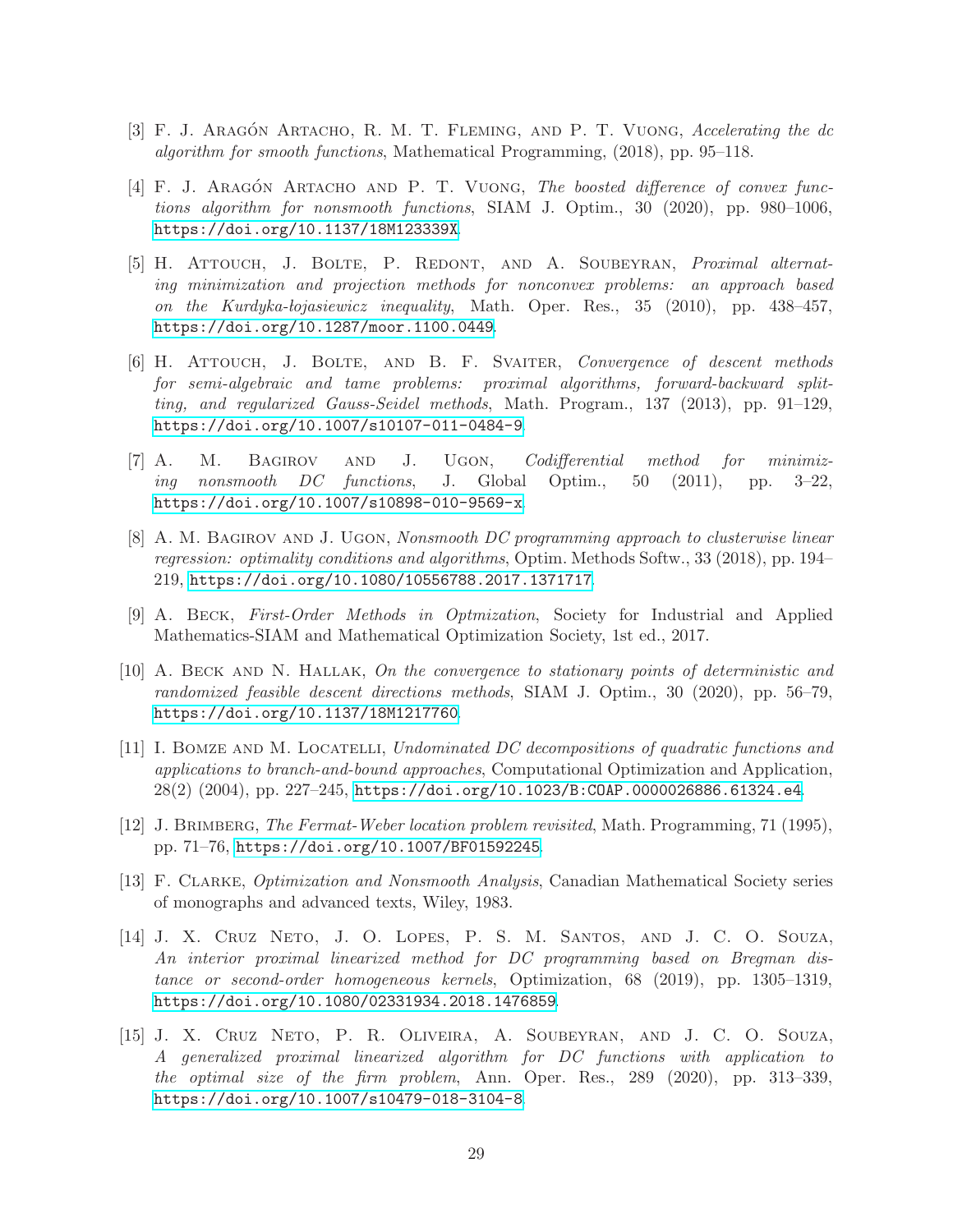[3] F. J. Aragón Artacho, R. M. T. Fleming, and P. T. Vuong, *Accelerating the dc algorithm for smooth functions*, Mathematical Programming, (2018), pp. 95–118.

[4] F. J. Aragón Artacho and P. T. Vuong, *The boosted difference of convex functions algorithm for nonsmooth functions*, SIAM J. Optim., 30 (2020), pp. 980–1006, https://doi.org/10.1137/18M123339X.

[5] H. Attouch, J. Bolte, P. Redont, and A. Soubeyran, *Proximal alternating minimization and projection methods for nonconvex problems: an approach based on the Kurdyka-łojasiewicz inequality*, Math. Oper. Res., 35 (2010), pp. 438–457, https://doi.org/10.1287/moor.1100.0449.

[6] H. Attouch, J. Bolte, and B. F. Svaiter, *Convergence of descent methods for semi-algebraic and tame problems: proximal algorithms, forward-backward splitting, and regularized Gauss-Seidel methods*, Math. Program., 137 (2013), pp. 91–129, https://doi.org/10.1007/s10107-011-0484-9.

[7] A. M. Bagirov and J. Ugon, *Codifferential method for minimizing nonsmooth DC functions*, J. Global Optim., 50 (2011), pp. 3–22, https://doi.org/10.1007/s10898-010-9569-x.

[8] A. M. Bagirov and J. Ugon, *Nonsmooth DC programming approach to clusterwise linear regression: optimality conditions and algorithms*, Optim. Methods Softw., 33 (2018), pp. 194–219, https://doi.org/10.1080/10556788.2017.1371717.

[9] A. Beck, *First-Order Methods in Optmization*, Society for Industrial and Applied Mathematics-SIAM and Mathematical Optimization Society, 1st ed., 2017.

[10] A. Beck and N. Hallak, *On the convergence to stationary points of deterministic and randomized feasible descent directions methods*, SIAM J. Optim., 30 (2020), pp. 56–79, https://doi.org/10.1137/18M1217760.

[11] I. Bomze and M. Locatelli, *Undominated DC decompositions of quadratic functions and applications to branch-and-bound approaches*, Computational Optimization and Application, 28(2) (2004), pp. 227–245, https://doi.org/10.1023/B:COAP.0000026886.61324.e4.

[12] J. Brimberg, *The Fermat-Weber location problem revisited*, Math. Programming, 71 (1995), pp. 71–76, https://doi.org/10.1007/BF01592245.

[13] F. Clarke, *Optimization and Nonsmooth Analysis*, Canadian Mathematical Society series of monographs and advanced texts, Wiley, 1983.

[14] J. X. Cruz Neto, J. O. Lopes, P. S. M. Santos, and J. C. O. Souza, *An interior proximal linearized method for DC programming based on Bregman distance or second-order homogeneous kernels*, Optimization, 68 (2019), pp. 1305–1319, https://doi.org/10.1080/02331934.2018.1476859.

[15] J. X. Cruz Neto, P. R. Oliveira, A. Soubeyran, and J. C. O. Souza, *A generalized proximal linearized algorithm for DC functions with application to the optimal size of the firm problem*, Ann. Oper. Res., 289 (2020), pp. 313–339, https://doi.org/10.1007/s10479-018-3104-8.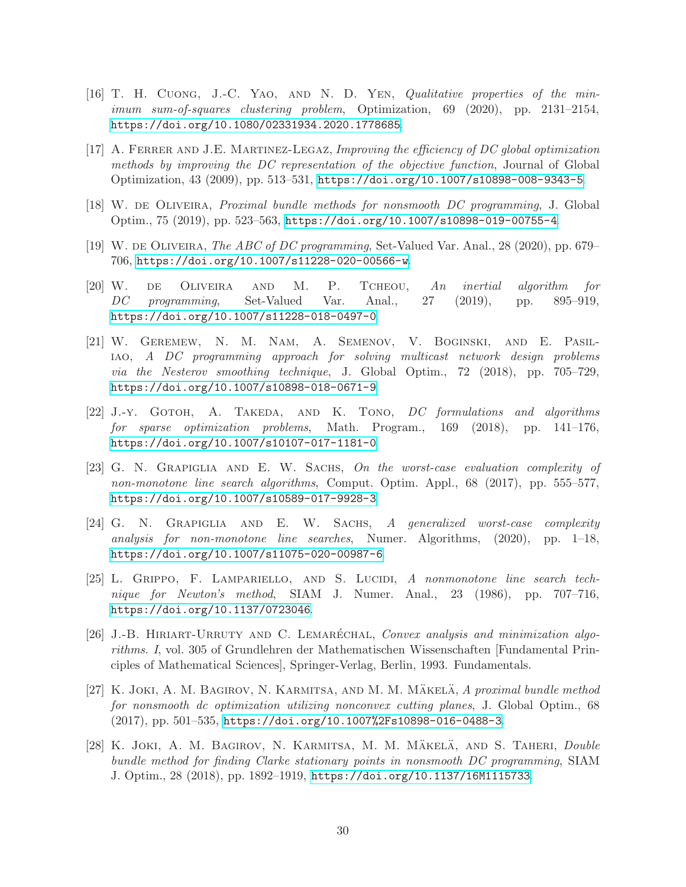[16] T. H. Cuong, J.-C. Yao, and N. D. Yen, *Qualitative properties of the minimum sum-of-squares clustering problem*, Optimization, 69 (2020), pp. 2131–2154, https://doi.org/10.1080/02331934.2020.1778685.

[17] A. Ferrer and J.E. Martinez-Legaz, *Improving the efficiency of DC global optimization methods by improving the DC representation of the objective function*, Journal of Global Optimization, 43 (2009), pp. 513–531, https://doi.org/10.1007/s10898-008-9343-5.

[18] W. de Oliveira, *Proximal bundle methods for nonsmooth DC programming*, J. Global Optim., 75 (2019), pp. 523–563, https://doi.org/10.1007/s10898-019-00755-4.

[19] W. de Oliveira, *The ABC of DC programming*, Set-Valued Var. Anal., 28 (2020), pp. 679–706, https://doi.org/10.1007/s11228-020-00566-w.

[20] W. de Oliveira and M. P. Tcheou, *An inertial algorithm for DC programming*, Set-Valued Var. Anal., 27 (2019), pp. 895–919, https://doi.org/10.1007/s11228-018-0497-0.

[21] W. Geremew, N. M. Nam, A. Semenov, V. Boginski, and E. Pasiliao, *A DC programming approach for solving multicast network design problems via the Nesterov smoothing technique*, J. Global Optim., 72 (2018), pp. 705–729, https://doi.org/10.1007/s10898-018-0671-9.

[22] J.-y. Gotoh, A. Takeda, and K. Tono, *DC formulations and algorithms for sparse optimization problems*, Math. Program., 169 (2018), pp. 141–176, https://doi.org/10.1007/s10107-017-1181-0.

[23] G. N. Grapiglia and E. W. Sachs, *On the worst-case evaluation complexity of non-monotone line search algorithms*, Comput. Optim. Appl., 68 (2017), pp. 555–577, https://doi.org/10.1007/s10589-017-9928-3.

[24] G. N. Grapiglia and E. W. Sachs, *A generalized worst-case complexity analysis for non-monotone line searches*, Numer. Algorithms, (2020), pp. 1–18, https://doi.org/10.1007/s11075-020-00987-6.

[25] L. Grippo, F. Lampariello, and S. Lucidi, *A nonmonotone line search technique for Newton's method*, SIAM J. Numer. Anal., 23 (1986), pp. 707–716, https://doi.org/10.1137/0723046.

[26] J.-B. Hiriart-Urruty and C. Lemaréchal, *Convex analysis and minimization algorithms. I*, vol. 305 of Grundlehren der Mathematischen Wissenschaften [Fundamental Principles of Mathematical Sciences], Springer-Verlag, Berlin, 1993. Fundamentals.

[27] K. Joki, A. M. Bagirov, N. Karmitsa, and M. M. Mäkelä, *A proximal bundle method for nonsmooth dc optimization utilizing nonconvex cutting planes*, J. Global Optim., 68 (2017), pp. 501–535, https://doi.org/10.1007%2Fs10898-016-0488-3.

[28] K. Joki, A. M. Bagirov, N. Karmitsa, M. M. Mäkelä, and S. Taheri, *Double bundle method for finding Clarke stationary points in nonsmooth DC programming*, SIAM J. Optim., 28 (2018), pp. 1892–1919, https://doi.org/10.1137/16M1115733.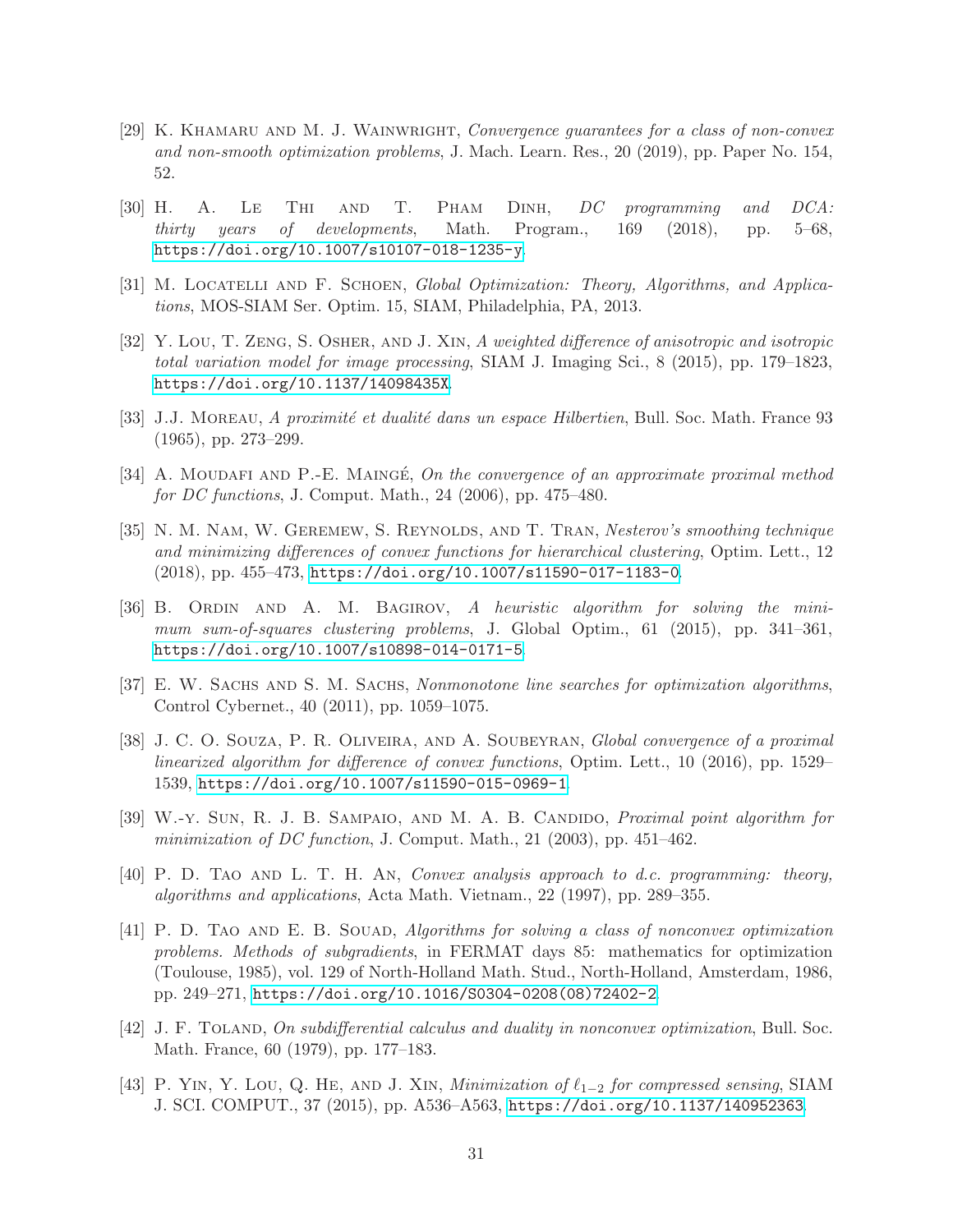[29] K. Khamaru and M. J. Wainwright, *Convergence guarantees for a class of non-convex and non-smooth optimization problems*, J. Mach. Learn. Res., 20 (2019), pp. Paper No. 154, 52.

[30] H. A. Le Thi and T. Pham Dinh, *DC programming and DCA: thirty years of developments*, Math. Program., 169 (2018), pp. 5–68, https://doi.org/10.1007/s10107-018-1235-y.

[31] M. Locatelli and F. Schoen, *Global Optimization: Theory, Algorithms, and Applications*, MOS-SIAM Ser. Optim. 15, SIAM, Philadelphia, PA, 2013.

[32] Y. Lou, T. Zeng, S. Osher, and J. Xin, *A weighted difference of anisotropic and isotropic total variation model for image processing*, SIAM J. Imaging Sci., 8 (2015), pp. 179–1823, https://doi.org/10.1137/14098435X.

[33] J.J. Moreau, *A proximité et dualité dans un espace Hilbertien*, Bull. Soc. Math. France 93 (1965), pp. 273–299.

[34] A. Moudafi and P.-E. Maingé, *On the convergence of an approximate proximal method for DC functions*, J. Comput. Math., 24 (2006), pp. 475–480.

[35] N. M. Nam, W. Geremew, S. Reynolds, and T. Tran, *Nesterov's smoothing technique and minimizing differences of convex functions for hierarchical clustering*, Optim. Lett., 12 (2018), pp. 455–473, https://doi.org/10.1007/s11590-017-1183-0.

[36] B. Ordin and A. M. Bagirov, *A heuristic algorithm for solving the minimum sum-of-squares clustering problems*, J. Global Optim., 61 (2015), pp. 341–361, https://doi.org/10.1007/s10898-014-0171-5.

[37] E. W. Sachs and S. M. Sachs, *Nonmonotone line searches for optimization algorithms*, Control Cybernet., 40 (2011), pp. 1059–1075.

[38] J. C. O. Souza, P. R. Oliveira, and A. Soubeyran, *Global convergence of a proximal linearized algorithm for difference of convex functions*, Optim. Lett., 10 (2016), pp. 1529–1539, https://doi.org/10.1007/s11590-015-0969-1.

[39] W.-y. Sun, R. J. B. Sampaio, and M. A. B. Candido, *Proximal point algorithm for minimization of DC function*, J. Comput. Math., 21 (2003), pp. 451–462.

[40] P. D. Tao and L. T. H. An, *Convex analysis approach to d.c. programming: theory, algorithms and applications*, Acta Math. Vietnam., 22 (1997), pp. 289–355.

[41] P. D. Tao and E. B. Souad, *Algorithms for solving a class of nonconvex optimization problems. Methods of subgradients*, in FERMAT days 85: mathematics for optimization (Toulouse, 1985), vol. 129 of North-Holland Math. Stud., North-Holland, Amsterdam, 1986, pp. 249–271, https://doi.org/10.1016/S0304-0208(08)72402-2.

[42] J. F. Toland, *On subdifferential calculus and duality in nonconvex optimization*, Bull. Soc. Math. France, 60 (1979), pp. 177–183.

[43] P. Yin, Y. Lou, Q. He, and J. Xin, *Minimization of $\ell_{1-2}$ for compressed sensing*, SIAM J. SCI. COMPUT., 37 (2015), pp. A536–A563, https://doi.org/10.1137/140952363.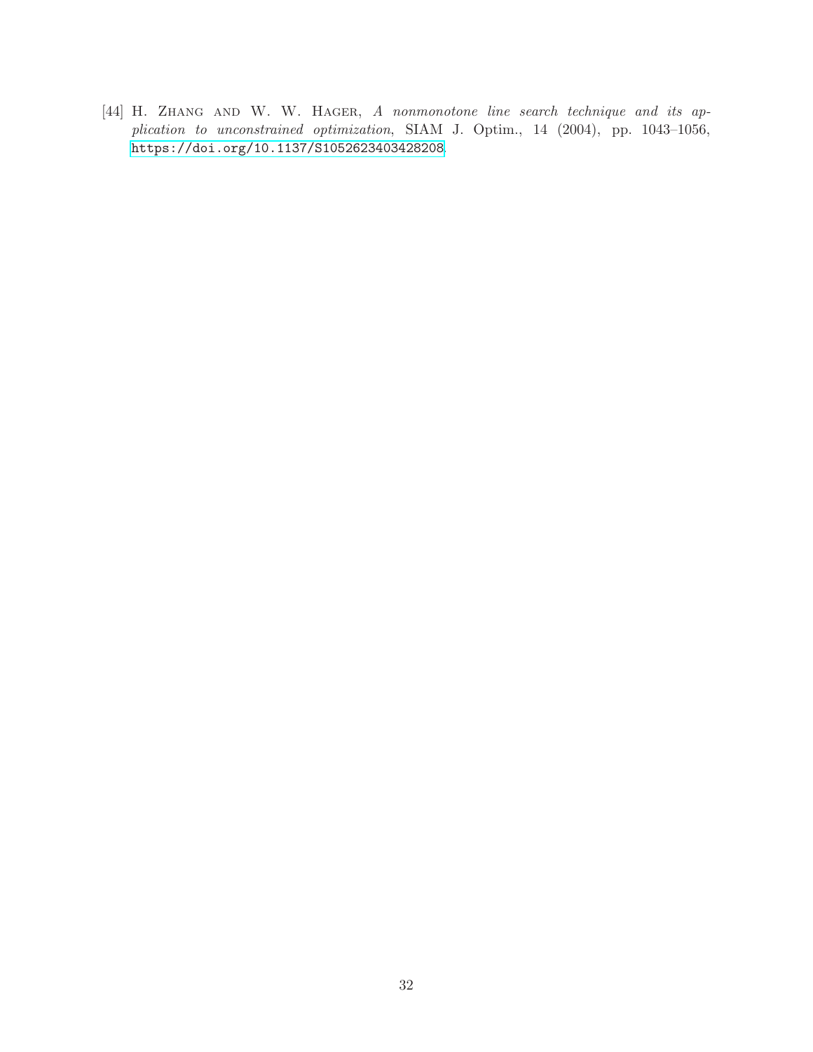[44] H. Zhang and W. W. Hager, *A nonmonotone line search technique and its application to unconstrained optimization*, SIAM J. Optim., 14 (2004), pp. 1043–1056, https://doi.org/10.1137/S1052623403428208.